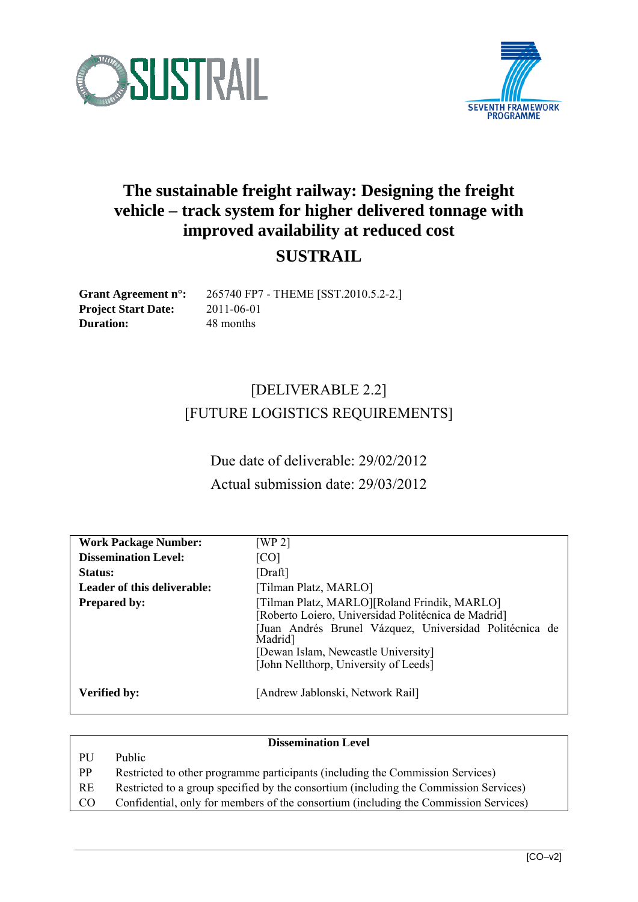# The sustainable freight railway: Designing the freight vehicle – track system for higher delivered tonnage with improved availability at reduced cost

## SUSTRAIL

**Grant Agreement n°:** 265740 FP7 - THEME [SST.2010.5.2-2.]
**Project Start Date:** 2011-06-01
**Duration:** 48 months

[DELIVERABLE 2.2]
[FUTURE LOGISTICS REQUIREMENTS]

Due date of deliverable: 29/02/2012
Actual submission date: 29/03/2012

| | |
|---|---|
| **Work Package Number:** | [WP 2] |
| **Dissemination Level:** | [CO] |
| **Status:** | [Draft] |
| **Leader of this deliverable:** | [Tilman Platz, MARLO] |
| **Prepared by:** | [Tilman Platz, MARLO][Roland Frindik, MARLO]<br>[Roberto Loiero, Universidad Politécnica de Madrid]<br>[Juan Andrés Brunel Vázquez, Universidad Politécnica de Madrid]<br>[Dewan Islam, Newcastle University]<br>[John Nellthorp, University of Leeds] |
| **Verified by:** | [Andrew Jablonski, Network Rail] |

| Dissemination Level | |
|---|---|
| PU | Public |
| PP | Restricted to other programme participants (including the Commission Services) |
| RE | Restricted to a group specified by the consortium (including the Commission Services) |
| CO | Confidential, only for members of the consortium (including the Commission Services) |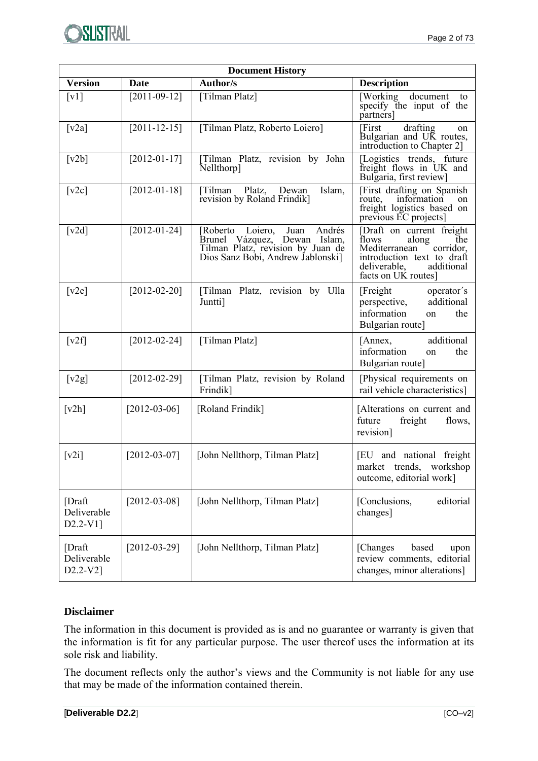| Document History | | | |
|---|---|---|---|
| **Version** | **Date** | **Author/s** | **Description** |
| [v1] | [2011-09-12] | [Tilman Platz] | [Working document to specify the input of the partners] |
| [v2a] | [2011-12-15] | [Tilman Platz, Roberto Loiero] | [First drafting on Bulgarian and UK routes, introduction to Chapter 2] |
| [v2b] | [2012-01-17] | [Tilman Platz, revision by John Nellthorp] | [Logistics trends, future freight flows in UK and Bulgaria, first review] |
| [v2c] | [2012-01-18] | [Tilman Platz, Dewan Islam, revision by Roland Frindik] | [First drafting on Spanish route, information on freight logistics based on previous EC projects] |
| [v2d] | [2012-01-24] | [Roberto Loiero, Juan Andrés Brunel Vázquez, Dewan Islam, Tilman Platz, revision by Juan de Dios Sanz Bobi, Andrew Jablonski] | [Draft on current freight flows along the Mediterranean corridor, introduction text to draft deliverable, additional facts on UK routes] |
| [v2e] | [2012-02-20] | [Tilman Platz, revision by Ulla Juntti] | [Freight operator´s perspective, additional information on the Bulgarian route] |
| [v2f] | [2012-02-24] | [Tilman Platz] | [Annex, additional information on the Bulgarian route] |
| [v2g] | [2012-02-29] | [Tilman Platz, revision by Roland Frindik] | [Physical requirements on rail vehicle characteristics] |
| [v2h] | [2012-03-06] | [Roland Frindik] | [Alterations on current and future freight flows, revision] |
| [v2i] | [2012-03-07] | [John Nellthorp, Tilman Platz] | [EU and national freight market trends, workshop outcome, editorial work] |
| [Draft Deliverable D2.2-V1] | [2012-03-08] | [John Nellthorp, Tilman Platz] | [Conclusions, editorial changes] |
| [Draft Deliverable D2.2-V2] | [2012-03-29] | [John Nellthorp, Tilman Platz] | [Changes based upon review comments, editorial changes, minor alterations] |

**Disclaimer**

The information in this document is provided as is and no guarantee or warranty is given that the information is fit for any particular purpose. The user thereof uses the information at its sole risk and liability.

The document reflects only the author's views and the Community is not liable for any use that may be made of the information contained therein.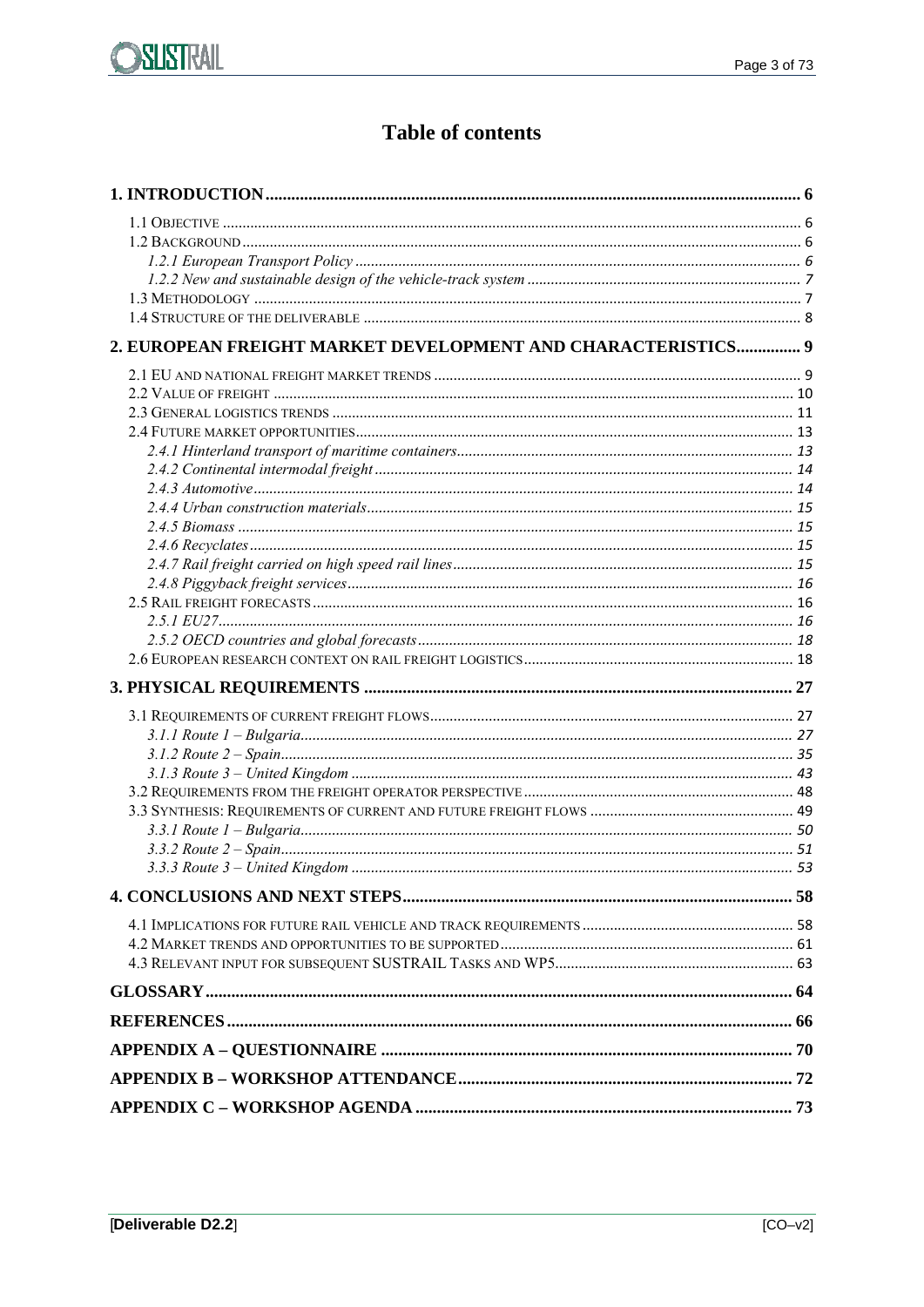# Table of contents

| | |
|---|---|
| **1. INTRODUCTION** | **6** |
| 1.1 OBJECTIVE | 6 |
| 1.2 BACKGROUND | 6 |
| *1.2.1 European Transport Policy* | *6* |
| *1.2.2 New and sustainable design of the vehicle-track system* | *7* |
| 1.3 METHODOLOGY | 7 |
| 1.4 STRUCTURE OF THE DELIVERABLE | 8 |
| **2. EUROPEAN FREIGHT MARKET DEVELOPMENT AND CHARACTERISTICS** | **9** |
| 2.1 EU AND NATIONAL FREIGHT MARKET TRENDS | 9 |
| 2.2 VALUE OF FREIGHT | 10 |
| 2.3 GENERAL LOGISTICS TRENDS | 11 |
| 2.4 FUTURE MARKET OPPORTUNITIES | 13 |
| *2.4.1 Hinterland transport of maritime containers* | *13* |
| *2.4.2 Continental intermodal freight* | *14* |
| *2.4.3 Automotive* | *14* |
| *2.4.4 Urban construction materials* | *15* |
| *2.4.5 Biomass* | *15* |
| *2.4.6 Recyclates* | *15* |
| *2.4.7 Rail freight carried on high speed rail lines* | *15* |
| *2.4.8 Piggyback freight services* | *16* |
| 2.5 RAIL FREIGHT FORECASTS | 16 |
| *2.5.1 EU27* | *16* |
| *2.5.2 OECD countries and global forecasts* | *18* |
| 2.6 EUROPEAN RESEARCH CONTEXT ON RAIL FREIGHT LOGISTICS | 18 |
| **3. PHYSICAL REQUIREMENTS** | **27** |
| 3.1 REQUIREMENTS OF CURRENT FREIGHT FLOWS | 27 |
| *3.1.1 Route 1 – Bulgaria* | *27* |
| *3.1.2 Route 2 – Spain* | *35* |
| *3.1.3 Route 3 – United Kingdom* | *43* |
| 3.2 REQUIREMENTS FROM THE FREIGHT OPERATOR PERSPECTIVE | 48 |
| 3.3 SYNTHESIS: REQUIREMENTS OF CURRENT AND FUTURE FREIGHT FLOWS | 49 |
| *3.3.1 Route 1 – Bulgaria* | *50* |
| *3.3.2 Route 2 – Spain* | *51* |
| *3.3.3 Route 3 – United Kingdom* | *53* |
| **4. CONCLUSIONS AND NEXT STEPS** | **58** |
| 4.1 IMPLICATIONS FOR FUTURE RAIL VEHICLE AND TRACK REQUIREMENTS | 58 |
| 4.2 MARKET TRENDS AND OPPORTUNITIES TO BE SUPPORTED | 61 |
| 4.3 RELEVANT INPUT FOR SUBSEQUENT SUSTRAIL TASKS AND WP5 | 63 |
| **GLOSSARY** | **64** |
| **REFERENCES** | **66** |
| **APPENDIX A – QUESTIONNAIRE** | **70** |
| **APPENDIX B – WORKSHOP ATTENDANCE** | **72** |
| **APPENDIX C – WORKSHOP AGENDA** | **73** |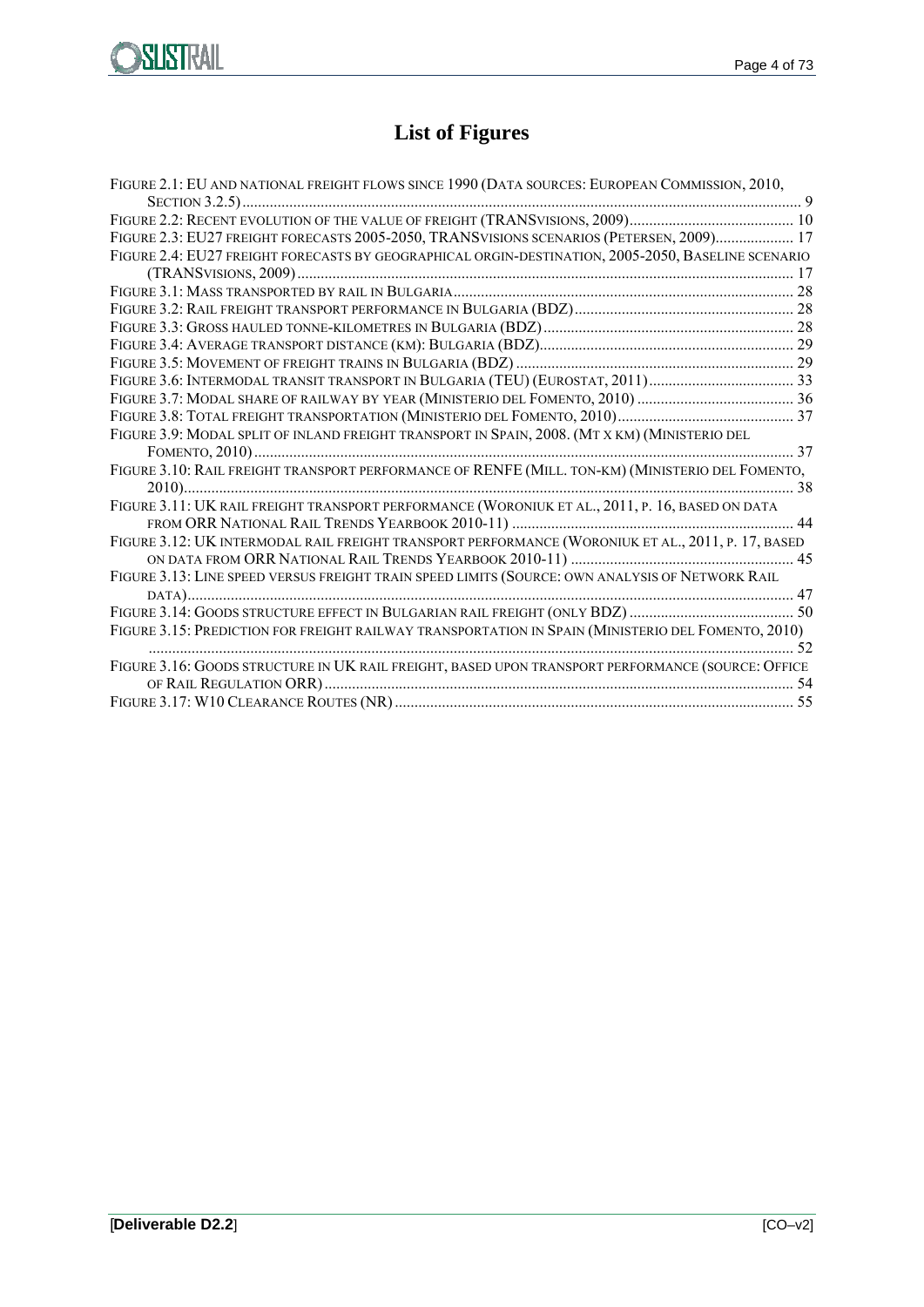# List of Figures

Figure 2.1: EU and national freight flows since 1990 (Data sources: European Commission, 2010, Section 3.2.5) ... 9
Figure 2.2: Recent evolution of the value of freight (TRANSvisions, 2009) ... 10
Figure 2.3: EU27 freight forecasts 2005-2050, TRANSvisions scenarios (Petersen, 2009) ... 17
Figure 2.4: EU27 freight forecasts by geographical orgin-destination, 2005-2050, Baseline scenario (TRANSvisions, 2009) ... 17
Figure 3.1: Mass transported by rail in Bulgaria ... 28
Figure 3.2: Rail freight transport performance in Bulgaria (BDZ) ... 28
Figure 3.3: Gross hauled tonne-kilometres in Bulgaria (BDZ) ... 28
Figure 3.4: Average transport distance (km): Bulgaria (BDZ) ... 29
Figure 3.5: Movement of freight trains in Bulgaria (BDZ) ... 29
Figure 3.6: Intermodal transit transport in Bulgaria (TEU) (Eurostat, 2011) ... 33
Figure 3.7: Modal share of railway by year (Ministerio del Fomento, 2010) ... 36
Figure 3.8: Total freight transportation (Ministerio del Fomento, 2010) ... 37
Figure 3.9: Modal split of inland freight transport in Spain, 2008. (Mt x km) (Ministerio del Fomento, 2010) ... 37
Figure 3.10: Rail freight transport performance of RENFE (Mill. ton-km) (Ministerio del Fomento, 2010) ... 38
Figure 3.11: UK rail freight transport performance (Woroniuk et al., 2011, p. 16, based on data from ORR National Rail Trends Yearbook 2010-11) ... 44
Figure 3.12: UK intermodal rail freight transport performance (Woroniuk et al., 2011, p. 17, based on data from ORR National Rail Trends Yearbook 2010-11) ... 45
Figure 3.13: Line speed versus freight train speed limits (Source: own analysis of Network Rail data) ... 47
Figure 3.14: Goods structure effect in Bulgarian rail freight (only BDZ) ... 50
Figure 3.15: Prediction for freight railway transportation in Spain (Ministerio del Fomento, 2010) ... 52
Figure 3.16: Goods structure in UK rail freight, based upon transport performance (Source: Office of Rail Regulation ORR) ... 54
Figure 3.17: W10 Clearance Routes (NR) ... 55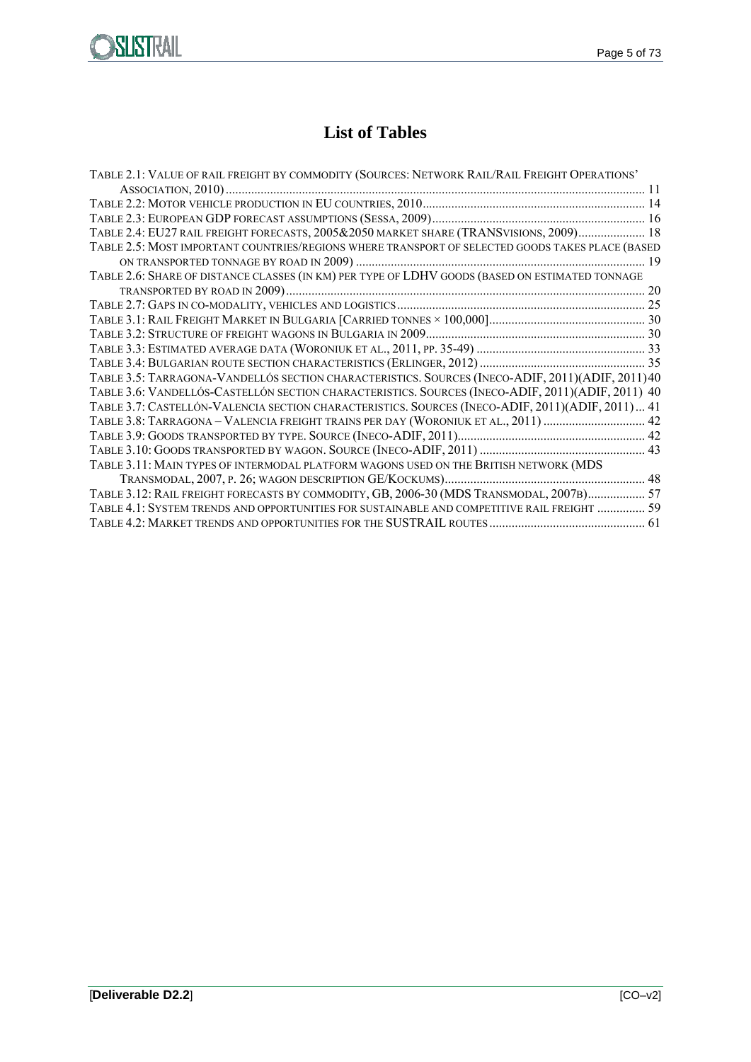# List of Tables

TABLE 2.1: VALUE OF RAIL FREIGHT BY COMMODITY (SOURCES: NETWORK RAIL/RAIL FREIGHT OPERATIONS' ASSOCIATION, 2010) ..... 11
TABLE 2.2: MOTOR VEHICLE PRODUCTION IN EU COUNTRIES, 2010 ..... 14
TABLE 2.3: EUROPEAN GDP FORECAST ASSUMPTIONS (SESSA, 2009) ..... 16
TABLE 2.4: EU27 RAIL FREIGHT FORECASTS, 2005&2050 MARKET SHARE (TRANSVISIONS, 2009) ..... 18
TABLE 2.5: MOST IMPORTANT COUNTRIES/REGIONS WHERE TRANSPORT OF SELECTED GOODS TAKES PLACE (BASED ON TRANSPORTED TONNAGE BY ROAD IN 2009) ..... 19
TABLE 2.6: SHARE OF DISTANCE CLASSES (IN KM) PER TYPE OF LDHV GOODS (BASED ON ESTIMATED TONNAGE TRANSPORTED BY ROAD IN 2009) ..... 20
TABLE 2.7: GAPS IN CO-MODALITY, VEHICLES AND LOGISTICS ..... 25
TABLE 3.1: RAIL FREIGHT MARKET IN BULGARIA [CARRIED TONNES × 100,000] ..... 30
TABLE 3.2: STRUCTURE OF FREIGHT WAGONS IN BULGARIA IN 2009 ..... 30
TABLE 3.3: ESTIMATED AVERAGE DATA (WORONIUK ET AL., 2011, PP. 35-49) ..... 33
TABLE 3.4: BULGARIAN ROUTE SECTION CHARACTERISTICS (ERLINGER, 2012) ..... 35
TABLE 3.5: TARRAGONA-VANDELLÓS SECTION CHARACTERISTICS. SOURCES (INECO-ADIF, 2011)(ADIF, 2011) 40
TABLE 3.6: VANDELLÓS-CASTELLÓN SECTION CHARACTERISTICS. SOURCES (INECO-ADIF, 2011)(ADIF, 2011) 40
TABLE 3.7: CASTELLÓN-VALENCIA SECTION CHARACTERISTICS. SOURCES (INECO-ADIF, 2011)(ADIF, 2011) ... 41
TABLE 3.8: TARRAGONA – VALENCIA FREIGHT TRAINS PER DAY (WORONIUK ET AL., 2011) ..... 42
TABLE 3.9: GOODS TRANSPORTED BY TYPE. SOURCE (INECO-ADIF, 2011) ..... 42
TABLE 3.10: GOODS TRANSPORTED BY WAGON. SOURCE (INECO-ADIF, 2011) ..... 43
TABLE 3.11: MAIN TYPES OF INTERMODAL PLATFORM WAGONS USED ON THE BRITISH NETWORK (MDS TRANSMODAL, 2007, P. 26; WAGON DESCRIPTION GE/KOCKUMS) ..... 48
TABLE 3.12: RAIL FREIGHT FORECASTS BY COMMODITY, GB, 2006-30 (MDS TRANSMODAL, 2007B) ..... 57
TABLE 4.1: SYSTEM TRENDS AND OPPORTUNITIES FOR SUSTAINABLE AND COMPETITIVE RAIL FREIGHT ..... 59
TABLE 4.2: MARKET TRENDS AND OPPORTUNITIES FOR THE SUSTRAIL ROUTES ..... 61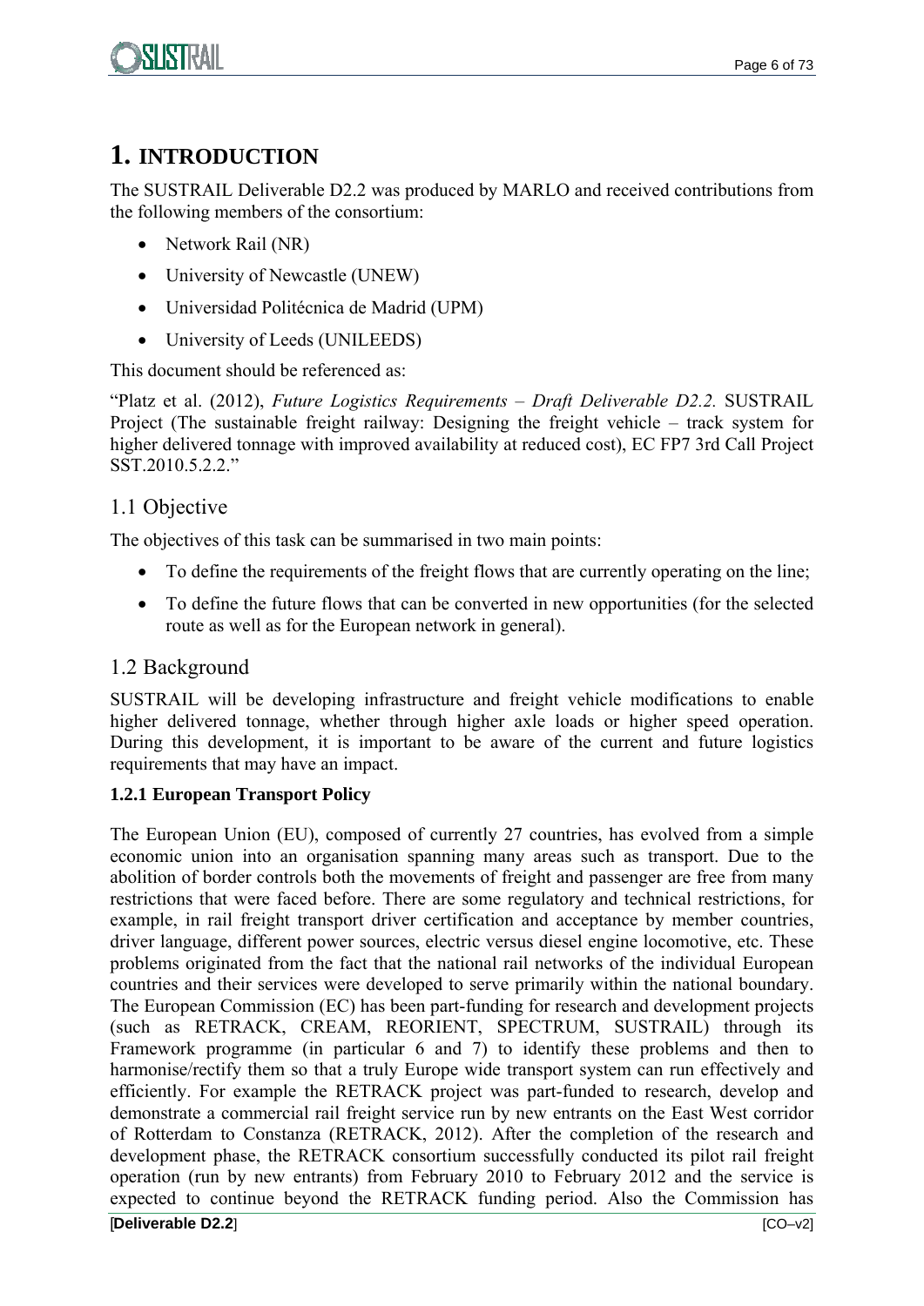# 1. INTRODUCTION

The SUSTRAIL Deliverable D2.2 was produced by MARLO and received contributions from the following members of the consortium:

- Network Rail (NR)
- University of Newcastle (UNEW)
- Universidad Politécnica de Madrid (UPM)
- University of Leeds (UNILEEDS)

This document should be referenced as:

"Platz et al. (2012), *Future Logistics Requirements – Draft Deliverable D2.2.* SUSTRAIL Project (The sustainable freight railway: Designing the freight vehicle – track system for higher delivered tonnage with improved availability at reduced cost), EC FP7 3rd Call Project SST.2010.5.2.2."

## 1.1 Objective

The objectives of this task can be summarised in two main points:

- To define the requirements of the freight flows that are currently operating on the line;
- To define the future flows that can be converted in new opportunities (for the selected route as well as for the European network in general).

## 1.2 Background

SUSTRAIL will be developing infrastructure and freight vehicle modifications to enable higher delivered tonnage, whether through higher axle loads or higher speed operation. During this development, it is important to be aware of the current and future logistics requirements that may have an impact.

### 1.2.1 European Transport Policy

The European Union (EU), composed of currently 27 countries, has evolved from a simple economic union into an organisation spanning many areas such as transport. Due to the abolition of border controls both the movements of freight and passenger are free from many restrictions that were faced before. There are some regulatory and technical restrictions, for example, in rail freight transport driver certification and acceptance by member countries, driver language, different power sources, electric versus diesel engine locomotive, etc. These problems originated from the fact that the national rail networks of the individual European countries and their services were developed to serve primarily within the national boundary. The European Commission (EC) has been part-funding for research and development projects (such as RETRACK, CREAM, REORIENT, SPECTRUM, SUSTRAIL) through its Framework programme (in particular 6 and 7) to identify these problems and then to harmonise/rectify them so that a truly Europe wide transport system can run effectively and efficiently. For example the RETRACK project was part-funded to research, develop and demonstrate a commercial rail freight service run by new entrants on the East West corridor of Rotterdam to Constanza (RETRACK, 2012). After the completion of the research and development phase, the RETRACK consortium successfully conducted its pilot rail freight operation (run by new entrants) from February 2010 to February 2012 and the service is expected to continue beyond the RETRACK funding period. Also the Commission has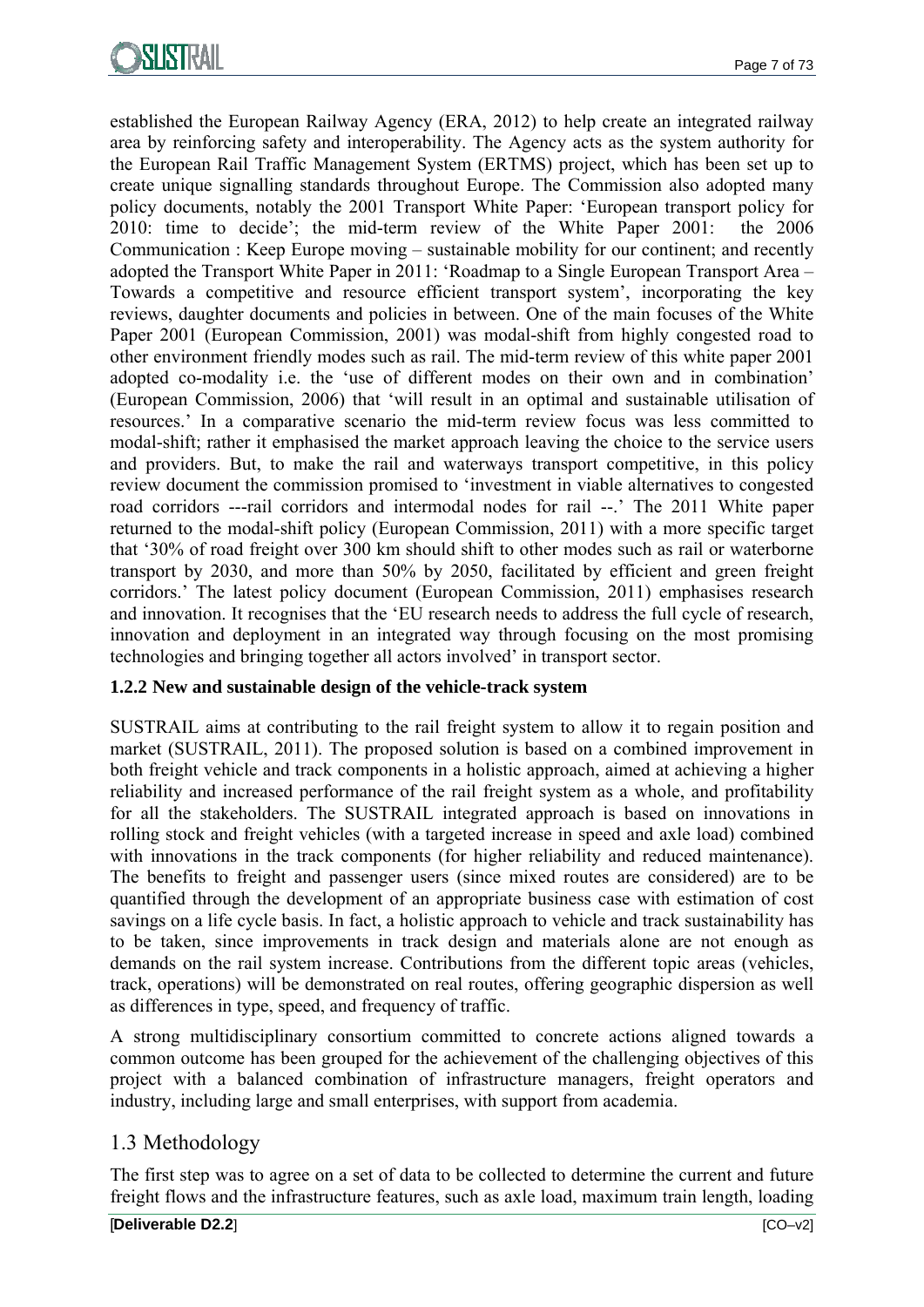established the European Railway Agency (ERA, 2012) to help create an integrated railway area by reinforcing safety and interoperability. The Agency acts as the system authority for the European Rail Traffic Management System (ERTMS) project, which has been set up to create unique signalling standards throughout Europe. The Commission also adopted many policy documents, notably the 2001 Transport White Paper: 'European transport policy for 2010: time to decide'; the mid-term review of the White Paper 2001: the 2006 Communication : Keep Europe moving – sustainable mobility for our continent; and recently adopted the Transport White Paper in 2011: 'Roadmap to a Single European Transport Area – Towards a competitive and resource efficient transport system', incorporating the key reviews, daughter documents and policies in between. One of the main focuses of the White Paper 2001 (European Commission, 2001) was modal-shift from highly congested road to other environment friendly modes such as rail. The mid-term review of this white paper 2001 adopted co-modality i.e. the 'use of different modes on their own and in combination' (European Commission, 2006) that 'will result in an optimal and sustainable utilisation of resources.' In a comparative scenario the mid-term review focus was less committed to modal-shift; rather it emphasised the market approach leaving the choice to the service users and providers. But, to make the rail and waterways transport competitive, in this policy review document the commission promised to 'investment in viable alternatives to congested road corridors ---rail corridors and intermodal nodes for rail --.' The 2011 White paper returned to the modal-shift policy (European Commission, 2011) with a more specific target that '30% of road freight over 300 km should shift to other modes such as rail or waterborne transport by 2030, and more than 50% by 2050, facilitated by efficient and green freight corridors.' The latest policy document (European Commission, 2011) emphasises research and innovation. It recognises that the 'EU research needs to address the full cycle of research, innovation and deployment in an integrated way through focusing on the most promising technologies and bringing together all actors involved' in transport sector.

#### 1.2.2 New and sustainable design of the vehicle-track system

SUSTRAIL aims at contributing to the rail freight system to allow it to regain position and market (SUSTRAIL, 2011). The proposed solution is based on a combined improvement in both freight vehicle and track components in a holistic approach, aimed at achieving a higher reliability and increased performance of the rail freight system as a whole, and profitability for all the stakeholders. The SUSTRAIL integrated approach is based on innovations in rolling stock and freight vehicles (with a targeted increase in speed and axle load) combined with innovations in the track components (for higher reliability and reduced maintenance). The benefits to freight and passenger users (since mixed routes are considered) are to be quantified through the development of an appropriate business case with estimation of cost savings on a life cycle basis. In fact, a holistic approach to vehicle and track sustainability has to be taken, since improvements in track design and materials alone are not enough as demands on the rail system increase. Contributions from the different topic areas (vehicles, track, operations) will be demonstrated on real routes, offering geographic dispersion as well as differences in type, speed, and frequency of traffic.

A strong multidisciplinary consortium committed to concrete actions aligned towards a common outcome has been grouped for the achievement of the challenging objectives of this project with a balanced combination of infrastructure managers, freight operators and industry, including large and small enterprises, with support from academia.

## 1.3 Methodology

The first step was to agree on a set of data to be collected to determine the current and future freight flows and the infrastructure features, such as axle load, maximum train length, loading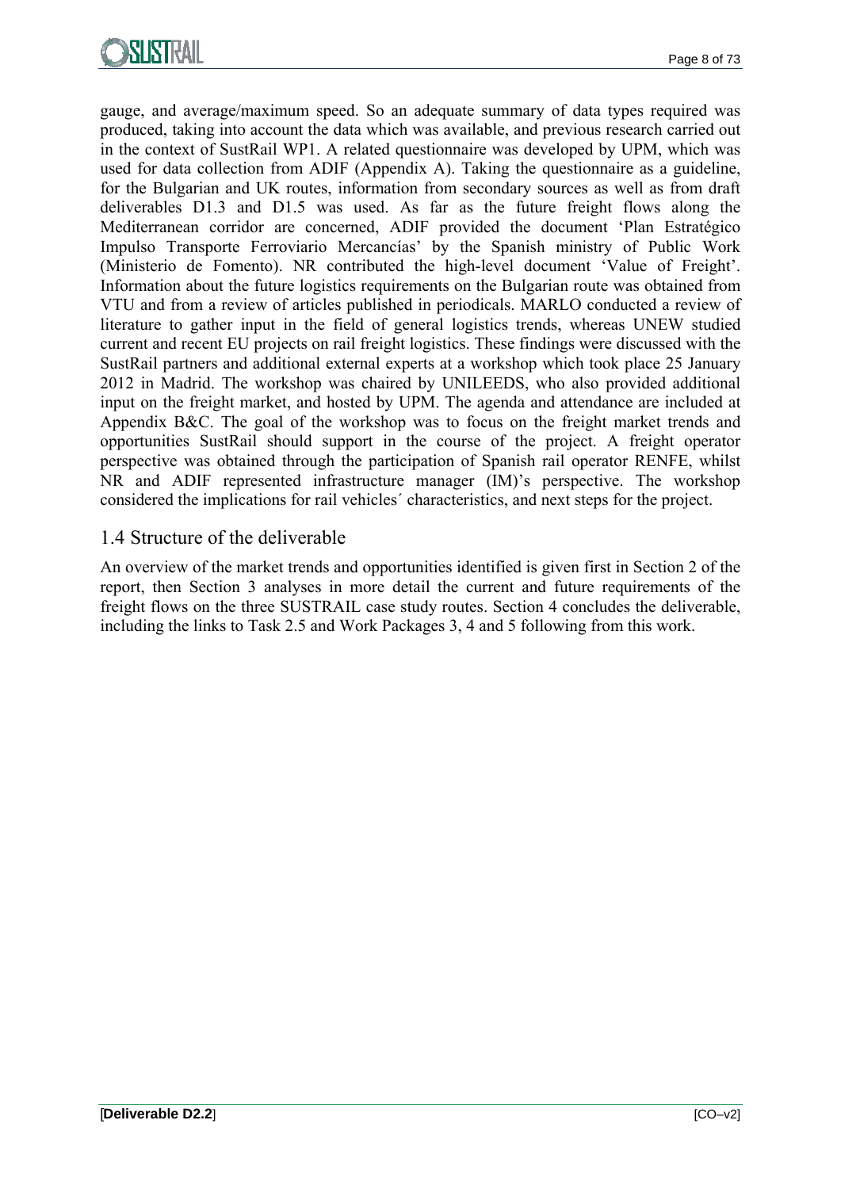gauge, and average/maximum speed. So an adequate summary of data types required was produced, taking into account the data which was available, and previous research carried out in the context of SustRail WP1. A related questionnaire was developed by UPM, which was used for data collection from ADIF (Appendix A). Taking the questionnaire as a guideline, for the Bulgarian and UK routes, information from secondary sources as well as from draft deliverables D1.3 and D1.5 was used. As far as the future freight flows along the Mediterranean corridor are concerned, ADIF provided the document 'Plan Estratégico Impulso Transporte Ferroviario Mercancías' by the Spanish ministry of Public Work (Ministerio de Fomento). NR contributed the high-level document 'Value of Freight'. Information about the future logistics requirements on the Bulgarian route was obtained from VTU and from a review of articles published in periodicals. MARLO conducted a review of literature to gather input in the field of general logistics trends, whereas UNEW studied current and recent EU projects on rail freight logistics. These findings were discussed with the SustRail partners and additional external experts at a workshop which took place 25 January 2012 in Madrid. The workshop was chaired by UNILEEDS, who also provided additional input on the freight market, and hosted by UPM. The agenda and attendance are included at Appendix B&C. The goal of the workshop was to focus on the freight market trends and opportunities SustRail should support in the course of the project. A freight operator perspective was obtained through the participation of Spanish rail operator RENFE, whilst NR and ADIF represented infrastructure manager (IM)'s perspective. The workshop considered the implications for rail vehicles´ characteristics, and next steps for the project.

## 1.4 Structure of the deliverable

An overview of the market trends and opportunities identified is given first in Section 2 of the report, then Section 3 analyses in more detail the current and future requirements of the freight flows on the three SUSTRAIL case study routes. Section 4 concludes the deliverable, including the links to Task 2.5 and Work Packages 3, 4 and 5 following from this work.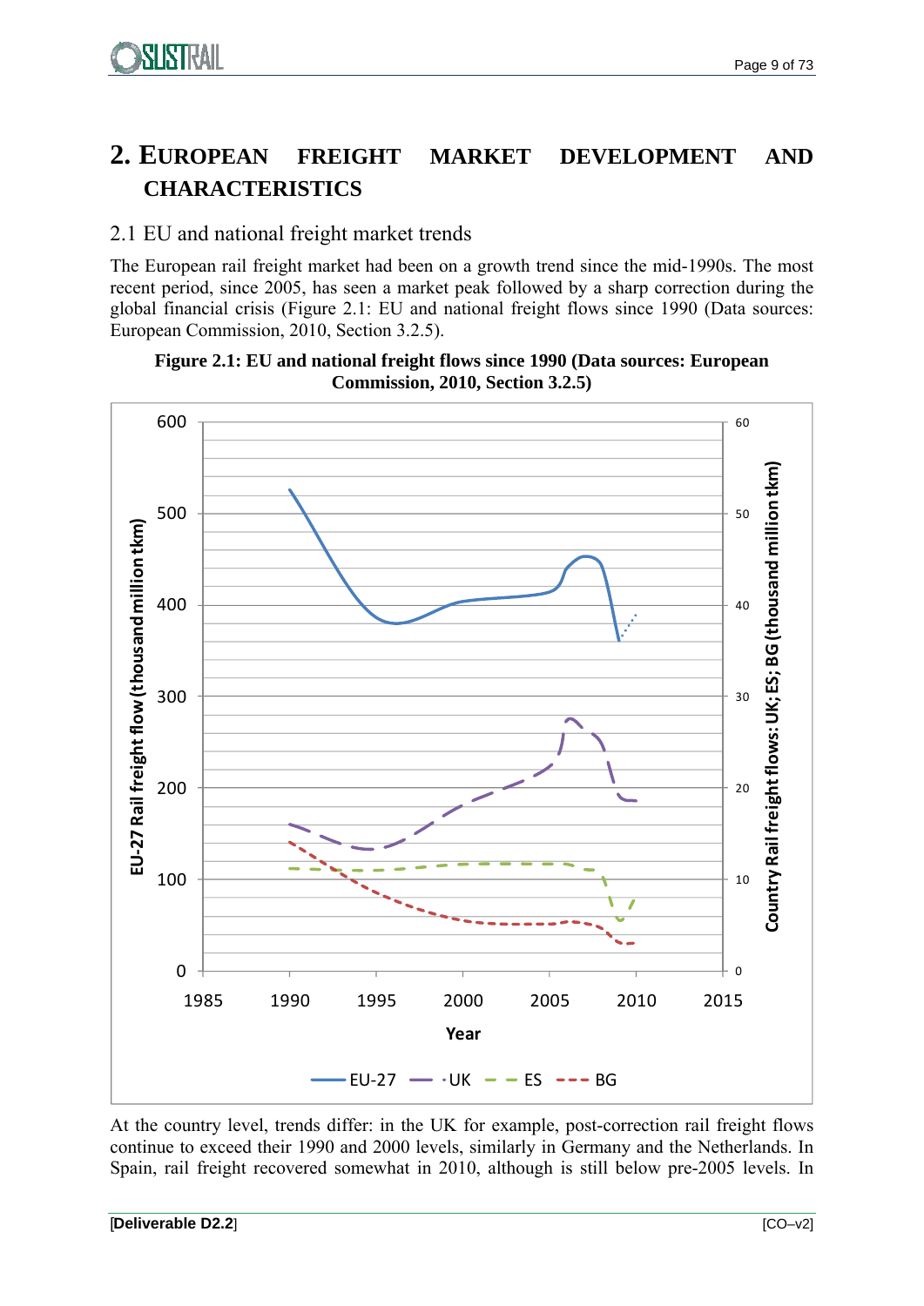# 2. European Freight Market Development and Characteristics

## 2.1 EU and national freight market trends

The European rail freight market had been on a growth trend since the mid-1990s. The most recent period, since 2005, has seen a market peak followed by a sharp correction during the global financial crisis (Figure 2.1: EU and national freight flows since 1990 (Data sources: European Commission, 2010, Section 3.2.5).

**Figure 2.1: EU and national freight flows since 1990 (Data sources: European Commission, 2010, Section 3.2.5)**

At the country level, trends differ: in the UK for example, post-correction rail freight flows continue to exceed their 1990 and 2000 levels, similarly in Germany and the Netherlands. In Spain, rail freight recovered somewhat in 2010, although is still below pre-2005 levels. In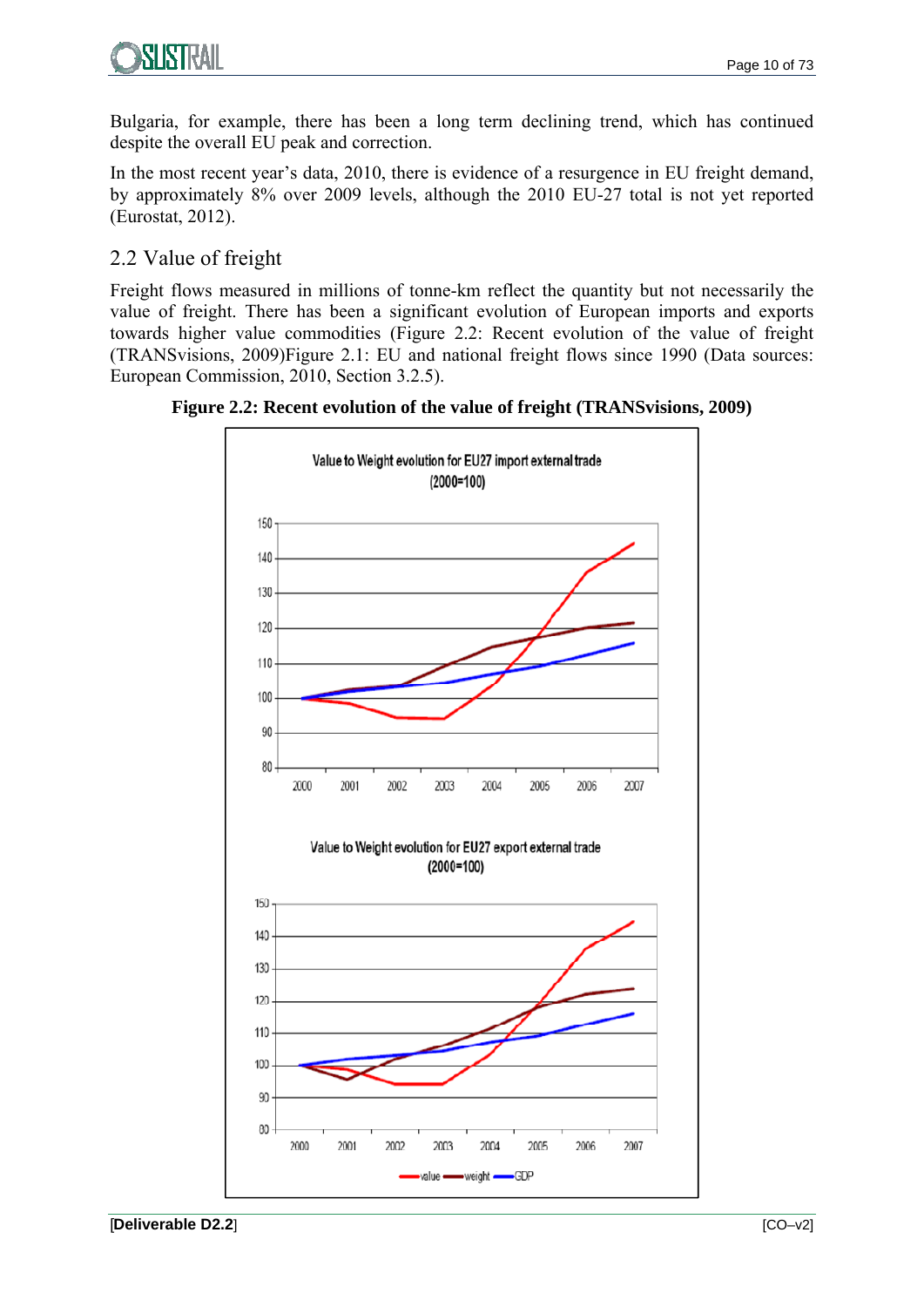Bulgaria, for example, there has been a long term declining trend, which has continued despite the overall EU peak and correction.

In the most recent year's data, 2010, there is evidence of a resurgence in EU freight demand, by approximately 8% over 2009 levels, although the 2010 EU-27 total is not yet reported (Eurostat, 2012).

## 2.2 Value of freight

Freight flows measured in millions of tonne-km reflect the quantity but not necessarily the value of freight. There has been a significant evolution of European imports and exports towards higher value commodities (Figure 2.2: Recent evolution of the value of freight (TRANSvisions, 2009)Figure 2.1: EU and national freight flows since 1990 (Data sources: European Commission, 2010, Section 3.2.5).

**Figure 2.2: Recent evolution of the value of freight (TRANSvisions, 2009)**

Value to Weight evolution for EU27 import external trade (2000=100)

Value to Weight evolution for EU27 export external trade (2000=100)

value — weight — GDP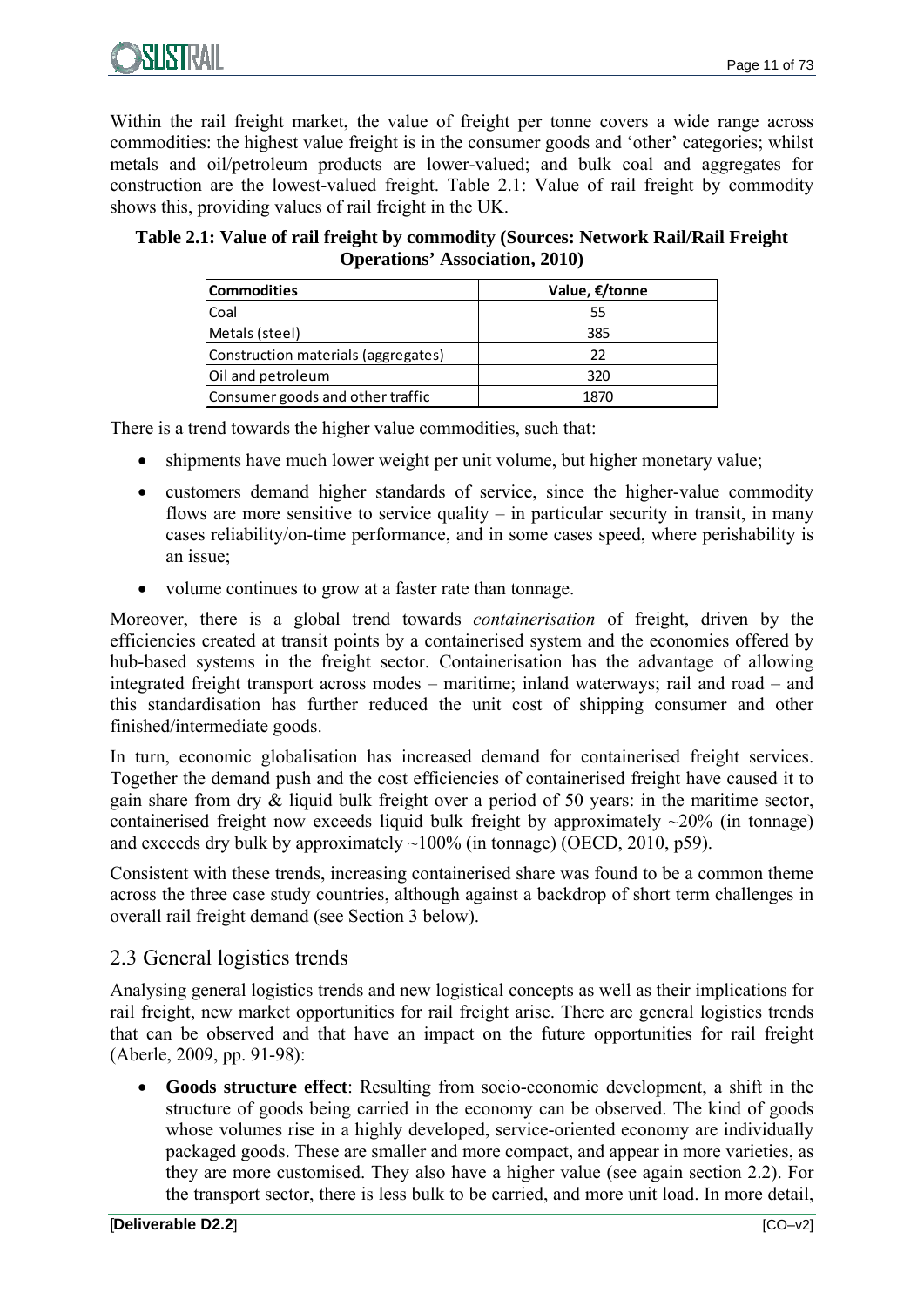Within the rail freight market, the value of freight per tonne covers a wide range across commodities: the highest value freight is in the consumer goods and 'other' categories; whilst metals and oil/petroleum products are lower-valued; and bulk coal and aggregates for construction are the lowest-valued freight. Table 2.1: Value of rail freight by commodity shows this, providing values of rail freight in the UK.

**Table 2.1: Value of rail freight by commodity (Sources: Network Rail/Rail Freight Operations' Association, 2010)**

| Commodities | Value, €/tonne |
|---|---|
| Coal | 55 |
| Metals (steel) | 385 |
| Construction materials (aggregates) | 22 |
| Oil and petroleum | 320 |
| Consumer goods and other traffic | 1870 |

There is a trend towards the higher value commodities, such that:

- shipments have much lower weight per unit volume, but higher monetary value;
- customers demand higher standards of service, since the higher-value commodity flows are more sensitive to service quality – in particular security in transit, in many cases reliability/on-time performance, and in some cases speed, where perishability is an issue;
- volume continues to grow at a faster rate than tonnage.

Moreover, there is a global trend towards *containerisation* of freight, driven by the efficiencies created at transit points by a containerised system and the economies offered by hub-based systems in the freight sector. Containerisation has the advantage of allowing integrated freight transport across modes – maritime; inland waterways; rail and road – and this standardisation has further reduced the unit cost of shipping consumer and other finished/intermediate goods.

In turn, economic globalisation has increased demand for containerised freight services. Together the demand push and the cost efficiencies of containerised freight have caused it to gain share from dry & liquid bulk freight over a period of 50 years: in the maritime sector, containerised freight now exceeds liquid bulk freight by approximately ~20% (in tonnage) and exceeds dry bulk by approximately ~100% (in tonnage) (OECD, 2010, p59).

Consistent with these trends, increasing containerised share was found to be a common theme across the three case study countries, although against a backdrop of short term challenges in overall rail freight demand (see Section 3 below).

## 2.3 General logistics trends

Analysing general logistics trends and new logistical concepts as well as their implications for rail freight, new market opportunities for rail freight arise. There are general logistics trends that can be observed and that have an impact on the future opportunities for rail freight (Aberle, 2009, pp. 91-98):

- **Goods structure effect**: Resulting from socio-economic development, a shift in the structure of goods being carried in the economy can be observed. The kind of goods whose volumes rise in a highly developed, service-oriented economy are individually packaged goods. These are smaller and more compact, and appear in more varieties, as they are more customised. They also have a higher value (see again section 2.2). For the transport sector, there is less bulk to be carried, and more unit load. In more detail,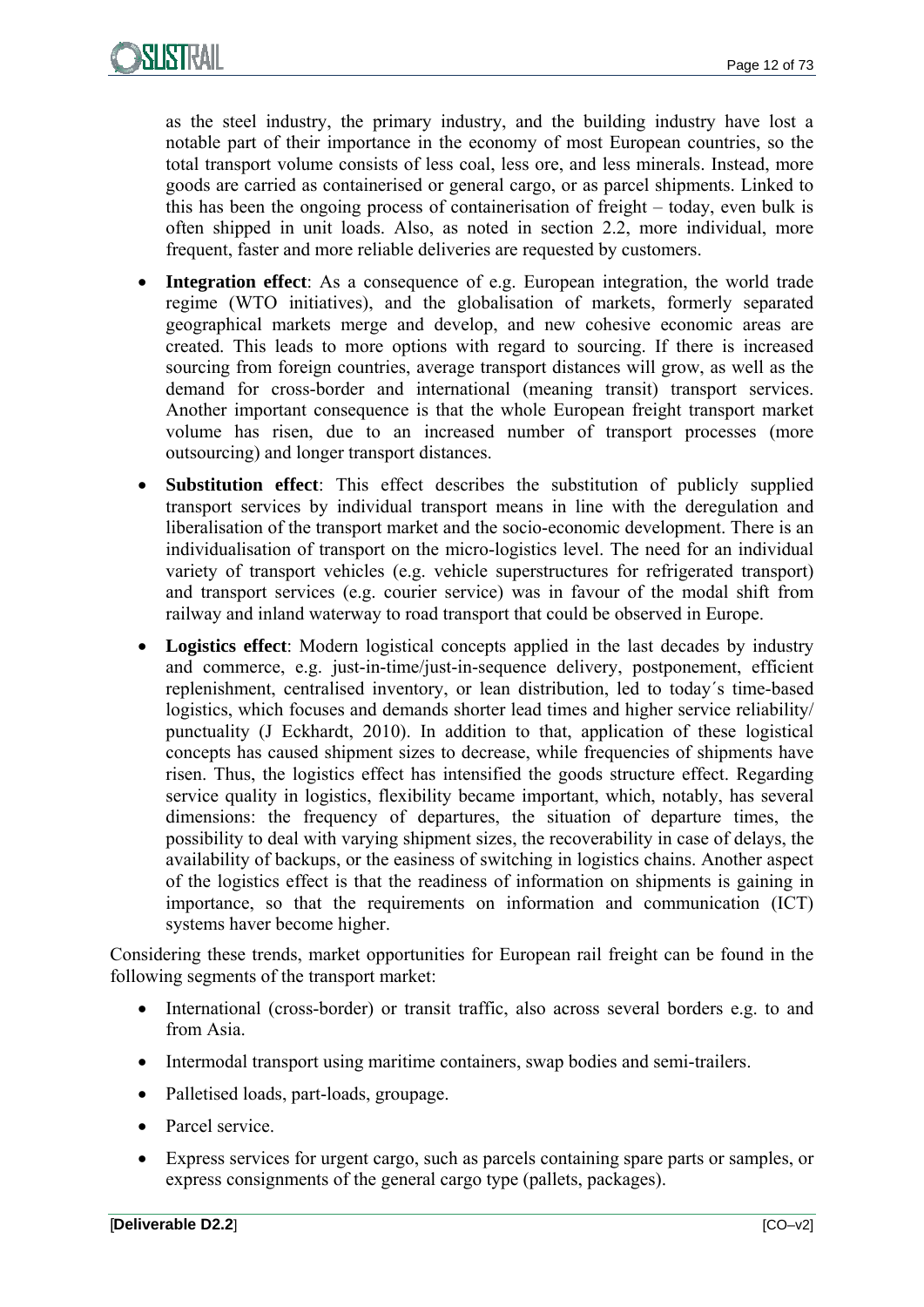as the steel industry, the primary industry, and the building industry have lost a notable part of their importance in the economy of most European countries, so the total transport volume consists of less coal, less ore, and less minerals. Instead, more goods are carried as containerised or general cargo, or as parcel shipments. Linked to this has been the ongoing process of containerisation of freight – today, even bulk is often shipped in unit loads. Also, as noted in section 2.2, more individual, more frequent, faster and more reliable deliveries are requested by customers.

- **Integration effect**: As a consequence of e.g. European integration, the world trade regime (WTO initiatives), and the globalisation of markets, formerly separated geographical markets merge and develop, and new cohesive economic areas are created. This leads to more options with regard to sourcing. If there is increased sourcing from foreign countries, average transport distances will grow, as well as the demand for cross-border and international (meaning transit) transport services. Another important consequence is that the whole European freight transport market volume has risen, due to an increased number of transport processes (more outsourcing) and longer transport distances.
- **Substitution effect**: This effect describes the substitution of publicly supplied transport services by individual transport means in line with the deregulation and liberalisation of the transport market and the socio-economic development. There is an individualisation of transport on the micro-logistics level. The need for an individual variety of transport vehicles (e.g. vehicle superstructures for refrigerated transport) and transport services (e.g. courier service) was in favour of the modal shift from railway and inland waterway to road transport that could be observed in Europe.
- **Logistics effect**: Modern logistical concepts applied in the last decades by industry and commerce, e.g. just-in-time/just-in-sequence delivery, postponement, efficient replenishment, centralised inventory, or lean distribution, led to today´s time-based logistics, which focuses and demands shorter lead times and higher service reliability/ punctuality (J Eckhardt, 2010). In addition to that, application of these logistical concepts has caused shipment sizes to decrease, while frequencies of shipments have risen. Thus, the logistics effect has intensified the goods structure effect. Regarding service quality in logistics, flexibility became important, which, notably, has several dimensions: the frequency of departures, the situation of departure times, the possibility to deal with varying shipment sizes, the recoverability in case of delays, the availability of backups, or the easiness of switching in logistics chains. Another aspect of the logistics effect is that the readiness of information on shipments is gaining in importance, so that the requirements on information and communication (ICT) systems haver become higher.

Considering these trends, market opportunities for European rail freight can be found in the following segments of the transport market:

- International (cross-border) or transit traffic, also across several borders e.g. to and from Asia.
- Intermodal transport using maritime containers, swap bodies and semi-trailers.
- Palletised loads, part-loads, groupage.
- Parcel service.
- Express services for urgent cargo, such as parcels containing spare parts or samples, or express consignments of the general cargo type (pallets, packages).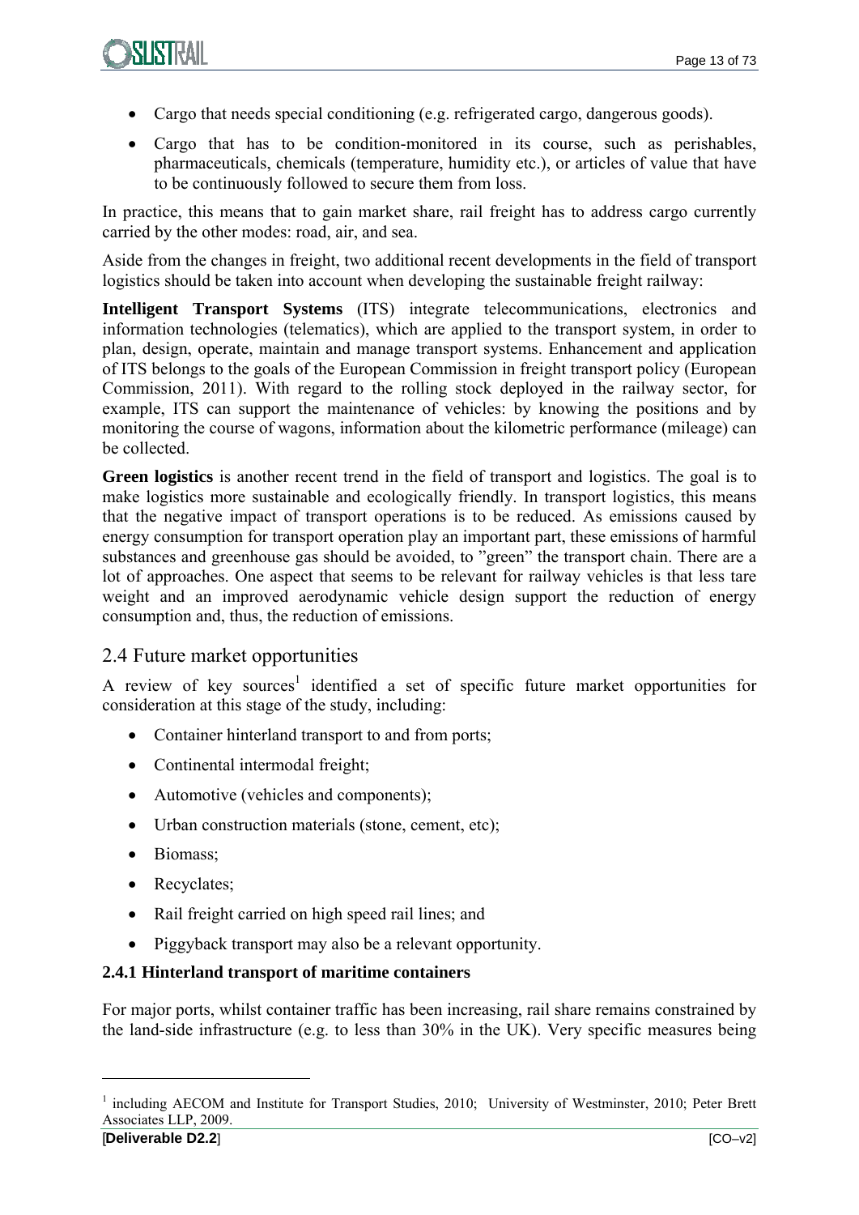- Cargo that needs special conditioning (e.g. refrigerated cargo, dangerous goods).
- Cargo that has to be condition-monitored in its course, such as perishables, pharmaceuticals, chemicals (temperature, humidity etc.), or articles of value that have to be continuously followed to secure them from loss.

In practice, this means that to gain market share, rail freight has to address cargo currently carried by the other modes: road, air, and sea.

Aside from the changes in freight, two additional recent developments in the field of transport logistics should be taken into account when developing the sustainable freight railway:

**Intelligent Transport Systems** (ITS) integrate telecommunications, electronics and information technologies (telematics), which are applied to the transport system, in order to plan, design, operate, maintain and manage transport systems. Enhancement and application of ITS belongs to the goals of the European Commission in freight transport policy (European Commission, 2011). With regard to the rolling stock deployed in the railway sector, for example, ITS can support the maintenance of vehicles: by knowing the positions and by monitoring the course of wagons, information about the kilometric performance (mileage) can be collected.

**Green logistics** is another recent trend in the field of transport and logistics. The goal is to make logistics more sustainable and ecologically friendly. In transport logistics, this means that the negative impact of transport operations is to be reduced. As emissions caused by energy consumption for transport operation play an important part, these emissions of harmful substances and greenhouse gas should be avoided, to "green" the transport chain. There are a lot of approaches. One aspect that seems to be relevant for railway vehicles is that less tare weight and an improved aerodynamic vehicle design support the reduction of energy consumption and, thus, the reduction of emissions.

## 2.4 Future market opportunities

A review of key sources[1] identified a set of specific future market opportunities for consideration at this stage of the study, including:

- Container hinterland transport to and from ports;
- Continental intermodal freight;
- Automotive (vehicles and components);
- Urban construction materials (stone, cement, etc);
- Biomass;
- Recyclates;
- Rail freight carried on high speed rail lines; and
- Piggyback transport may also be a relevant opportunity.

### 2.4.1 Hinterland transport of maritime containers

For major ports, whilst container traffic has been increasing, rail share remains constrained by the land-side infrastructure (e.g. to less than 30% in the UK). Very specific measures being

[1] including AECOM and Institute for Transport Studies, 2010; University of Westminster, 2010; Peter Brett Associates LLP, 2009.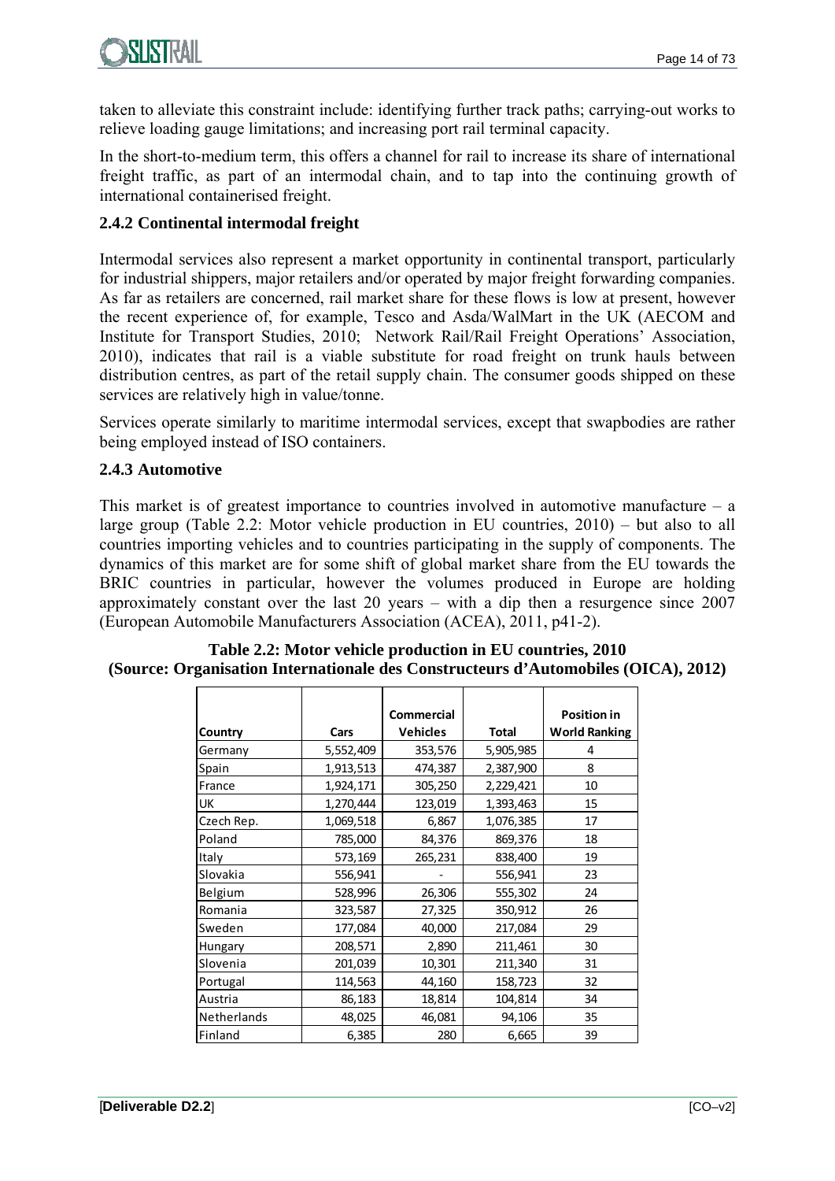taken to alleviate this constraint include: identifying further track paths; carrying-out works to relieve loading gauge limitations; and increasing port rail terminal capacity.

In the short-to-medium term, this offers a channel for rail to increase its share of international freight traffic, as part of an intermodal chain, and to tap into the continuing growth of international containerised freight.

### 2.4.2 Continental intermodal freight

Intermodal services also represent a market opportunity in continental transport, particularly for industrial shippers, major retailers and/or operated by major freight forwarding companies. As far as retailers are concerned, rail market share for these flows is low at present, however the recent experience of, for example, Tesco and Asda/WalMart in the UK (AECOM and Institute for Transport Studies, 2010; Network Rail/Rail Freight Operations' Association, 2010), indicates that rail is a viable substitute for road freight on trunk hauls between distribution centres, as part of the retail supply chain. The consumer goods shipped on these services are relatively high in value/tonne.

Services operate similarly to maritime intermodal services, except that swapbodies are rather being employed instead of ISO containers.

### 2.4.3 Automotive

This market is of greatest importance to countries involved in automotive manufacture – a large group (Table 2.2: Motor vehicle production in EU countries, 2010) – but also to all countries importing vehicles and to countries participating in the supply of components. The dynamics of this market are for some shift of global market share from the EU towards the BRIC countries in particular, however the volumes produced in Europe are holding approximately constant over the last 20 years – with a dip then a resurgence since 2007 (European Automobile Manufacturers Association (ACEA), 2011, p41-2).

**Table 2.2: Motor vehicle production in EU countries, 2010**
**(Source: Organisation Internationale des Constructeurs d'Automobiles (OICA), 2012)**

| Country | Cars | Commercial Vehicles | Total | Position in World Ranking |
|---|---|---|---|---|
| Germany | 5,552,409 | 353,576 | 5,905,985 | 4 |
| Spain | 1,913,513 | 474,387 | 2,387,900 | 8 |
| France | 1,924,171 | 305,250 | 2,229,421 | 10 |
| UK | 1,270,444 | 123,019 | 1,393,463 | 15 |
| Czech Rep. | 1,069,518 | 6,867 | 1,076,385 | 17 |
| Poland | 785,000 | 84,376 | 869,376 | 18 |
| Italy | 573,169 | 265,231 | 838,400 | 19 |
| Slovakia | 556,941 | - | 556,941 | 23 |
| Belgium | 528,996 | 26,306 | 555,302 | 24 |
| Romania | 323,587 | 27,325 | 350,912 | 26 |
| Sweden | 177,084 | 40,000 | 217,084 | 29 |
| Hungary | 208,571 | 2,890 | 211,461 | 30 |
| Slovenia | 201,039 | 10,301 | 211,340 | 31 |
| Portugal | 114,563 | 44,160 | 158,723 | 32 |
| Austria | 86,183 | 18,814 | 104,814 | 34 |
| Netherlands | 48,025 | 46,081 | 94,106 | 35 |
| Finland | 6,385 | 280 | 6,665 | 39 |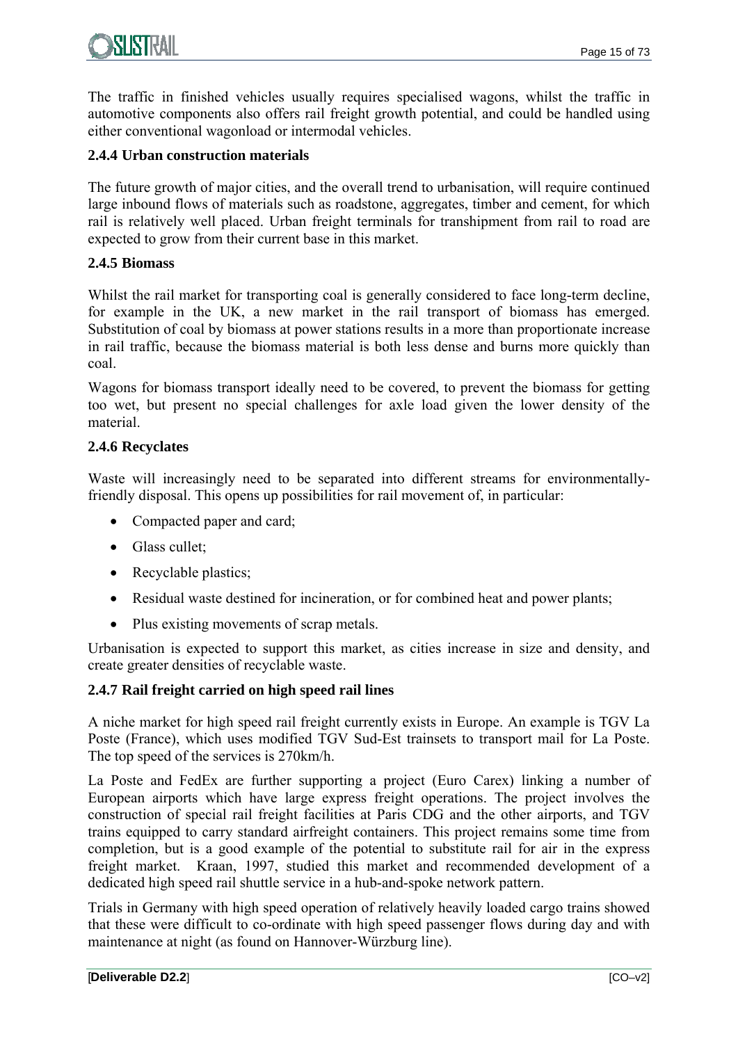The traffic in finished vehicles usually requires specialised wagons, whilst the traffic in automotive components also offers rail freight growth potential, and could be handled using either conventional wagonload or intermodal vehicles.

### 2.4.4 Urban construction materials

The future growth of major cities, and the overall trend to urbanisation, will require continued large inbound flows of materials such as roadstone, aggregates, timber and cement, for which rail is relatively well placed. Urban freight terminals for transhipment from rail to road are expected to grow from their current base in this market.

### 2.4.5 Biomass

Whilst the rail market for transporting coal is generally considered to face long-term decline, for example in the UK, a new market in the rail transport of biomass has emerged. Substitution of coal by biomass at power stations results in a more than proportionate increase in rail traffic, because the biomass material is both less dense and burns more quickly than coal.

Wagons for biomass transport ideally need to be covered, to prevent the biomass for getting too wet, but present no special challenges for axle load given the lower density of the material.

### 2.4.6 Recyclates

Waste will increasingly need to be separated into different streams for environmentally-friendly disposal. This opens up possibilities for rail movement of, in particular:

- Compacted paper and card;
- Glass cullet;
- Recyclable plastics;
- Residual waste destined for incineration, or for combined heat and power plants;
- Plus existing movements of scrap metals.

Urbanisation is expected to support this market, as cities increase in size and density, and create greater densities of recyclable waste.

### 2.4.7 Rail freight carried on high speed rail lines

A niche market for high speed rail freight currently exists in Europe. An example is TGV La Poste (France), which uses modified TGV Sud-Est trainsets to transport mail for La Poste. The top speed of the services is 270km/h.

La Poste and FedEx are further supporting a project (Euro Carex) linking a number of European airports which have large express freight operations. The project involves the construction of special rail freight facilities at Paris CDG and the other airports, and TGV trains equipped to carry standard airfreight containers. This project remains some time from completion, but is a good example of the potential to substitute rail for air in the express freight market. Kraan, 1997, studied this market and recommended development of a dedicated high speed rail shuttle service in a hub-and-spoke network pattern.

Trials in Germany with high speed operation of relatively heavily loaded cargo trains showed that these were difficult to co-ordinate with high speed passenger flows during day and with maintenance at night (as found on Hannover-Würzburg line).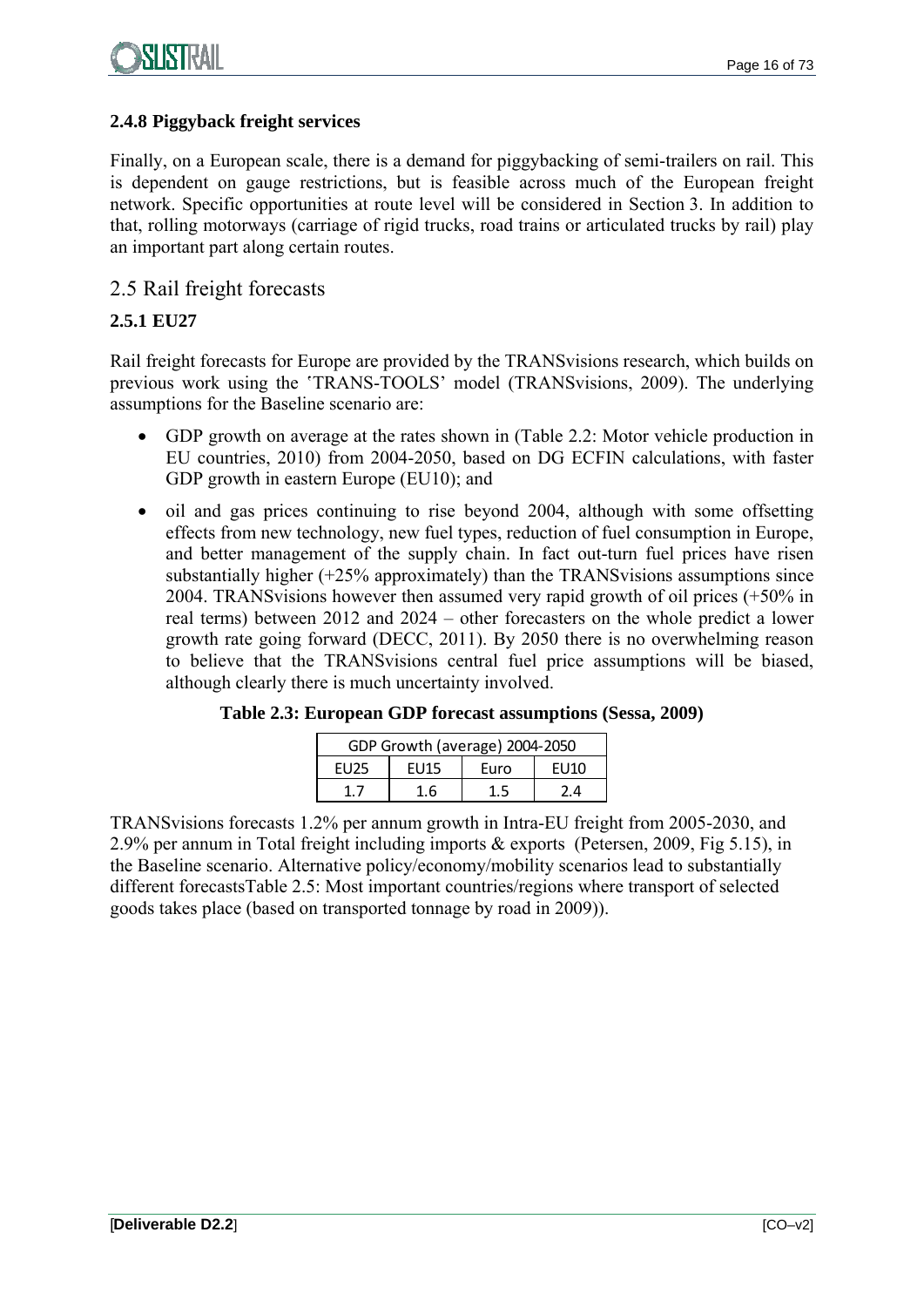### 2.4.8 Piggyback freight services

Finally, on a European scale, there is a demand for piggybacking of semi-trailers on rail. This is dependent on gauge restrictions, but is feasible across much of the European freight network. Specific opportunities at route level will be considered in Section 3. In addition to that, rolling motorways (carriage of rigid trucks, road trains or articulated trucks by rail) play an important part along certain routes.

## 2.5 Rail freight forecasts

### 2.5.1 EU27

Rail freight forecasts for Europe are provided by the TRANSvisions research, which builds on previous work using the 'TRANS-TOOLS' model (TRANSvisions, 2009). The underlying assumptions for the Baseline scenario are:

- GDP growth on average at the rates shown in (Table 2.2: Motor vehicle production in EU countries, 2010) from 2004-2050, based on DG ECFIN calculations, with faster GDP growth in eastern Europe (EU10); and
- oil and gas prices continuing to rise beyond 2004, although with some offsetting effects from new technology, new fuel types, reduction of fuel consumption in Europe, and better management of the supply chain. In fact out-turn fuel prices have risen substantially higher (+25% approximately) than the TRANSvisions assumptions since 2004. TRANSvisions however then assumed very rapid growth of oil prices (+50% in real terms) between 2012 and 2024 – other forecasters on the whole predict a lower growth rate going forward (DECC, 2011). By 2050 there is no overwhelming reason to believe that the TRANSvisions central fuel price assumptions will be biased, although clearly there is much uncertainty involved.

**Table 2.3: European GDP forecast assumptions (Sessa, 2009)**

| GDP Growth (average) 2004-2050 | | | |
|---|---|---|---|
| EU25 | EU15 | Euro | EU10 |
| 1.7 | 1.6 | 1.5 | 2.4 |

TRANSvisions forecasts 1.2% per annum growth in Intra-EU freight from 2005-2030, and 2.9% per annum in Total freight including imports & exports (Petersen, 2009, Fig 5.15), in the Baseline scenario. Alternative policy/economy/mobility scenarios lead to substantially different forecastsTable 2.5: Most important countries/regions where transport of selected goods takes place (based on transported tonnage by road in 2009)).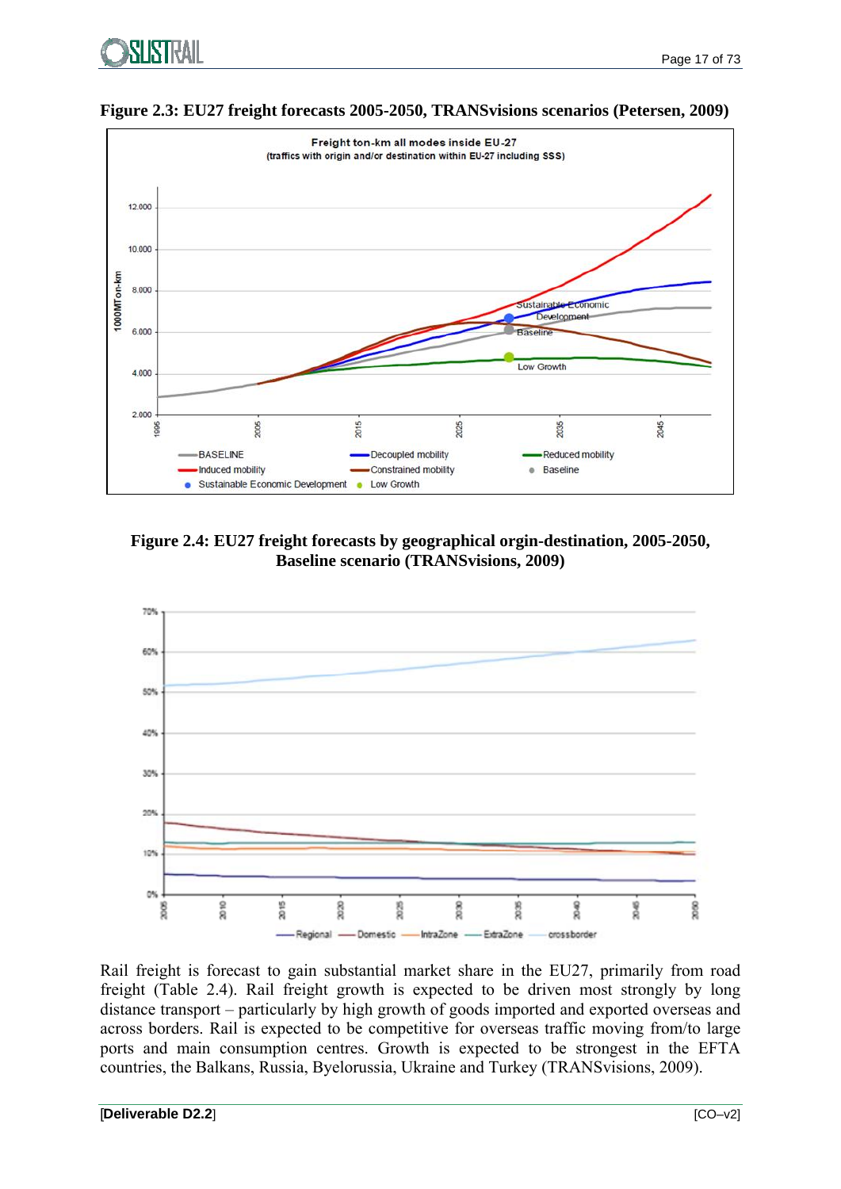**Figure 2.3: EU27 freight forecasts 2005-2050, TRANSvisions scenarios (Petersen, 2009)**

**Figure 2.4: EU27 freight forecasts by geographical orgin-destination, 2005-2050, Baseline scenario (TRANSvisions, 2009)**

Rail freight is forecast to gain substantial market share in the EU27, primarily from road freight (Table 2.4). Rail freight growth is expected to be driven most strongly by long distance transport – particularly by high growth of goods imported and exported overseas and across borders. Rail is expected to be competitive for overseas traffic moving from/to large ports and main consumption centres. Growth is expected to be strongest in the EFTA countries, the Balkans, Russia, Byelorussia, Ukraine and Turkey (TRANSvisions, 2009).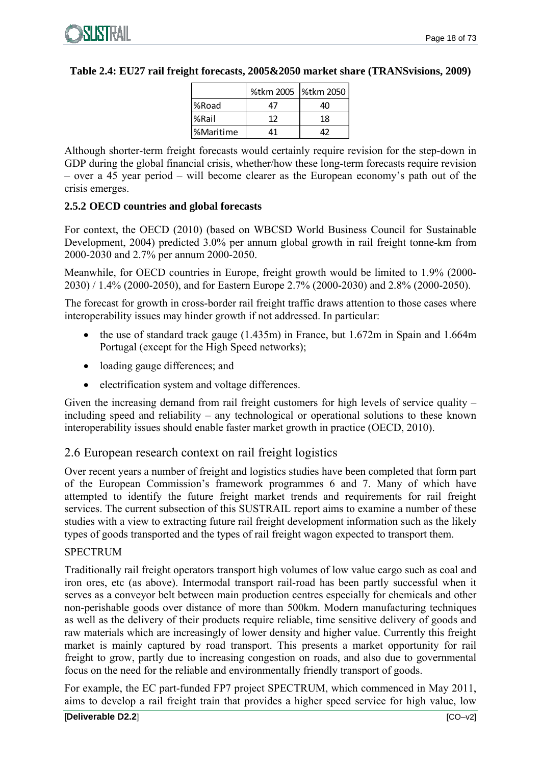**Table 2.4: EU27 rail freight forecasts, 2005&2050 market share (TRANSvisions, 2009)**

| | %tkm 2005 | %tkm 2050 |
|---|---|---|
| %Road | 47 | 40 |
| %Rail | 12 | 18 |
| %Maritime | 41 | 42 |

Although shorter-term freight forecasts would certainly require revision for the step-down in GDP during the global financial crisis, whether/how these long-term forecasts require revision – over a 45 year period – will become clearer as the European economy's path out of the crisis emerges.

### 2.5.2 OECD countries and global forecasts

For context, the OECD (2010) (based on WBCSD World Business Council for Sustainable Development, 2004) predicted 3.0% per annum global growth in rail freight tonne-km from 2000-2030 and 2.7% per annum 2000-2050.

Meanwhile, for OECD countries in Europe, freight growth would be limited to 1.9% (2000-2030) / 1.4% (2000-2050), and for Eastern Europe 2.7% (2000-2030) and 2.8% (2000-2050).

The forecast for growth in cross-border rail freight traffic draws attention to those cases where interoperability issues may hinder growth if not addressed. In particular:

- the use of standard track gauge (1.435m) in France, but 1.672m in Spain and 1.664m Portugal (except for the High Speed networks);
- loading gauge differences; and
- electrification system and voltage differences.

Given the increasing demand from rail freight customers for high levels of service quality – including speed and reliability – any technological or operational solutions to these known interoperability issues should enable faster market growth in practice (OECD, 2010).

## 2.6 European research context on rail freight logistics

Over recent years a number of freight and logistics studies have been completed that form part of the European Commission's framework programmes 6 and 7. Many of which have attempted to identify the future freight market trends and requirements for rail freight services. The current subsection of this SUSTRAIL report aims to examine a number of these studies with a view to extracting future rail freight development information such as the likely types of goods transported and the types of rail freight wagon expected to transport them.

SPECTRUM

Traditionally rail freight operators transport high volumes of low value cargo such as coal and iron ores, etc (as above). Intermodal transport rail-road has been partly successful when it serves as a conveyor belt between main production centres especially for chemicals and other non-perishable goods over distance of more than 500km. Modern manufacturing techniques as well as the delivery of their products require reliable, time sensitive delivery of goods and raw materials which are increasingly of lower density and higher value. Currently this freight market is mainly captured by road transport. This presents a market opportunity for rail freight to grow, partly due to increasing congestion on roads, and also due to governmental focus on the need for the reliable and environmentally friendly transport of goods.

For example, the EC part-funded FP7 project SPECTRUM, which commenced in May 2011, aims to develop a rail freight train that provides a higher speed service for high value, low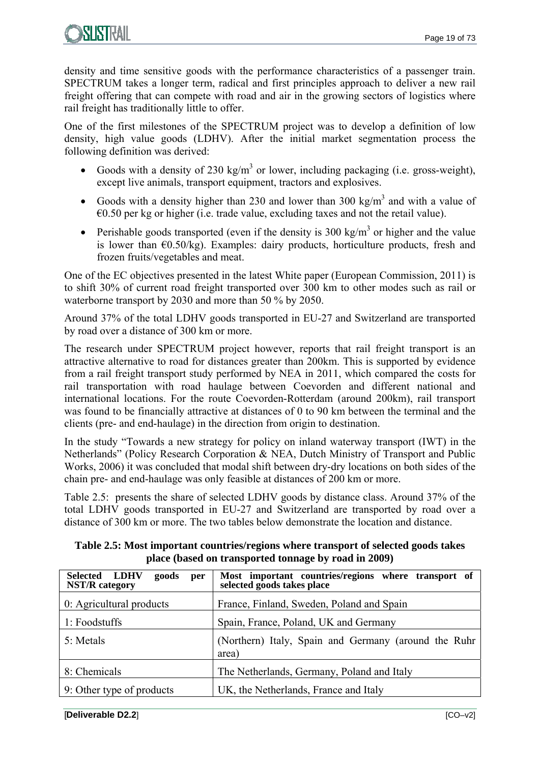density and time sensitive goods with the performance characteristics of a passenger train. SPECTRUM takes a longer term, radical and first principles approach to deliver a new rail freight offering that can compete with road and air in the growing sectors of logistics where rail freight has traditionally little to offer.

One of the first milestones of the SPECTRUM project was to develop a definition of low density, high value goods (LDHV). After the initial market segmentation process the following definition was derived:

- Goods with a density of 230 kg/m$^3$ or lower, including packaging (i.e. gross-weight), except live animals, transport equipment, tractors and explosives.
- Goods with a density higher than 230 and lower than 300 kg/m$^3$ and with a value of €0.50 per kg or higher (i.e. trade value, excluding taxes and not the retail value).
- Perishable goods transported (even if the density is 300 kg/m$^3$ or higher and the value is lower than €0.50/kg). Examples: dairy products, horticulture products, fresh and frozen fruits/vegetables and meat.

One of the EC objectives presented in the latest White paper (European Commission, 2011) is to shift 30% of current road freight transported over 300 km to other modes such as rail or waterborne transport by 2030 and more than 50 % by 2050.

Around 37% of the total LDHV goods transported in EU-27 and Switzerland are transported by road over a distance of 300 km or more.

The research under SPECTRUM project however, reports that rail freight transport is an attractive alternative to road for distances greater than 200km. This is supported by evidence from a rail freight transport study performed by NEA in 2011, which compared the costs for rail transportation with road haulage between Coevorden and different national and international locations. For the route Coevorden-Rotterdam (around 200km), rail transport was found to be financially attractive at distances of 0 to 90 km between the terminal and the clients (pre- and end-haulage) in the direction from origin to destination.

In the study "Towards a new strategy for policy on inland waterway transport (IWT) in the Netherlands" (Policy Research Corporation & NEA, Dutch Ministry of Transport and Public Works, 2006) it was concluded that modal shift between dry-dry locations on both sides of the chain pre- and end-haulage was only feasible at distances of 200 km or more.

Table 2.5: presents the share of selected LDHV goods by distance class. Around 37% of the total LDHV goods transported in EU-27 and Switzerland are transported by road over a distance of 300 km or more. The two tables below demonstrate the location and distance.

**Table 2.5: Most important countries/regions where transport of selected goods takes place (based on transported tonnage by road in 2009)**

| Selected LDHV goods per NST/R category | Most important countries/regions where transport of selected goods takes place |
|---|---|
| 0: Agricultural products | France, Finland, Sweden, Poland and Spain |
| 1: Foodstuffs | Spain, France, Poland, UK and Germany |
| 5: Metals | (Northern) Italy, Spain and Germany (around the Ruhr area) |
| 8: Chemicals | The Netherlands, Germany, Poland and Italy |
| 9: Other type of products | UK, the Netherlands, France and Italy |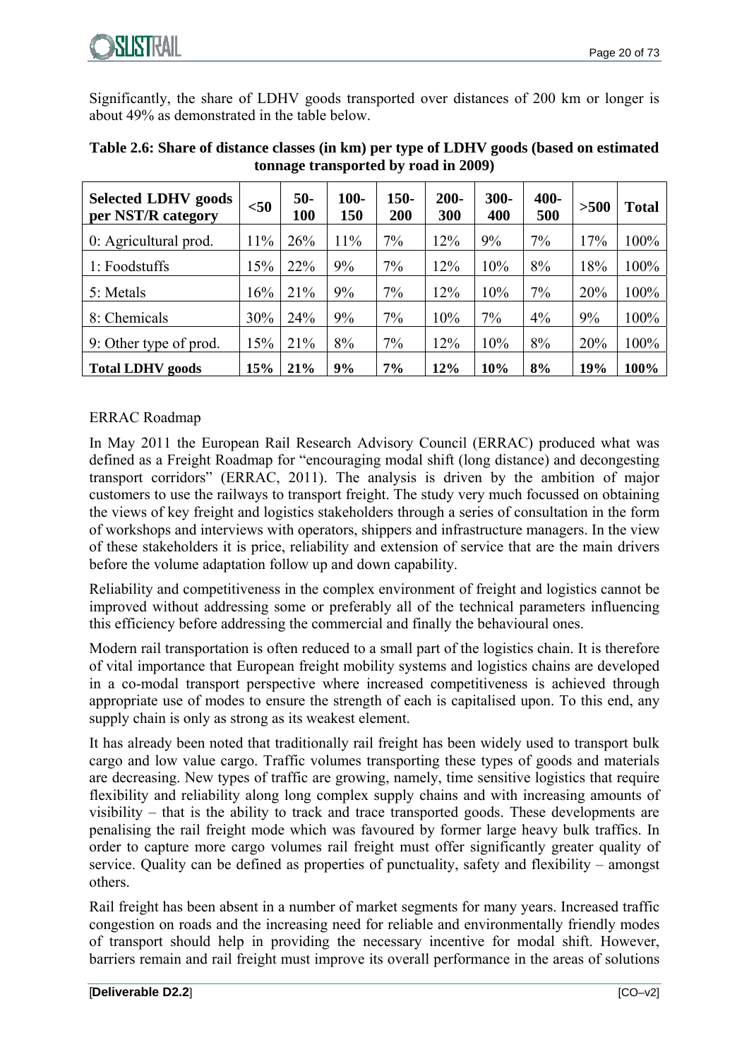Significantly, the share of LDHV goods transported over distances of 200 km or longer is about 49% as demonstrated in the table below.

**Table 2.6: Share of distance classes (in km) per type of LDHV goods (based on estimated tonnage transported by road in 2009)**

| Selected LDHV goods per NST/R category | <50 | 50-100 | 100-150 | 150-200 | 200-300 | 300-400 | 400-500 | >500 | Total |
|---|---|---|---|---|---|---|---|---|---|
| 0: Agricultural prod. | 11% | 26% | 11% | 7% | 12% | 9% | 7% | 17% | 100% |
| 1: Foodstuffs | 15% | 22% | 9% | 7% | 12% | 10% | 8% | 18% | 100% |
| 5: Metals | 16% | 21% | 9% | 7% | 12% | 10% | 7% | 20% | 100% |
| 8: Chemicals | 30% | 24% | 9% | 7% | 10% | 7% | 4% | 9% | 100% |
| 9: Other type of prod. | 15% | 21% | 8% | 7% | 12% | 10% | 8% | 20% | 100% |
| **Total LDHV goods** | **15%** | **21%** | **9%** | **7%** | **12%** | **10%** | **8%** | **19%** | **100%** |

ERRAC Roadmap

In May 2011 the European Rail Research Advisory Council (ERRAC) produced what was defined as a Freight Roadmap for "encouraging modal shift (long distance) and decongesting transport corridors" (ERRAC, 2011). The analysis is driven by the ambition of major customers to use the railways to transport freight. The study very much focussed on obtaining the views of key freight and logistics stakeholders through a series of consultation in the form of workshops and interviews with operators, shippers and infrastructure managers. In the view of these stakeholders it is price, reliability and extension of service that are the main drivers before the volume adaptation follow up and down capability.

Reliability and competitiveness in the complex environment of freight and logistics cannot be improved without addressing some or preferably all of the technical parameters influencing this efficiency before addressing the commercial and finally the behavioural ones.

Modern rail transportation is often reduced to a small part of the logistics chain. It is therefore of vital importance that European freight mobility systems and logistics chains are developed in a co-modal transport perspective where increased competitiveness is achieved through appropriate use of modes to ensure the strength of each is capitalised upon. To this end, any supply chain is only as strong as its weakest element.

It has already been noted that traditionally rail freight has been widely used to transport bulk cargo and low value cargo. Traffic volumes transporting these types of goods and materials are decreasing. New types of traffic are growing, namely, time sensitive logistics that require flexibility and reliability along long complex supply chains and with increasing amounts of visibility – that is the ability to track and trace transported goods. These developments are penalising the rail freight mode which was favoured by former large heavy bulk traffics. In order to capture more cargo volumes rail freight must offer significantly greater quality of service. Quality can be defined as properties of punctuality, safety and flexibility – amongst others.

Rail freight has been absent in a number of market segments for many years. Increased traffic congestion on roads and the increasing need for reliable and environmentally friendly modes of transport should help in providing the necessary incentive for modal shift. However, barriers remain and rail freight must improve its overall performance in the areas of solutions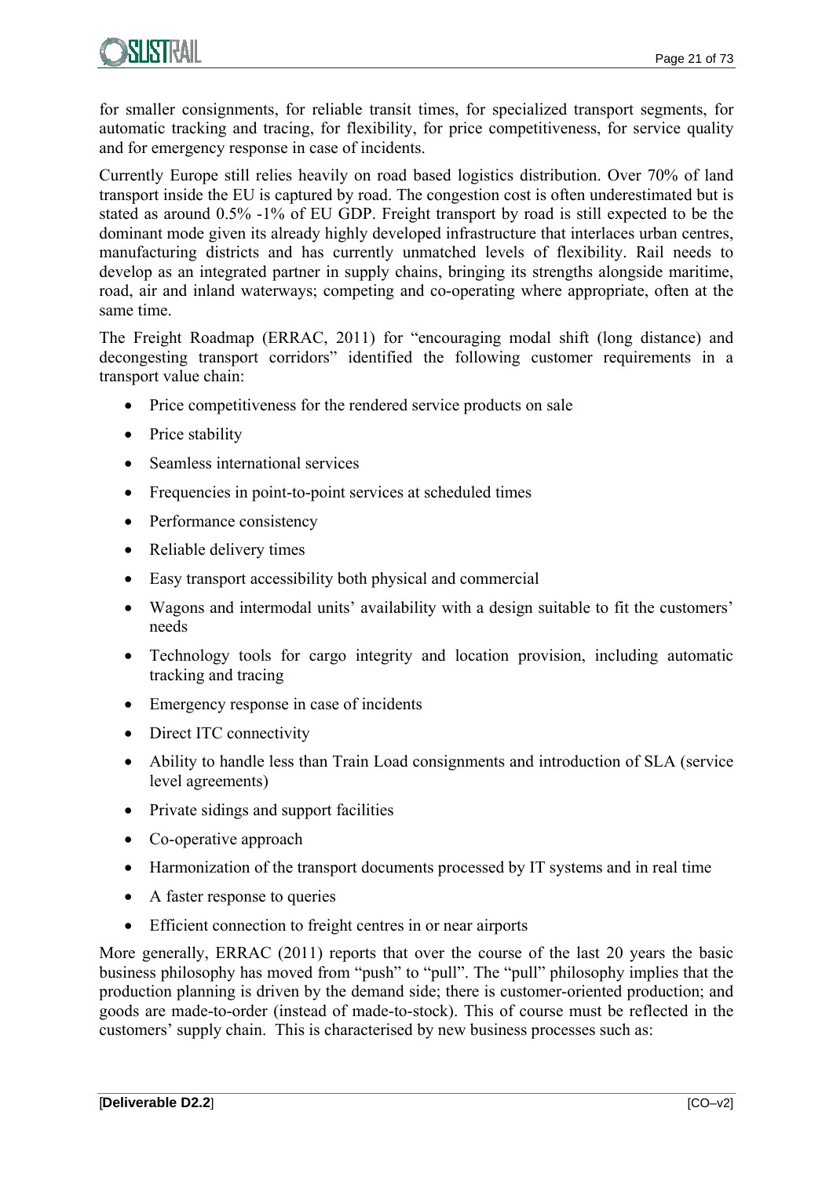for smaller consignments, for reliable transit times, for specialized transport segments, for automatic tracking and tracing, for flexibility, for price competitiveness, for service quality and for emergency response in case of incidents.

Currently Europe still relies heavily on road based logistics distribution. Over 70% of land transport inside the EU is captured by road. The congestion cost is often underestimated but is stated as around 0.5% -1% of EU GDP. Freight transport by road is still expected to be the dominant mode given its already highly developed infrastructure that interlaces urban centres, manufacturing districts and has currently unmatched levels of flexibility. Rail needs to develop as an integrated partner in supply chains, bringing its strengths alongside maritime, road, air and inland waterways; competing and co-operating where appropriate, often at the same time.

The Freight Roadmap (ERRAC, 2011) for "encouraging modal shift (long distance) and decongesting transport corridors" identified the following customer requirements in a transport value chain:

- Price competitiveness for the rendered service products on sale
- Price stability
- Seamless international services
- Frequencies in point-to-point services at scheduled times
- Performance consistency
- Reliable delivery times
- Easy transport accessibility both physical and commercial
- Wagons and intermodal units' availability with a design suitable to fit the customers' needs
- Technology tools for cargo integrity and location provision, including automatic tracking and tracing
- Emergency response in case of incidents
- Direct ITC connectivity
- Ability to handle less than Train Load consignments and introduction of SLA (service level agreements)
- Private sidings and support facilities
- Co-operative approach
- Harmonization of the transport documents processed by IT systems and in real time
- A faster response to queries
- Efficient connection to freight centres in or near airports

More generally, ERRAC (2011) reports that over the course of the last 20 years the basic business philosophy has moved from "push" to "pull". The "pull" philosophy implies that the production planning is driven by the demand side; there is customer-oriented production; and goods are made-to-order (instead of made-to-stock). This of course must be reflected in the customers' supply chain. This is characterised by new business processes such as: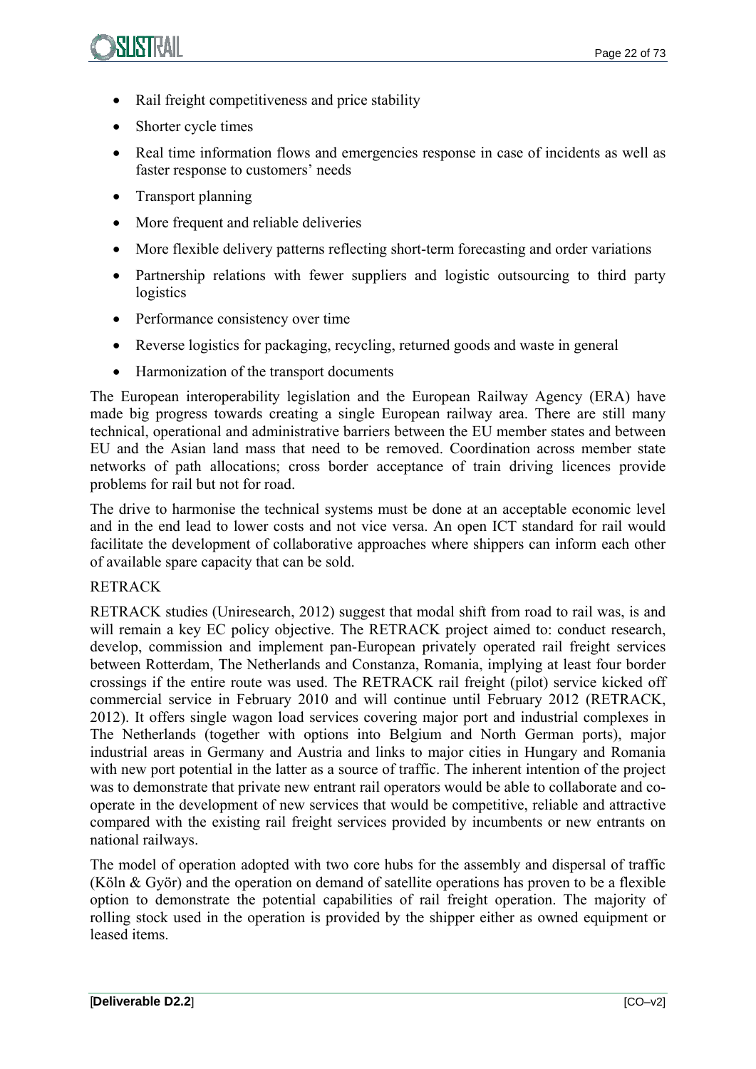- Rail freight competitiveness and price stability
- Shorter cycle times
- Real time information flows and emergencies response in case of incidents as well as faster response to customers' needs
- Transport planning
- More frequent and reliable deliveries
- More flexible delivery patterns reflecting short-term forecasting and order variations
- Partnership relations with fewer suppliers and logistic outsourcing to third party logistics
- Performance consistency over time
- Reverse logistics for packaging, recycling, returned goods and waste in general
- Harmonization of the transport documents

The European interoperability legislation and the European Railway Agency (ERA) have made big progress towards creating a single European railway area. There are still many technical, operational and administrative barriers between the EU member states and between EU and the Asian land mass that need to be removed. Coordination across member state networks of path allocations; cross border acceptance of train driving licences provide problems for rail but not for road.

The drive to harmonise the technical systems must be done at an acceptable economic level and in the end lead to lower costs and not vice versa. An open ICT standard for rail would facilitate the development of collaborative approaches where shippers can inform each other of available spare capacity that can be sold.

RETRACK

RETRACK studies (Uniresearch, 2012) suggest that modal shift from road to rail was, is and will remain a key EC policy objective. The RETRACK project aimed to: conduct research, develop, commission and implement pan-European privately operated rail freight services between Rotterdam, The Netherlands and Constanza, Romania, implying at least four border crossings if the entire route was used. The RETRACK rail freight (pilot) service kicked off commercial service in February 2010 and will continue until February 2012 (RETRACK, 2012). It offers single wagon load services covering major port and industrial complexes in The Netherlands (together with options into Belgium and North German ports), major industrial areas in Germany and Austria and links to major cities in Hungary and Romania with new port potential in the latter as a source of traffic. The inherent intention of the project was to demonstrate that private new entrant rail operators would be able to collaborate and co-operate in the development of new services that would be competitive, reliable and attractive compared with the existing rail freight services provided by incumbents or new entrants on national railways.

The model of operation adopted with two core hubs for the assembly and dispersal of traffic (Köln & Györ) and the operation on demand of satellite operations has proven to be a flexible option to demonstrate the potential capabilities of rail freight operation. The majority of rolling stock used in the operation is provided by the shipper either as owned equipment or leased items.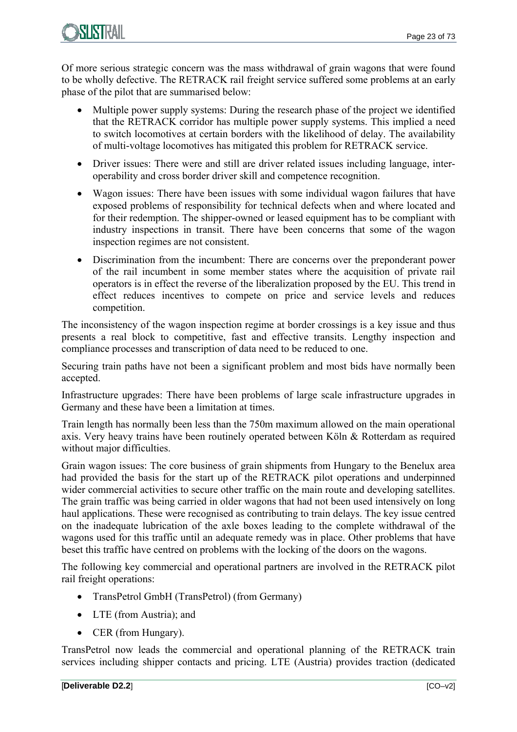Of more serious strategic concern was the mass withdrawal of grain wagons that were found to be wholly defective. The RETRACK rail freight service suffered some problems at an early phase of the pilot that are summarised below:

- Multiple power supply systems: During the research phase of the project we identified that the RETRACK corridor has multiple power supply systems. This implied a need to switch locomotives at certain borders with the likelihood of delay. The availability of multi-voltage locomotives has mitigated this problem for RETRACK service.
- Driver issues: There were and still are driver related issues including language, inter-operability and cross border driver skill and competence recognition.
- Wagon issues: There have been issues with some individual wagon failures that have exposed problems of responsibility for technical defects when and where located and for their redemption. The shipper-owned or leased equipment has to be compliant with industry inspections in transit. There have been concerns that some of the wagon inspection regimes are not consistent.
- Discrimination from the incumbent: There are concerns over the preponderant power of the rail incumbent in some member states where the acquisition of private rail operators is in effect the reverse of the liberalization proposed by the EU. This trend in effect reduces incentives to compete on price and service levels and reduces competition.

The inconsistency of the wagon inspection regime at border crossings is a key issue and thus presents a real block to competitive, fast and effective transits. Lengthy inspection and compliance processes and transcription of data need to be reduced to one.

Securing train paths have not been a significant problem and most bids have normally been accepted.

Infrastructure upgrades: There have been problems of large scale infrastructure upgrades in Germany and these have been a limitation at times.

Train length has normally been less than the 750m maximum allowed on the main operational axis. Very heavy trains have been routinely operated between Köln & Rotterdam as required without major difficulties.

Grain wagon issues: The core business of grain shipments from Hungary to the Benelux area had provided the basis for the start up of the RETRACK pilot operations and underpinned wider commercial activities to secure other traffic on the main route and developing satellites. The grain traffic was being carried in older wagons that had not been used intensively on long haul applications. These were recognised as contributing to train delays. The key issue centred on the inadequate lubrication of the axle boxes leading to the complete withdrawal of the wagons used for this traffic until an adequate remedy was in place. Other problems that have beset this traffic have centred on problems with the locking of the doors on the wagons.

The following key commercial and operational partners are involved in the RETRACK pilot rail freight operations:

- TransPetrol GmbH (TransPetrol) (from Germany)
- LTE (from Austria); and
- CER (from Hungary).

TransPetrol now leads the commercial and operational planning of the RETRACK train services including shipper contacts and pricing. LTE (Austria) provides traction (dedicated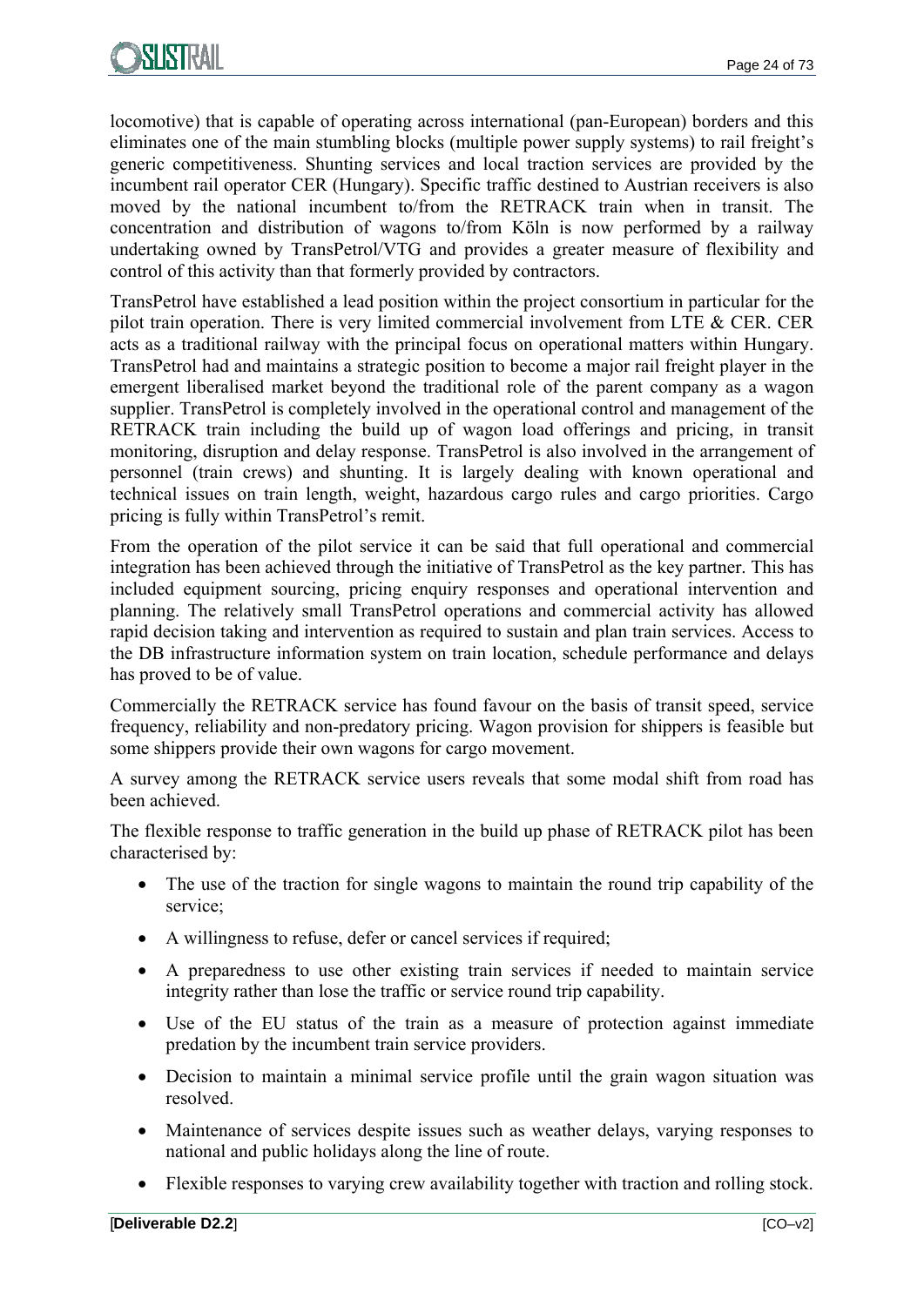locomotive) that is capable of operating across international (pan-European) borders and this eliminates one of the main stumbling blocks (multiple power supply systems) to rail freight's generic competitiveness. Shunting services and local traction services are provided by the incumbent rail operator CER (Hungary). Specific traffic destined to Austrian receivers is also moved by the national incumbent to/from the RETRACK train when in transit. The concentration and distribution of wagons to/from Köln is now performed by a railway undertaking owned by TransPetrol/VTG and provides a greater measure of flexibility and control of this activity than that formerly provided by contractors.

TransPetrol have established a lead position within the project consortium in particular for the pilot train operation. There is very limited commercial involvement from LTE & CER. CER acts as a traditional railway with the principal focus on operational matters within Hungary. TransPetrol had and maintains a strategic position to become a major rail freight player in the emergent liberalised market beyond the traditional role of the parent company as a wagon supplier. TransPetrol is completely involved in the operational control and management of the RETRACK train including the build up of wagon load offerings and pricing, in transit monitoring, disruption and delay response. TransPetrol is also involved in the arrangement of personnel (train crews) and shunting. It is largely dealing with known operational and technical issues on train length, weight, hazardous cargo rules and cargo priorities. Cargo pricing is fully within TransPetrol's remit.

From the operation of the pilot service it can be said that full operational and commercial integration has been achieved through the initiative of TransPetrol as the key partner. This has included equipment sourcing, pricing enquiry responses and operational intervention and planning. The relatively small TransPetrol operations and commercial activity has allowed rapid decision taking and intervention as required to sustain and plan train services. Access to the DB infrastructure information system on train location, schedule performance and delays has proved to be of value.

Commercially the RETRACK service has found favour on the basis of transit speed, service frequency, reliability and non-predatory pricing. Wagon provision for shippers is feasible but some shippers provide their own wagons for cargo movement.

A survey among the RETRACK service users reveals that some modal shift from road has been achieved.

The flexible response to traffic generation in the build up phase of RETRACK pilot has been characterised by:

- The use of the traction for single wagons to maintain the round trip capability of the service;
- A willingness to refuse, defer or cancel services if required;
- A preparedness to use other existing train services if needed to maintain service integrity rather than lose the traffic or service round trip capability.
- Use of the EU status of the train as a measure of protection against immediate predation by the incumbent train service providers.
- Decision to maintain a minimal service profile until the grain wagon situation was resolved.
- Maintenance of services despite issues such as weather delays, varying responses to national and public holidays along the line of route.
- Flexible responses to varying crew availability together with traction and rolling stock.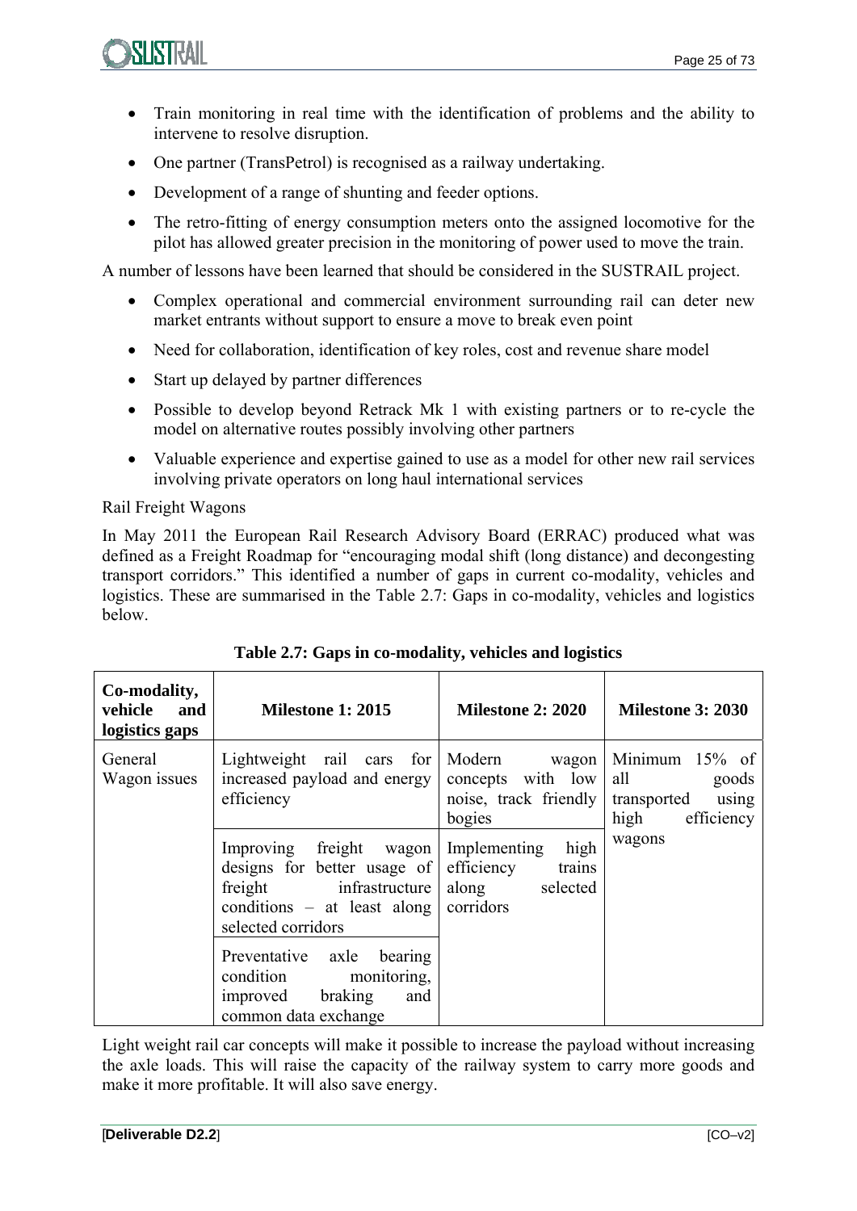- Train monitoring in real time with the identification of problems and the ability to intervene to resolve disruption.
- One partner (TransPetrol) is recognised as a railway undertaking.
- Development of a range of shunting and feeder options.
- The retro-fitting of energy consumption meters onto the assigned locomotive for the pilot has allowed greater precision in the monitoring of power used to move the train.

A number of lessons have been learned that should be considered in the SUSTRAIL project.

- Complex operational and commercial environment surrounding rail can deter new market entrants without support to ensure a move to break even point
- Need for collaboration, identification of key roles, cost and revenue share model
- Start up delayed by partner differences
- Possible to develop beyond Retrack Mk 1 with existing partners or to re-cycle the model on alternative routes possibly involving other partners
- Valuable experience and expertise gained to use as a model for other new rail services involving private operators on long haul international services

Rail Freight Wagons

In May 2011 the European Rail Research Advisory Board (ERRAC) produced what was defined as a Freight Roadmap for "encouraging modal shift (long distance) and decongesting transport corridors." This identified a number of gaps in current co-modality, vehicles and logistics. These are summarised in the Table 2.7: Gaps in co-modality, vehicles and logistics below.

**Table 2.7: Gaps in co-modality, vehicles and logistics**

| Co-modality, vehicle and logistics gaps | Milestone 1: 2015 | Milestone 2: 2020 | Milestone 3: 2030 |
|---|---|---|---|
| General Wagon issues | Lightweight rail cars for increased payload and energy efficiency | Modern wagon concepts with low noise, track friendly bogies | Minimum 15% of all goods transported using high efficiency wagons |
| | Improving freight wagon designs for better usage of freight infrastructure conditions – at least along selected corridors | Implementing high efficiency trains along selected corridors | |
| | Preventative axle bearing condition monitoring, improved braking and common data exchange | | |

Light weight rail car concepts will make it possible to increase the payload without increasing the axle loads. This will raise the capacity of the railway system to carry more goods and make it more profitable. It will also save energy.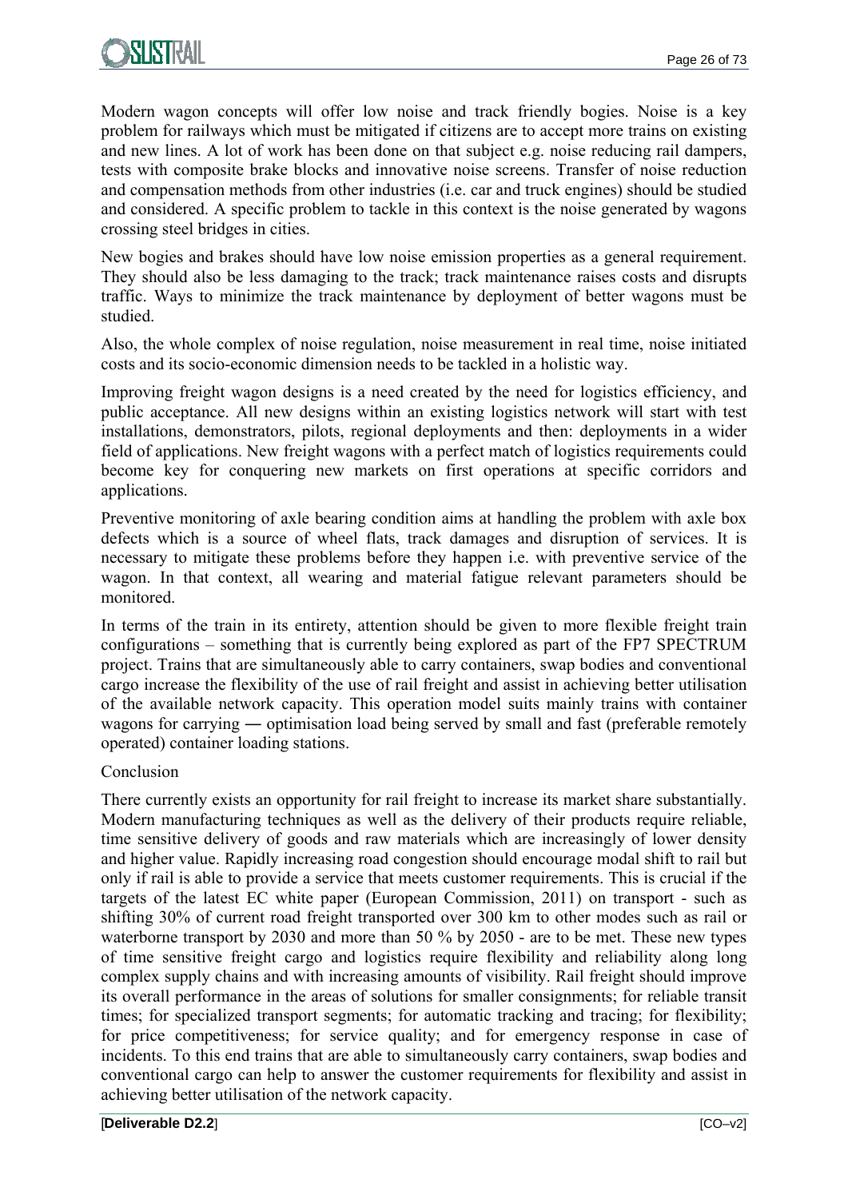Modern wagon concepts will offer low noise and track friendly bogies. Noise is a key problem for railways which must be mitigated if citizens are to accept more trains on existing and new lines. A lot of work has been done on that subject e.g. noise reducing rail dampers, tests with composite brake blocks and innovative noise screens. Transfer of noise reduction and compensation methods from other industries (i.e. car and truck engines) should be studied and considered. A specific problem to tackle in this context is the noise generated by wagons crossing steel bridges in cities.

New bogies and brakes should have low noise emission properties as a general requirement. They should also be less damaging to the track; track maintenance raises costs and disrupts traffic. Ways to minimize the track maintenance by deployment of better wagons must be studied.

Also, the whole complex of noise regulation, noise measurement in real time, noise initiated costs and its socio-economic dimension needs to be tackled in a holistic way.

Improving freight wagon designs is a need created by the need for logistics efficiency, and public acceptance. All new designs within an existing logistics network will start with test installations, demonstrators, pilots, regional deployments and then: deployments in a wider field of applications. New freight wagons with a perfect match of logistics requirements could become key for conquering new markets on first operations at specific corridors and applications.

Preventive monitoring of axle bearing condition aims at handling the problem with axle box defects which is a source of wheel flats, track damages and disruption of services. It is necessary to mitigate these problems before they happen i.e. with preventive service of the wagon. In that context, all wearing and material fatigue relevant parameters should be monitored.

In terms of the train in its entirety, attention should be given to more flexible freight train configurations – something that is currently being explored as part of the FP7 SPECTRUM project. Trains that are simultaneously able to carry containers, swap bodies and conventional cargo increase the flexibility of the use of rail freight and assist in achieving better utilisation of the available network capacity. This operation model suits mainly trains with container wagons for carrying ― optimisation load being served by small and fast (preferable remotely operated) container loading stations.

Conclusion

There currently exists an opportunity for rail freight to increase its market share substantially. Modern manufacturing techniques as well as the delivery of their products require reliable, time sensitive delivery of goods and raw materials which are increasingly of lower density and higher value. Rapidly increasing road congestion should encourage modal shift to rail but only if rail is able to provide a service that meets customer requirements. This is crucial if the targets of the latest EC white paper (European Commission, 2011) on transport - such as shifting 30% of current road freight transported over 300 km to other modes such as rail or waterborne transport by 2030 and more than 50 % by 2050 - are to be met. These new types of time sensitive freight cargo and logistics require flexibility and reliability along long complex supply chains and with increasing amounts of visibility. Rail freight should improve its overall performance in the areas of solutions for smaller consignments; for reliable transit times; for specialized transport segments; for automatic tracking and tracing; for flexibility; for price competitiveness; for service quality; and for emergency response in case of incidents. To this end trains that are able to simultaneously carry containers, swap bodies and conventional cargo can help to answer the customer requirements for flexibility and assist in achieving better utilisation of the network capacity.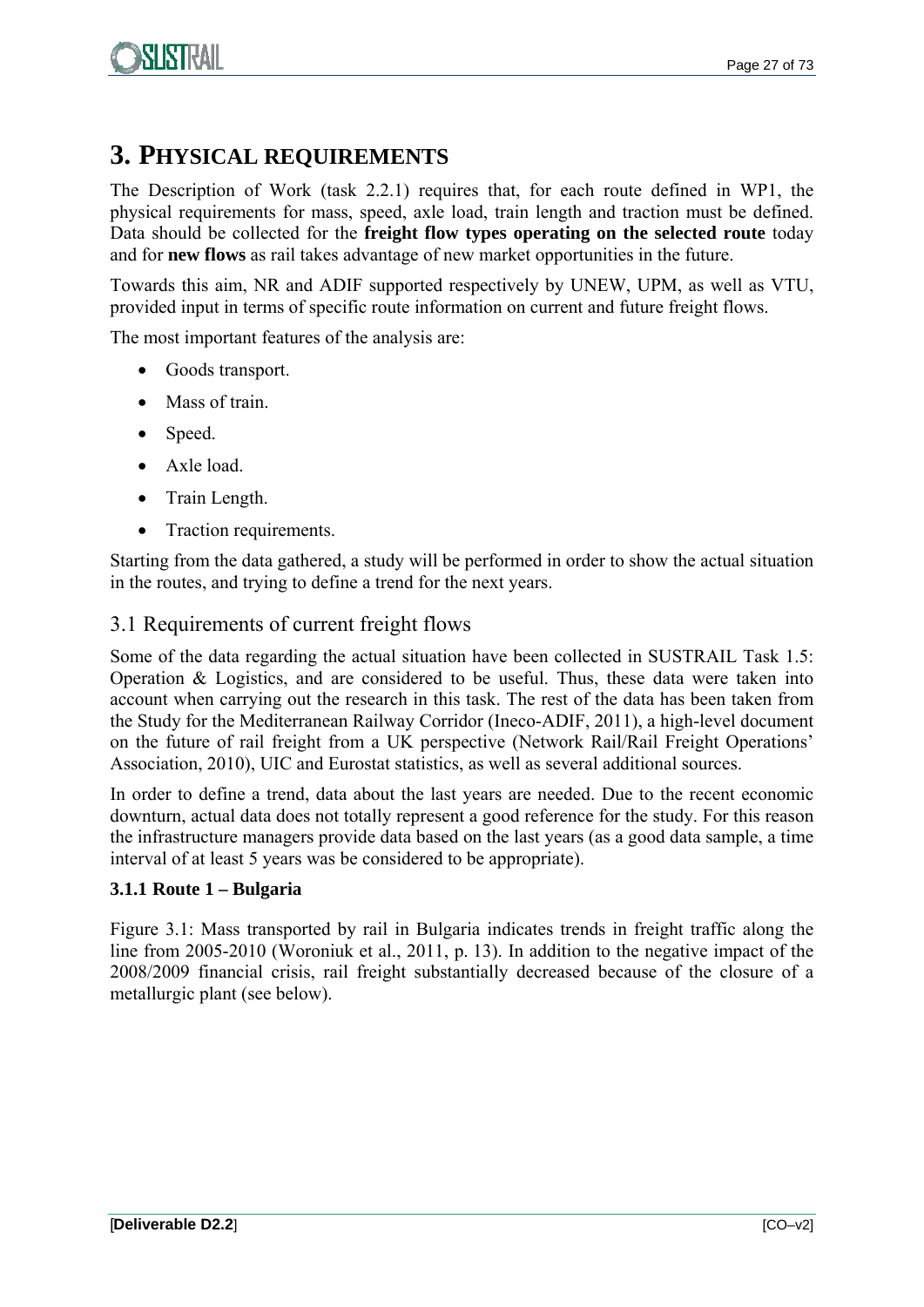# 3. PHYSICAL REQUIREMENTS

The Description of Work (task 2.2.1) requires that, for each route defined in WP1, the physical requirements for mass, speed, axle load, train length and traction must be defined. Data should be collected for the **freight flow types operating on the selected route** today and for **new flows** as rail takes advantage of new market opportunities in the future.

Towards this aim, NR and ADIF supported respectively by UNEW, UPM, as well as VTU, provided input in terms of specific route information on current and future freight flows.

The most important features of the analysis are:

- Goods transport.
- Mass of train.
- Speed.
- Axle load.
- Train Length.
- Traction requirements.

Starting from the data gathered, a study will be performed in order to show the actual situation in the routes, and trying to define a trend for the next years.

## 3.1 Requirements of current freight flows

Some of the data regarding the actual situation have been collected in SUSTRAIL Task 1.5: Operation & Logistics, and are considered to be useful. Thus, these data were taken into account when carrying out the research in this task. The rest of the data has been taken from the Study for the Mediterranean Railway Corridor (Ineco-ADIF, 2011), a high-level document on the future of rail freight from a UK perspective (Network Rail/Rail Freight Operations' Association, 2010), UIC and Eurostat statistics, as well as several additional sources.

In order to define a trend, data about the last years are needed. Due to the recent economic downturn, actual data does not totally represent a good reference for the study. For this reason the infrastructure managers provide data based on the last years (as a good data sample, a time interval of at least 5 years was be considered to be appropriate).

### 3.1.1 Route 1 – Bulgaria

Figure 3.1: Mass transported by rail in Bulgaria indicates trends in freight traffic along the line from 2005-2010 (Woroniuk et al., 2011, p. 13). In addition to the negative impact of the 2008/2009 financial crisis, rail freight substantially decreased because of the closure of a metallurgic plant (see below).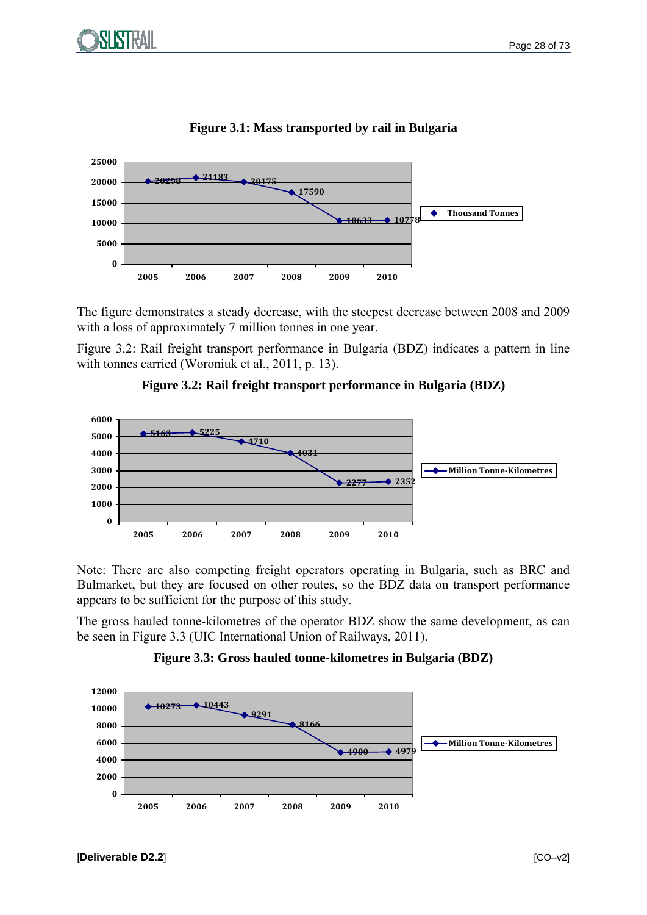**Figure 3.1: Mass transported by rail in Bulgaria**

| Year | Thousand Tonnes |
|---|---|
| 2005 | 20298 |
| 2006 | 21183 |
| 2007 | 20175 |
| 2008 | 17590 |
| 2009 | 10633 |
| 2010 | 10778 |

The figure demonstrates a steady decrease, with the steepest decrease between 2008 and 2009 with a loss of approximately 7 million tonnes in one year.

Figure 3.2: Rail freight transport performance in Bulgaria (BDZ) indicates a pattern in line with tonnes carried (Woroniuk et al., 2011, p. 13).

**Figure 3.2: Rail freight transport performance in Bulgaria (BDZ)**

| Year | Million Tonne-Kilometres |
|---|---|
| 2005 | 5163 |
| 2006 | 5225 |
| 2007 | 4710 |
| 2008 | 4031 |
| 2009 | 2277 |
| 2010 | 2352 |

Note: There are also competing freight operators operating in Bulgaria, such as BRC and Bulmarket, but they are focused on other routes, so the BDZ data on transport performance appears to be sufficient for the purpose of this study.

The gross hauled tonne-kilometres of the operator BDZ show the same development, as can be seen in Figure 3.3 (UIC International Union of Railways, 2011).

**Figure 3.3: Gross hauled tonne-kilometres in Bulgaria (BDZ)**

| Year | Million Tonne-Kilometres |
|---|---|
| 2005 | 10273 |
| 2006 | 10443 |
| 2007 | 9291 |
| 2008 | 8166 |
| 2009 | 4900 |
| 2010 | 4979 |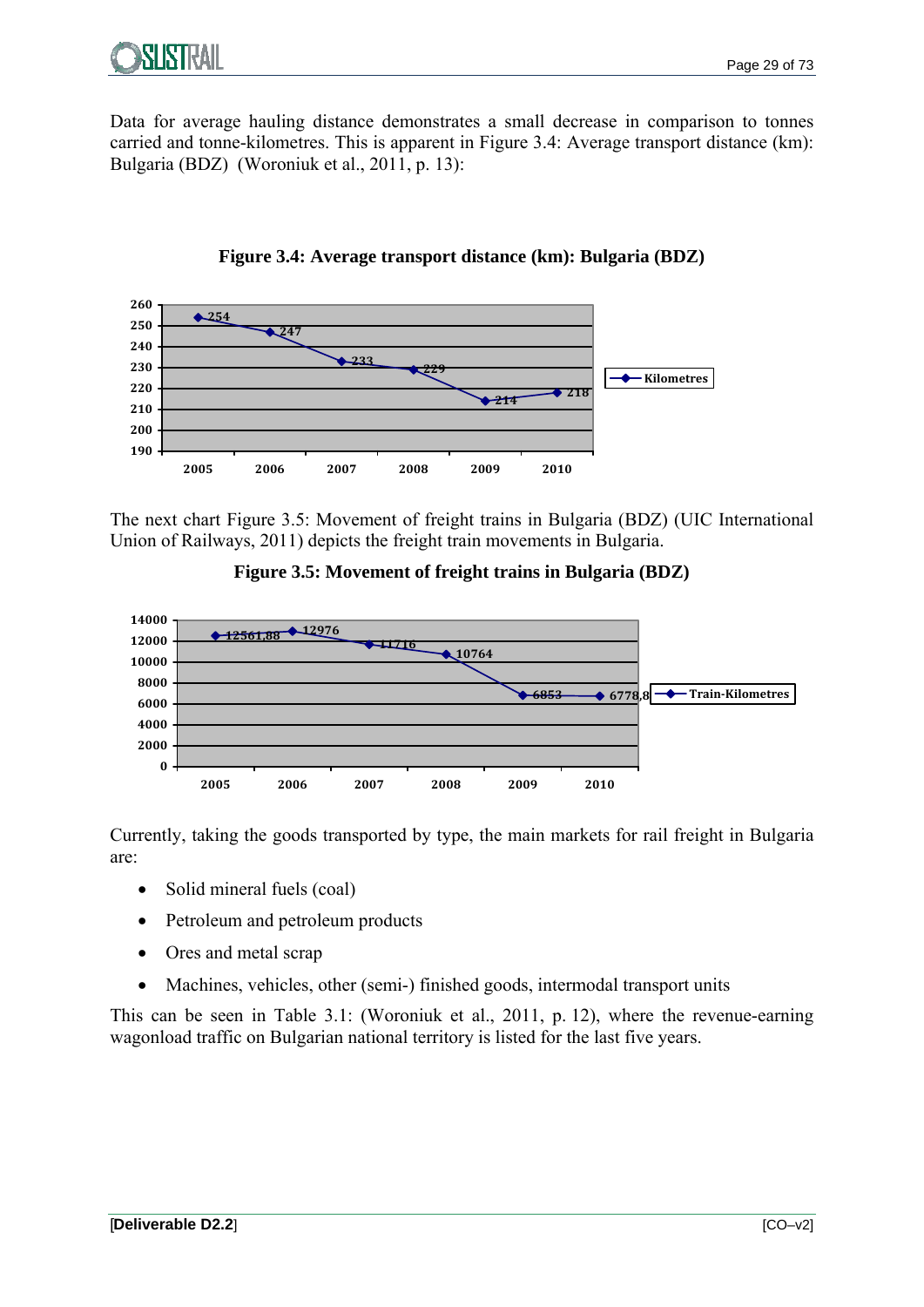Data for average hauling distance demonstrates a small decrease in comparison to tonnes carried and tonne-kilometres. This is apparent in Figure 3.4: Average transport distance (km): Bulgaria (BDZ) (Woroniuk et al., 2011, p. 13):

**Figure 3.4: Average transport distance (km): Bulgaria (BDZ)**

| Year | Kilometres |
|---|---|
| 2005 | 254 |
| 2006 | 247 |
| 2007 | 233 |
| 2008 | 229 |
| 2009 | 214 |
| 2010 | 218 |

The next chart Figure 3.5: Movement of freight trains in Bulgaria (BDZ) (UIC International Union of Railways, 2011) depicts the freight train movements in Bulgaria.

**Figure 3.5: Movement of freight trains in Bulgaria (BDZ)**

| Year | Train-Kilometres |
|---|---|
| 2005 | 12561,88 |
| 2006 | 12976 |
| 2007 | 11716 |
| 2008 | 10764 |
| 2009 | 6853 |
| 2010 | 6778,8 |

Currently, taking the goods transported by type, the main markets for rail freight in Bulgaria are:

- Solid mineral fuels (coal)
- Petroleum and petroleum products
- Ores and metal scrap
- Machines, vehicles, other (semi-) finished goods, intermodal transport units

This can be seen in Table 3.1: (Woroniuk et al., 2011, p. 12), where the revenue-earning wagonload traffic on Bulgarian national territory is listed for the last five years.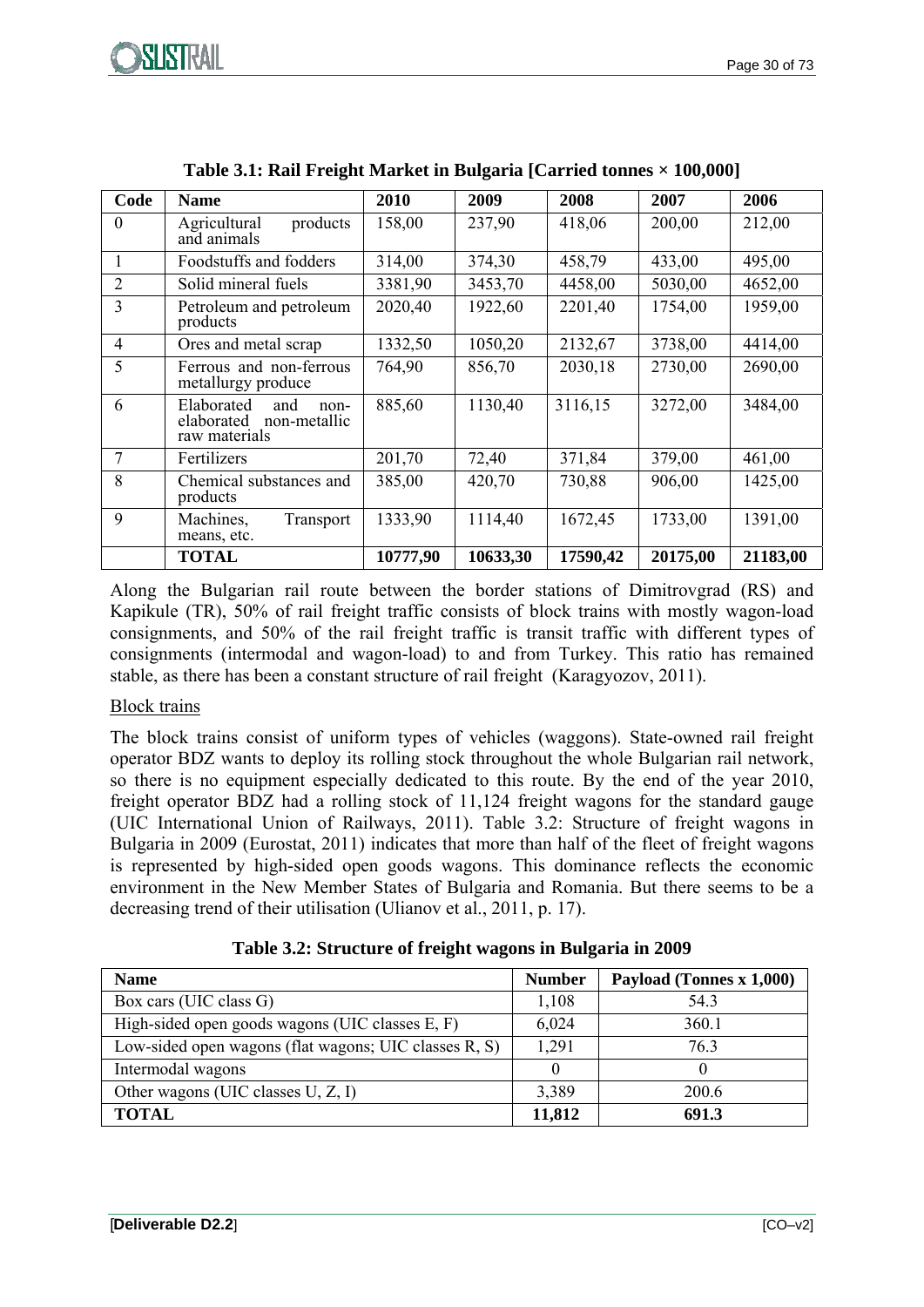**Table 3.1: Rail Freight Market in Bulgaria [Carried tonnes × 100,000]**

| Code | Name | 2010 | 2009 | 2008 | 2007 | 2006 |
|---|---|---|---|---|---|---|
| 0 | Agricultural products and animals | 158,00 | 237,90 | 418,06 | 200,00 | 212,00 |
| 1 | Foodstuffs and fodders | 314,00 | 374,30 | 458,79 | 433,00 | 495,00 |
| 2 | Solid mineral fuels | 3381,90 | 3453,70 | 4458,00 | 5030,00 | 4652,00 |
| 3 | Petroleum and petroleum products | 2020,40 | 1922,60 | 2201,40 | 1754,00 | 1959,00 |
| 4 | Ores and metal scrap | 1332,50 | 1050,20 | 2132,67 | 3738,00 | 4414,00 |
| 5 | Ferrous and non-ferrous metallurgy produce | 764,90 | 856,70 | 2030,18 | 2730,00 | 2690,00 |
| 6 | Elaborated and non-elaborated non-metallic raw materials | 885,60 | 1130,40 | 3116,15 | 3272,00 | 3484,00 |
| 7 | Fertilizers | 201,70 | 72,40 | 371,84 | 379,00 | 461,00 |
| 8 | Chemical substances and products | 385,00 | 420,70 | 730,88 | 906,00 | 1425,00 |
| 9 | Machines, Transport means, etc. | 1333,90 | 1114,40 | 1672,45 | 1733,00 | 1391,00 |
| | **TOTAL** | **10777,90** | **10633,30** | **17590,42** | **20175,00** | **21183,00** |

Along the Bulgarian rail route between the border stations of Dimitrovgrad (RS) and Kapikule (TR), 50% of rail freight traffic consists of block trains with mostly wagon-load consignments, and 50% of the rail freight traffic is transit traffic with different types of consignments (intermodal and wagon-load) to and from Turkey. This ratio has remained stable, as there has been a constant structure of rail freight (Karagyozov, 2011).

Block trains

The block trains consist of uniform types of vehicles (waggons). State-owned rail freight operator BDZ wants to deploy its rolling stock throughout the whole Bulgarian rail network, so there is no equipment especially dedicated to this route. By the end of the year 2010, freight operator BDZ had a rolling stock of 11,124 freight wagons for the standard gauge (UIC International Union of Railways, 2011). Table 3.2: Structure of freight wagons in Bulgaria in 2009 (Eurostat, 2011) indicates that more than half of the fleet of freight wagons is represented by high-sided open goods wagons. This dominance reflects the economic environment in the New Member States of Bulgaria and Romania. But there seems to be a decreasing trend of their utilisation (Ulianov et al., 2011, p. 17).

**Table 3.2: Structure of freight wagons in Bulgaria in 2009**

| Name | Number | Payload (Tonnes x 1,000) |
|---|---|---|
| Box cars (UIC class G) | 1,108 | 54.3 |
| High-sided open goods wagons (UIC classes E, F) | 6,024 | 360.1 |
| Low-sided open wagons (flat wagons; UIC classes R, S) | 1,291 | 76.3 |
| Intermodal wagons | 0 | 0 |
| Other wagons (UIC classes U, Z, I) | 3,389 | 200.6 |
| **TOTAL** | **11,812** | **691.3** |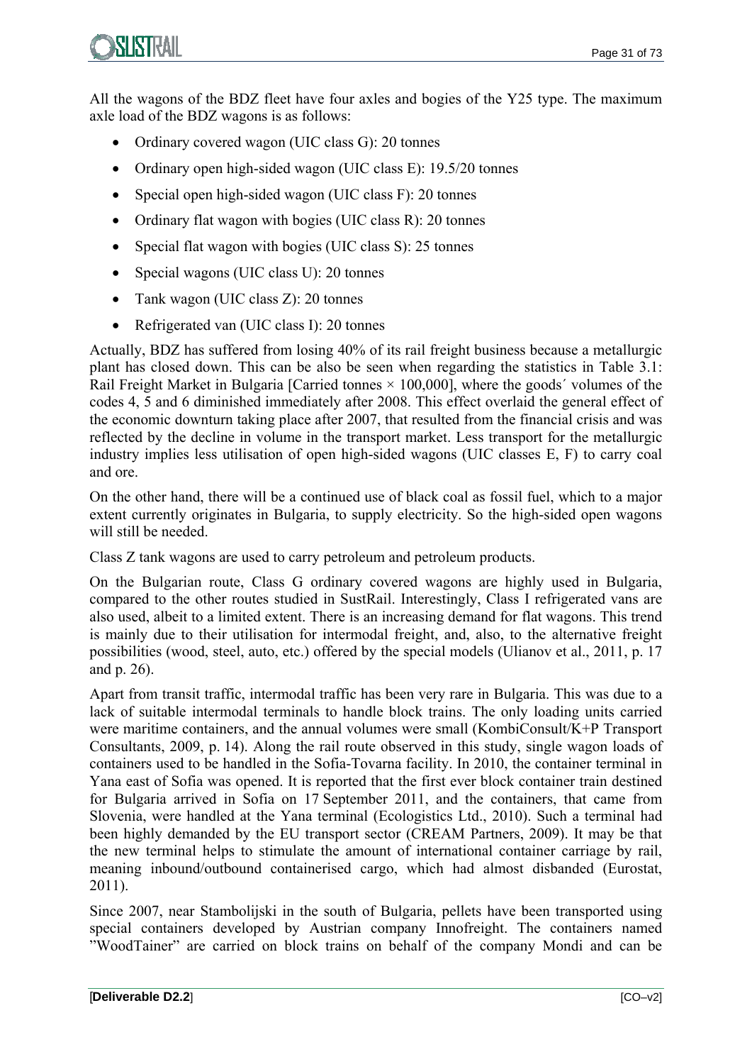All the wagons of the BDZ fleet have four axles and bogies of the Y25 type. The maximum axle load of the BDZ wagons is as follows:

- Ordinary covered wagon (UIC class G): 20 tonnes
- Ordinary open high-sided wagon (UIC class E): 19.5/20 tonnes
- Special open high-sided wagon (UIC class F): 20 tonnes
- Ordinary flat wagon with bogies (UIC class R): 20 tonnes
- Special flat wagon with bogies (UIC class S): 25 tonnes
- Special wagons (UIC class U): 20 tonnes
- Tank wagon (UIC class Z): 20 tonnes
- Refrigerated van (UIC class I): 20 tonnes

Actually, BDZ has suffered from losing 40% of its rail freight business because a metallurgic plant has closed down. This can be also be seen when regarding the statistics in Table 3.1: Rail Freight Market in Bulgaria [Carried tonnes × 100,000], where the goods´ volumes of the codes 4, 5 and 6 diminished immediately after 2008. This effect overlaid the general effect of the economic downturn taking place after 2007, that resulted from the financial crisis and was reflected by the decline in volume in the transport market. Less transport for the metallurgic industry implies less utilisation of open high-sided wagons (UIC classes E, F) to carry coal and ore.

On the other hand, there will be a continued use of black coal as fossil fuel, which to a major extent currently originates in Bulgaria, to supply electricity. So the high-sided open wagons will still be needed.

Class Z tank wagons are used to carry petroleum and petroleum products.

On the Bulgarian route, Class G ordinary covered wagons are highly used in Bulgaria, compared to the other routes studied in SustRail. Interestingly, Class I refrigerated vans are also used, albeit to a limited extent. There is an increasing demand for flat wagons. This trend is mainly due to their utilisation for intermodal freight, and, also, to the alternative freight possibilities (wood, steel, auto, etc.) offered by the special models (Ulianov et al., 2011, p. 17 and p. 26).

Apart from transit traffic, intermodal traffic has been very rare in Bulgaria. This was due to a lack of suitable intermodal terminals to handle block trains. The only loading units carried were maritime containers, and the annual volumes were small (KombiConsult/K+P Transport Consultants, 2009, p. 14). Along the rail route observed in this study, single wagon loads of containers used to be handled in the Sofia-Tovarna facility. In 2010, the container terminal in Yana east of Sofia was opened. It is reported that the first ever block container train destined for Bulgaria arrived in Sofia on 17 September 2011, and the containers, that came from Slovenia, were handled at the Yana terminal (Ecologistics Ltd., 2010). Such a terminal had been highly demanded by the EU transport sector (CREAM Partners, 2009). It may be that the new terminal helps to stimulate the amount of international container carriage by rail, meaning inbound/outbound containerised cargo, which had almost disbanded (Eurostat, 2011).

Since 2007, near Stambolijski in the south of Bulgaria, pellets have been transported using special containers developed by Austrian company Innofreight. The containers named "WoodTainer" are carried on block trains on behalf of the company Mondi and can be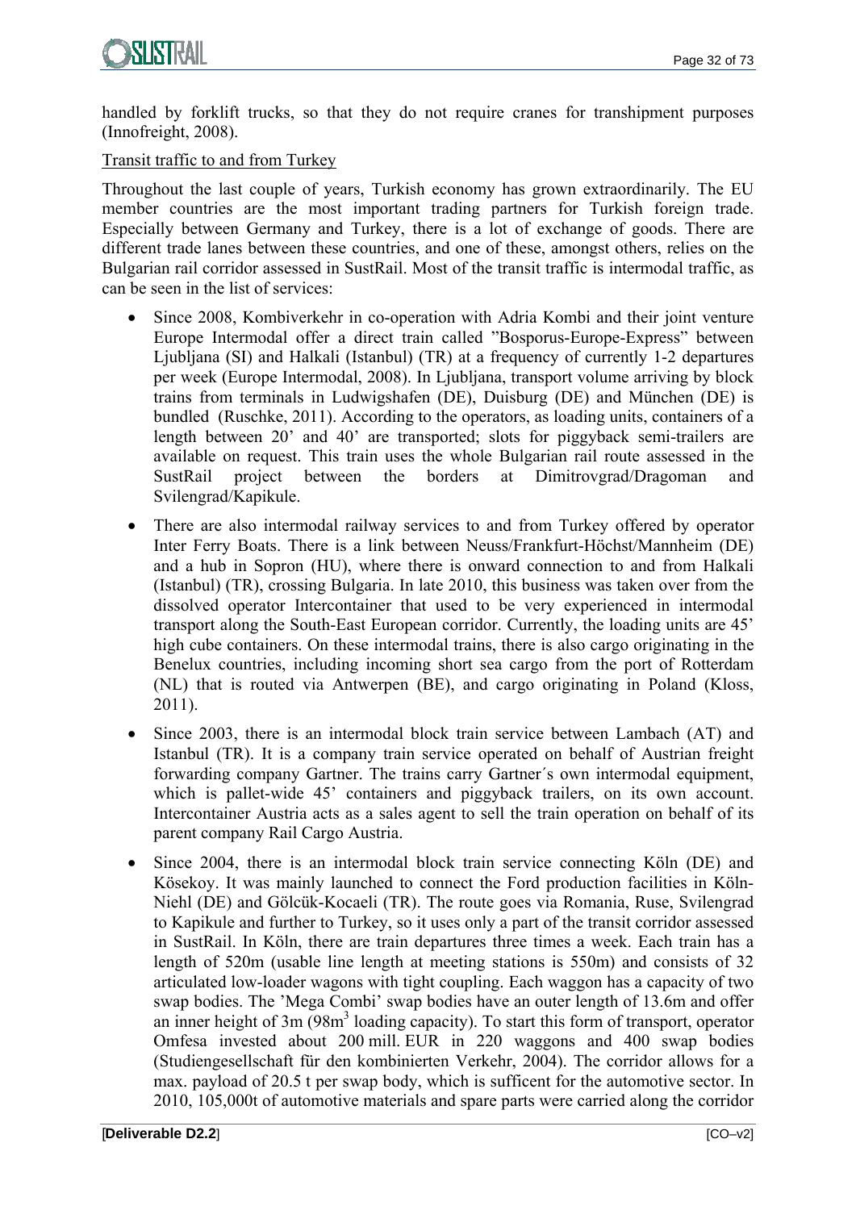handled by forklift trucks, so that they do not require cranes for transhipment purposes (Innofreight, 2008).

Transit traffic to and from Turkey

Throughout the last couple of years, Turkish economy has grown extraordinarily. The EU member countries are the most important trading partners for Turkish foreign trade. Especially between Germany and Turkey, there is a lot of exchange of goods. There are different trade lanes between these countries, and one of these, amongst others, relies on the Bulgarian rail corridor assessed in SustRail. Most of the transit traffic is intermodal traffic, as can be seen in the list of services:

- Since 2008, Kombiverkehr in co-operation with Adria Kombi and their joint venture Europe Intermodal offer a direct train called "Bosporus-Europe-Express" between Ljubljana (SI) and Halkali (Istanbul) (TR) at a frequency of currently 1-2 departures per week (Europe Intermodal, 2008). In Ljubljana, transport volume arriving by block trains from terminals in Ludwigshafen (DE), Duisburg (DE) and München (DE) is bundled (Ruschke, 2011). According to the operators, as loading units, containers of a length between 20' and 40' are transported; slots for piggyback semi-trailers are available on request. This train uses the whole Bulgarian rail route assessed in the SustRail project between the borders at Dimitrovgrad/Dragoman and Svilengrad/Kapikule.
- There are also intermodal railway services to and from Turkey offered by operator Inter Ferry Boats. There is a link between Neuss/Frankfurt-Höchst/Mannheim (DE) and a hub in Sopron (HU), where there is onward connection to and from Halkali (Istanbul) (TR), crossing Bulgaria. In late 2010, this business was taken over from the dissolved operator Intercontainer that used to be very experienced in intermodal transport along the South-East European corridor. Currently, the loading units are 45' high cube containers. On these intermodal trains, there is also cargo originating in the Benelux countries, including incoming short sea cargo from the port of Rotterdam (NL) that is routed via Antwerpen (BE), and cargo originating in Poland (Kloss, 2011).
- Since 2003, there is an intermodal block train service between Lambach (AT) and Istanbul (TR). It is a company train service operated on behalf of Austrian freight forwarding company Gartner. The trains carry Gartner´s own intermodal equipment, which is pallet-wide 45' containers and piggyback trailers, on its own account. Intercontainer Austria acts as a sales agent to sell the train operation on behalf of its parent company Rail Cargo Austria.
- Since 2004, there is an intermodal block train service connecting Köln (DE) and Kösekoy. It was mainly launched to connect the Ford production facilities in Köln-Niehl (DE) and Gölcük-Kocaeli (TR). The route goes via Romania, Ruse, Svilengrad to Kapikule and further to Turkey, so it uses only a part of the transit corridor assessed in SustRail. In Köln, there are train departures three times a week. Each train has a length of 520m (usable line length at meeting stations is 550m) and consists of 32 articulated low-loader wagons with tight coupling. Each waggon has a capacity of two swap bodies. The 'Mega Combi' swap bodies have an outer length of 13.6m and offer an inner height of 3m (98m$^3$ loading capacity). To start this form of transport, operator Omfesa invested about 200 mill. EUR in 220 waggons and 400 swap bodies (Studiengesellschaft für den kombinierten Verkehr, 2004). The corridor allows for a max. payload of 20.5 t per swap body, which is sufficent for the automotive sector. In 2010, 105,000t of automotive materials and spare parts were carried along the corridor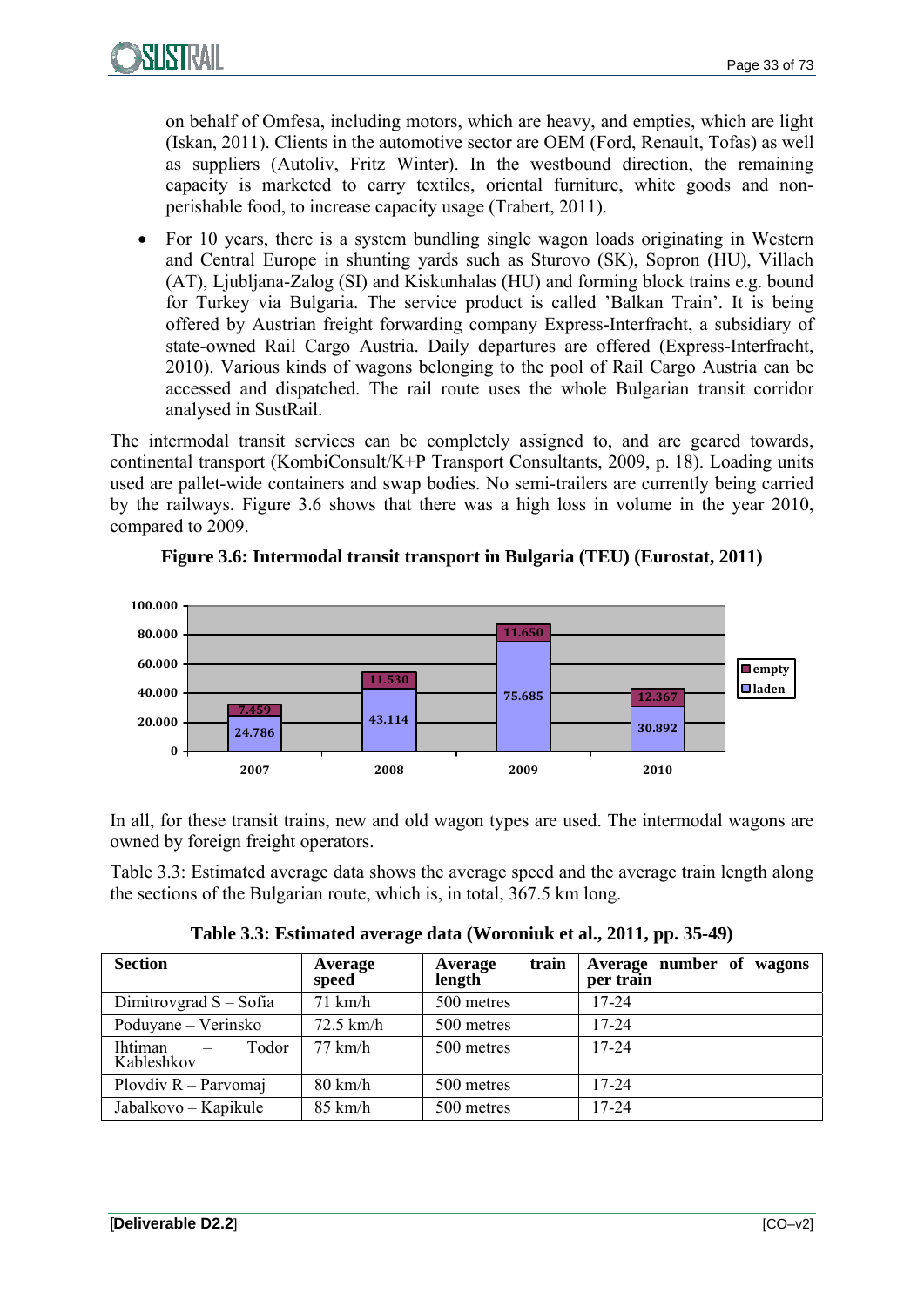on behalf of Omfesa, including motors, which are heavy, and empties, which are light (Iskan, 2011). Clients in the automotive sector are OEM (Ford, Renault, Tofas) as well as suppliers (Autoliv, Fritz Winter). In the westbound direction, the remaining capacity is marketed to carry textiles, oriental furniture, white goods and non-perishable food, to increase capacity usage (Trabert, 2011).

- For 10 years, there is a system bundling single wagon loads originating in Western and Central Europe in shunting yards such as Sturovo (SK), Sopron (HU), Villach (AT), Ljubljana-Zalog (SI) and Kiskunhalas (HU) and forming block trains e.g. bound for Turkey via Bulgaria. The service product is called 'Balkan Train'. It is being offered by Austrian freight forwarding company Express-Interfracht, a subsidiary of state-owned Rail Cargo Austria. Daily departures are offered (Express-Interfracht, 2010). Various kinds of wagons belonging to the pool of Rail Cargo Austria can be accessed and dispatched. The rail route uses the whole Bulgarian transit corridor analysed in SustRail.

The intermodal transit services can be completely assigned to, and are geared towards, continental transport (KombiConsult/K+P Transport Consultants, 2009, p. 18). Loading units used are pallet-wide containers and swap bodies. No semi-trailers are currently being carried by the railways. Figure 3.6 shows that there was a high loss in volume in the year 2010, compared to 2009.

**Figure 3.6: Intermodal transit transport in Bulgaria (TEU) (Eurostat, 2011)**

| Year | laden | empty |
|---|---|---|
| 2007 | 24.786 | 7.459 |
| 2008 | 43.114 | 11.530 |
| 2009 | 75.685 | 11.650 |
| 2010 | 30.892 | 12.367 |

In all, for these transit trains, new and old wagon types are used. The intermodal wagons are owned by foreign freight operators.

Table 3.3: Estimated average data shows the average speed and the average train length along the sections of the Bulgarian route, which is, in total, 367.5 km long.

**Table 3.3: Estimated average data (Woroniuk et al., 2011, pp. 35-49)**

| Section | Average speed | Average train length | Average number of wagons per train |
|---|---|---|---|
| Dimitrovgrad S – Sofia | 71 km/h | 500 metres | 17-24 |
| Poduyane – Verinsko | 72.5 km/h | 500 metres | 17-24 |
| Ihtiman – Todor Kableshkov | 77 km/h | 500 metres | 17-24 |
| Plovdiv R – Parvomaj | 80 km/h | 500 metres | 17-24 |
| Jabalkovo – Kapikule | 85 km/h | 500 metres | 17-24 |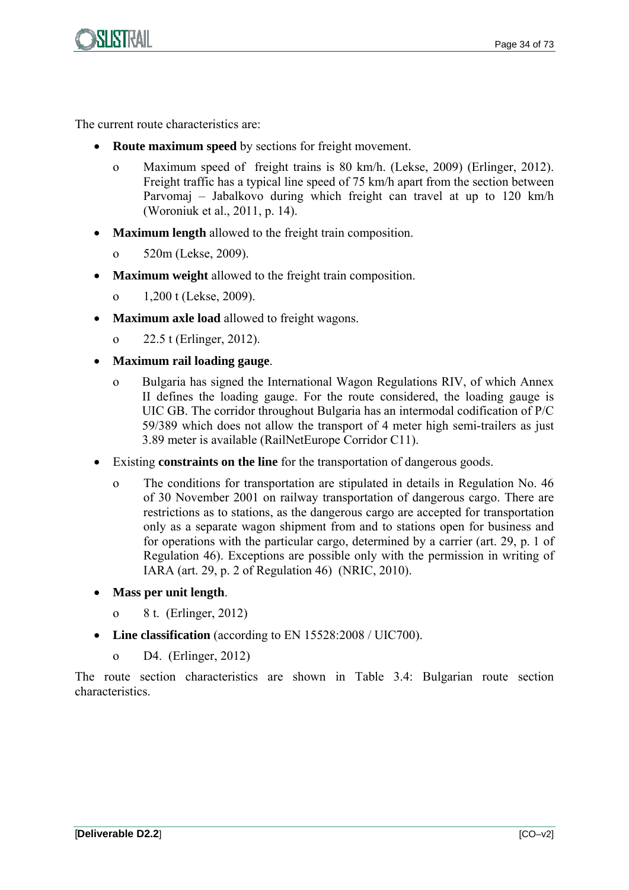The current route characteristics are:

- **Route maximum speed** by sections for freight movement.
  - Maximum speed of freight trains is 80 km/h. (Lekse, 2009) (Erlinger, 2012). Freight traffic has a typical line speed of 75 km/h apart from the section between Parvomaj – Jabalkovo during which freight can travel at up to 120 km/h (Woroniuk et al., 2011, p. 14).
- **Maximum length** allowed to the freight train composition.
  - 520m (Lekse, 2009).
- **Maximum weight** allowed to the freight train composition.
  - 1,200 t (Lekse, 2009).
- **Maximum axle load** allowed to freight wagons.
  - 22.5 t (Erlinger, 2012).
- **Maximum rail loading gauge**.
  - Bulgaria has signed the International Wagon Regulations RIV, of which Annex II defines the loading gauge. For the route considered, the loading gauge is UIC GB. The corridor throughout Bulgaria has an intermodal codification of P/C 59/389 which does not allow the transport of 4 meter high semi-trailers as just 3.89 meter is available (RailNetEurope Corridor C11).
- Existing **constraints on the line** for the transportation of dangerous goods.
  - The conditions for transportation are stipulated in details in Regulation No. 46 of 30 November 2001 on railway transportation of dangerous cargo. There are restrictions as to stations, as the dangerous cargo are accepted for transportation only as a separate wagon shipment from and to stations open for business and for operations with the particular cargo, determined by a carrier (art. 29, p. 1 of Regulation 46). Exceptions are possible only with the permission in writing of IARA (art. 29, p. 2 of Regulation 46) (NRIC, 2010).
- **Mass per unit length**.
  - 8 t. (Erlinger, 2012)
- **Line classification** (according to EN 15528:2008 / UIC700).
  - D4. (Erlinger, 2012)

The route section characteristics are shown in Table 3.4: Bulgarian route section characteristics.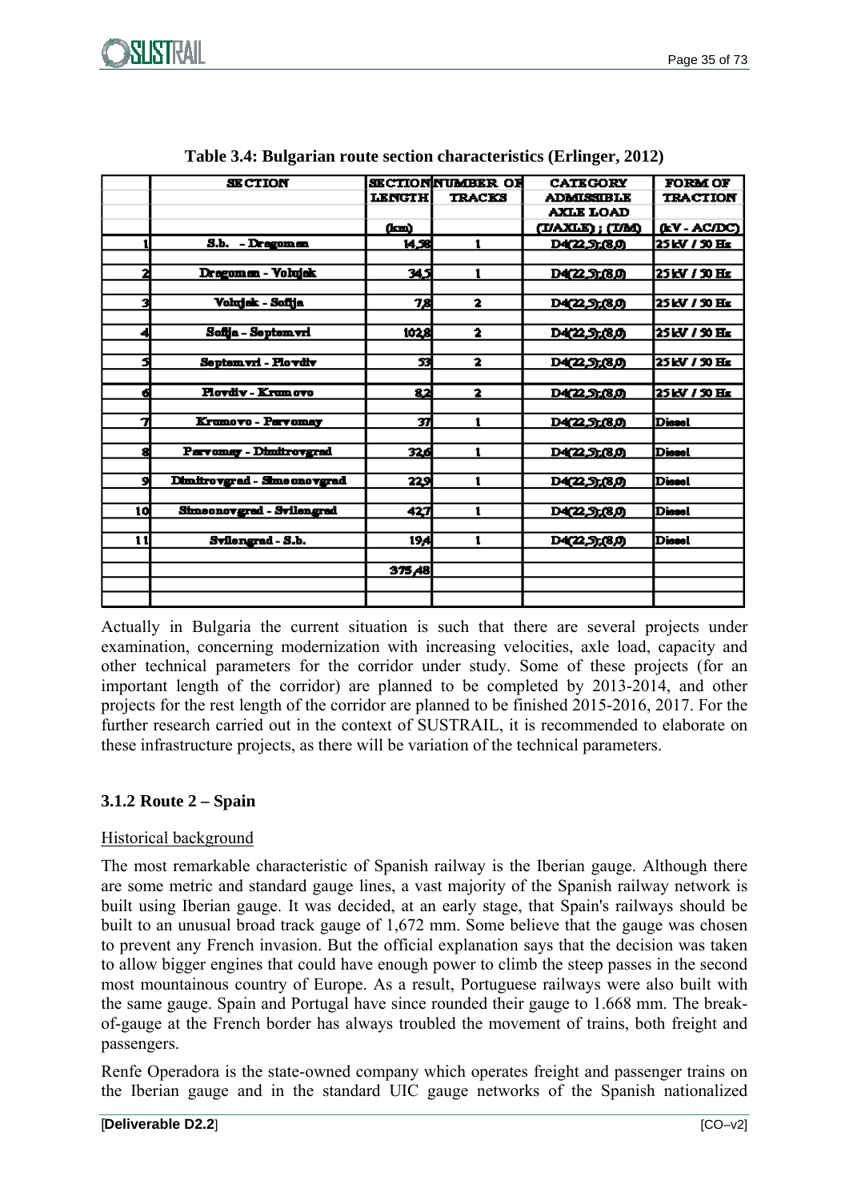**Table 3.4: Bulgarian route section characteristics (Erlinger, 2012)**

| | SECTION | SECTION LENGTH (km) | NUMBER OF TRACKS | CATEGORY ADMISSIBLE AXLE LOAD (T/AXLE) ; (T/M) | FORM OF TRACTION (kV - AC/DC) |
|---|---|---|---|---|---|
| 1 | S.b. - Dragoman | 14,58 | 1 | D4(22,5);(8,0) | 25 kV / 50 Hz |
| 2 | Dragoman - Volujak | 34,5 | 1 | D4(22,5);(8,0) | 25 kV / 50 Hz |
| 3 | Volujak - Sofija | 7,8 | 2 | D4(22,5);(8,0) | 25 kV / 50 Hz |
| 4 | Sofija - Septemvri | 102,8 | 2 | D4(22,5);(8,0) | 25 kV / 50 Hz |
| 5 | Septemvri - Plovdiv | 53 | 2 | D4(22,5);(8,0) | 25 kV / 50 Hz |
| 6 | Plovdiv - Krumovo | 8,2 | 2 | D4(22,5);(8,0) | 25 kV / 50 Hz |
| 7 | Krumovo - Parvomay | 37 | 1 | D4(22,5);(8,0) | Diesel |
| 8 | Parvomay - Dimitrovgrad | 32,6 | 1 | D4(22,5);(8,0) | Diesel |
| 9 | Dimitrovgrad - Simeonovgrad | 22,9 | 1 | D4(22,5);(8,0) | Diesel |
| 10 | Simeonovgrad - Svilengrad | 42,7 | 1 | D4(22,5);(8,0) | Diesel |
| 11 | Svilengrad - S.b. | 19,4 | 1 | D4(22,5);(8,0) | Diesel |
| | | 375,48 | | | |

Actually in Bulgaria the current situation is such that there are several projects under examination, concerning modernization with increasing velocities, axle load, capacity and other technical parameters for the corridor under study. Some of these projects (for an important length of the corridor) are planned to be completed by 2013-2014, and other projects for the rest length of the corridor are planned to be finished 2015-2016, 2017. For the further research carried out in the context of SUSTRAIL, it is recommended to elaborate on these infrastructure projects, as there will be variation of the technical parameters.

### 3.1.2 Route 2 – Spain

Historical background

The most remarkable characteristic of Spanish railway is the Iberian gauge. Although there are some metric and standard gauge lines, a vast majority of the Spanish railway network is built using Iberian gauge. It was decided, at an early stage, that Spain's railways should be built to an unusual broad track gauge of 1,672 mm. Some believe that the gauge was chosen to prevent any French invasion. But the official explanation says that the decision was taken to allow bigger engines that could have enough power to climb the steep passes in the second most mountainous country of Europe. As a result, Portuguese railways were also built with the same gauge. Spain and Portugal have since rounded their gauge to 1.668 mm. The break-of-gauge at the French border has always troubled the movement of trains, both freight and passengers.

Renfe Operadora is the state-owned company which operates freight and passenger trains on the Iberian gauge and in the standard UIC gauge networks of the Spanish nationalized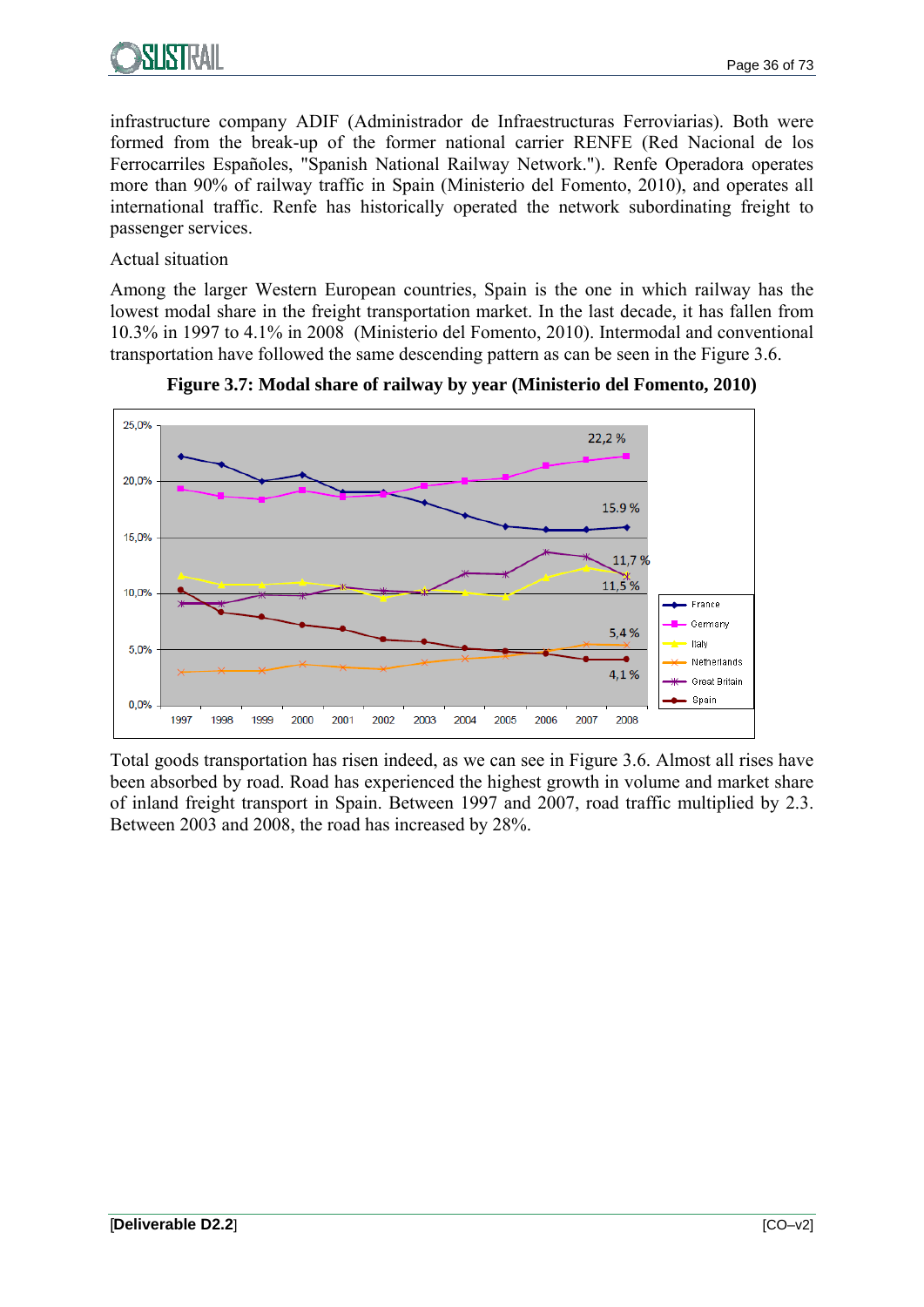infrastructure company ADIF (Administrador de Infraestructuras Ferroviarias). Both were formed from the break-up of the former national carrier RENFE (Red Nacional de los Ferrocarriles Españoles, "Spanish National Railway Network."). Renfe Operadora operates more than 90% of railway traffic in Spain (Ministerio del Fomento, 2010), and operates all international traffic. Renfe has historically operated the network subordinating freight to passenger services.

Actual situation

Among the larger Western European countries, Spain is the one in which railway has the lowest modal share in the freight transportation market. In the last decade, it has fallen from 10.3% in 1997 to 4.1% in 2008 (Ministerio del Fomento, 2010). Intermodal and conventional transportation have followed the same descending pattern as can be seen in the Figure 3.6.

**Figure 3.7: Modal share of railway by year (Ministerio del Fomento, 2010)**

Total goods transportation has risen indeed, as we can see in Figure 3.6. Almost all rises have been absorbed by road. Road has experienced the highest growth in volume and market share of inland freight transport in Spain. Between 1997 and 2007, road traffic multiplied by 2.3. Between 2003 and 2008, the road has increased by 28%.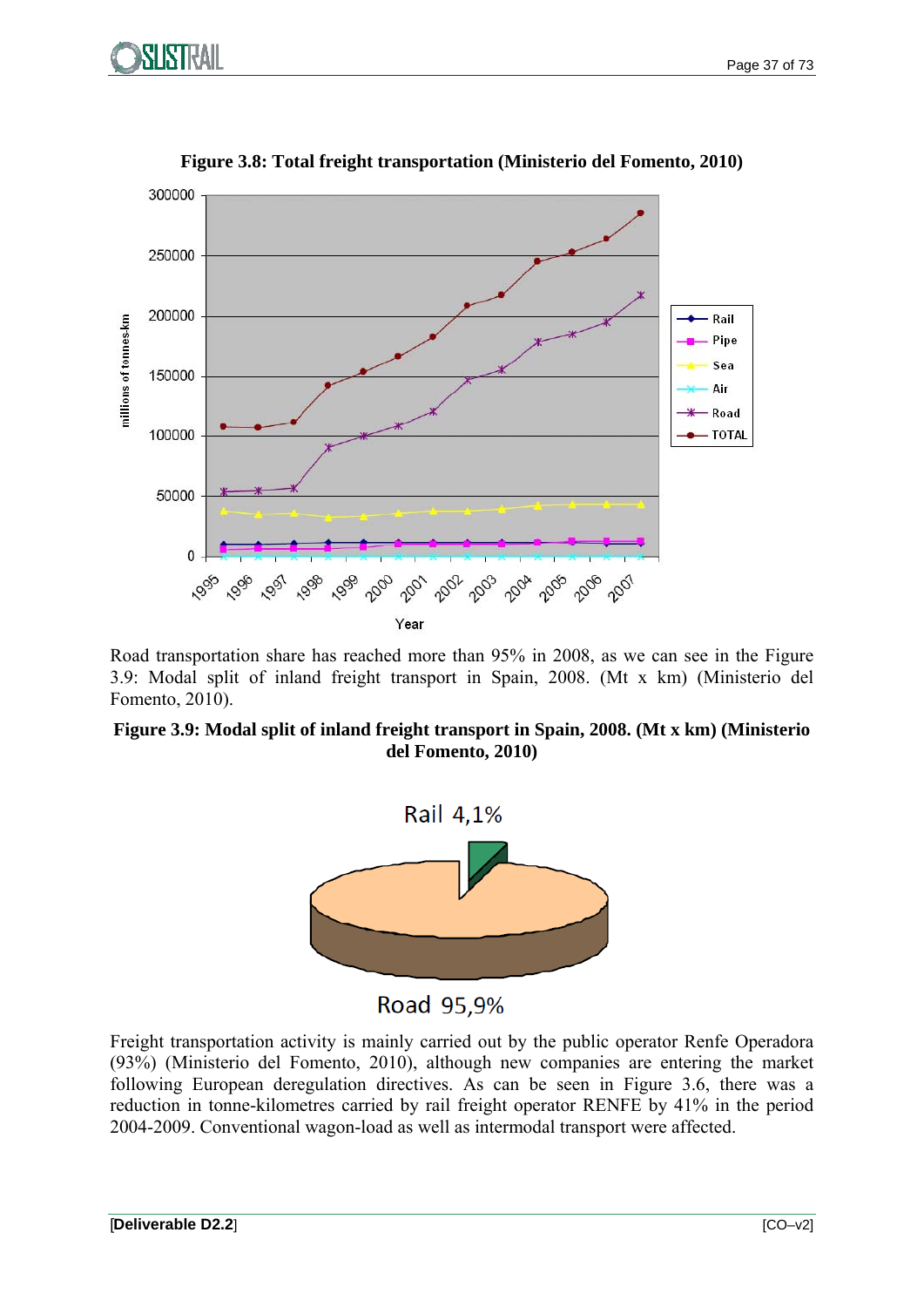**Figure 3.8: Total freight transportation (Ministerio del Fomento, 2010)**

Road transportation share has reached more than 95% in 2008, as we can see in the Figure 3.9: Modal split of inland freight transport in Spain, 2008. (Mt x km) (Ministerio del Fomento, 2010).

**Figure 3.9: Modal split of inland freight transport in Spain, 2008. (Mt x km) (Ministerio del Fomento, 2010)**

Freight transportation activity is mainly carried out by the public operator Renfe Operadora (93%) (Ministerio del Fomento, 2010), although new companies are entering the market following European deregulation directives. As can be seen in Figure 3.6, there was a reduction in tonne-kilometres carried by rail freight operator RENFE by 41% in the period 2004-2009. Conventional wagon-load as well as intermodal transport were affected.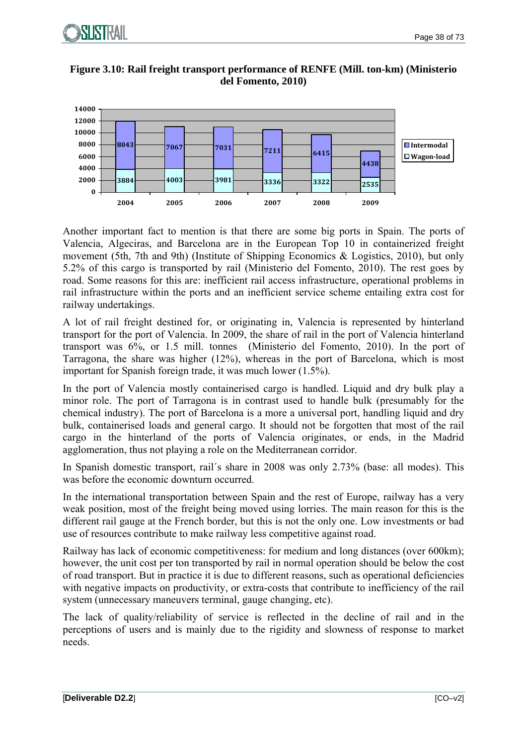**Figure 3.10: Rail freight transport performance of RENFE (Mill. ton-km) (Ministerio del Fomento, 2010)**

| Year | Wagon-load | Intermodal |
|---|---|---|
| 2004 | 3884 | 8043 |
| 2005 | 4003 | 7067 |
| 2006 | 3981 | 7031 |
| 2007 | 3336 | 7211 |
| 2008 | 3322 | 6415 |
| 2009 | 2535 | 4438 |

Another important fact to mention is that there are some big ports in Spain. The ports of Valencia, Algeciras, and Barcelona are in the European Top 10 in containerized freight movement (5th, 7th and 9th) (Institute of Shipping Economics & Logistics, 2010), but only 5.2% of this cargo is transported by rail (Ministerio del Fomento, 2010). The rest goes by road. Some reasons for this are: inefficient rail access infrastructure, operational problems in rail infrastructure within the ports and an inefficient service scheme entailing extra cost for railway undertakings.

A lot of rail freight destined for, or originating in, Valencia is represented by hinterland transport for the port of Valencia. In 2009, the share of rail in the port of Valencia hinterland transport was 6%, or 1.5 mill. tonnes (Ministerio del Fomento, 2010). In the port of Tarragona, the share was higher (12%), whereas in the port of Barcelona, which is most important for Spanish foreign trade, it was much lower (1.5%).

In the port of Valencia mostly containerised cargo is handled. Liquid and dry bulk play a minor role. The port of Tarragona is in contrast used to handle bulk (presumably for the chemical industry). The port of Barcelona is a more a universal port, handling liquid and dry bulk, containerised loads and general cargo. It should not be forgotten that most of the rail cargo in the hinterland of the ports of Valencia originates, or ends, in the Madrid agglomeration, thus not playing a role on the Mediterranean corridor.

In Spanish domestic transport, rail´s share in 2008 was only 2.73% (base: all modes). This was before the economic downturn occurred.

In the international transportation between Spain and the rest of Europe, railway has a very weak position, most of the freight being moved using lorries. The main reason for this is the different rail gauge at the French border, but this is not the only one. Low investments or bad use of resources contribute to make railway less competitive against road.

Railway has lack of economic competitiveness: for medium and long distances (over 600km); however, the unit cost per ton transported by rail in normal operation should be below the cost of road transport. But in practice it is due to different reasons, such as operational deficiencies with negative impacts on productivity, or extra-costs that contribute to inefficiency of the rail system (unnecessary maneuvers terminal, gauge changing, etc).

The lack of quality/reliability of service is reflected in the decline of rail and in the perceptions of users and is mainly due to the rigidity and slowness of response to market needs.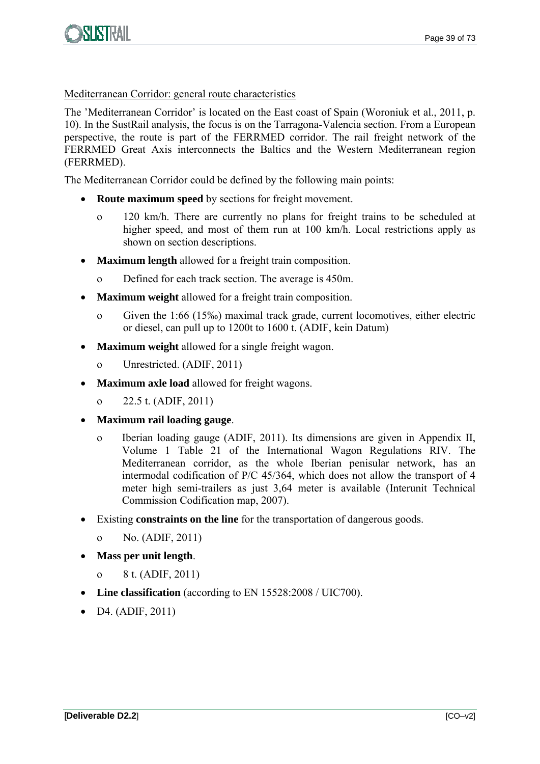Mediterranean Corridor: general route characteristics

The 'Mediterranean Corridor' is located on the East coast of Spain (Woroniuk et al., 2011, p. 10). In the SustRail analysis, the focus is on the Tarragona-Valencia section. From a European perspective, the route is part of the FERRMED corridor. The rail freight network of the FERRMED Great Axis interconnects the Baltics and the Western Mediterranean region (FERRMED).

The Mediterranean Corridor could be defined by the following main points:

- **Route maximum speed** by sections for freight movement.
  - 120 km/h. There are currently no plans for freight trains to be scheduled at higher speed, and most of them run at 100 km/h. Local restrictions apply as shown on section descriptions.
- **Maximum length** allowed for a freight train composition.
  - Defined for each track section. The average is 450m.
- **Maximum weight** allowed for a freight train composition.
  - Given the 1:66 (15‰) maximal track grade, current locomotives, either electric or diesel, can pull up to 1200t to 1600 t. (ADIF, kein Datum)
- **Maximum weight** allowed for a single freight wagon.
  - Unrestricted. (ADIF, 2011)
- **Maximum axle load** allowed for freight wagons.
  - 22.5 t. (ADIF, 2011)
- **Maximum rail loading gauge**.
  - Iberian loading gauge (ADIF, 2011). Its dimensions are given in Appendix II, Volume 1 Table 21 of the International Wagon Regulations RIV. The Mediterranean corridor, as the whole Iberian penisular network, has an intermodal codification of P/C 45/364, which does not allow the transport of 4 meter high semi-trailers as just 3,64 meter is available (Interunit Technical Commission Codification map, 2007).
- Existing **constraints on the line** for the transportation of dangerous goods.
  - No. (ADIF, 2011)
- **Mass per unit length**.
  - 8 t. (ADIF, 2011)
- **Line classification** (according to EN 15528:2008 / UIC700).
- D4. (ADIF, 2011)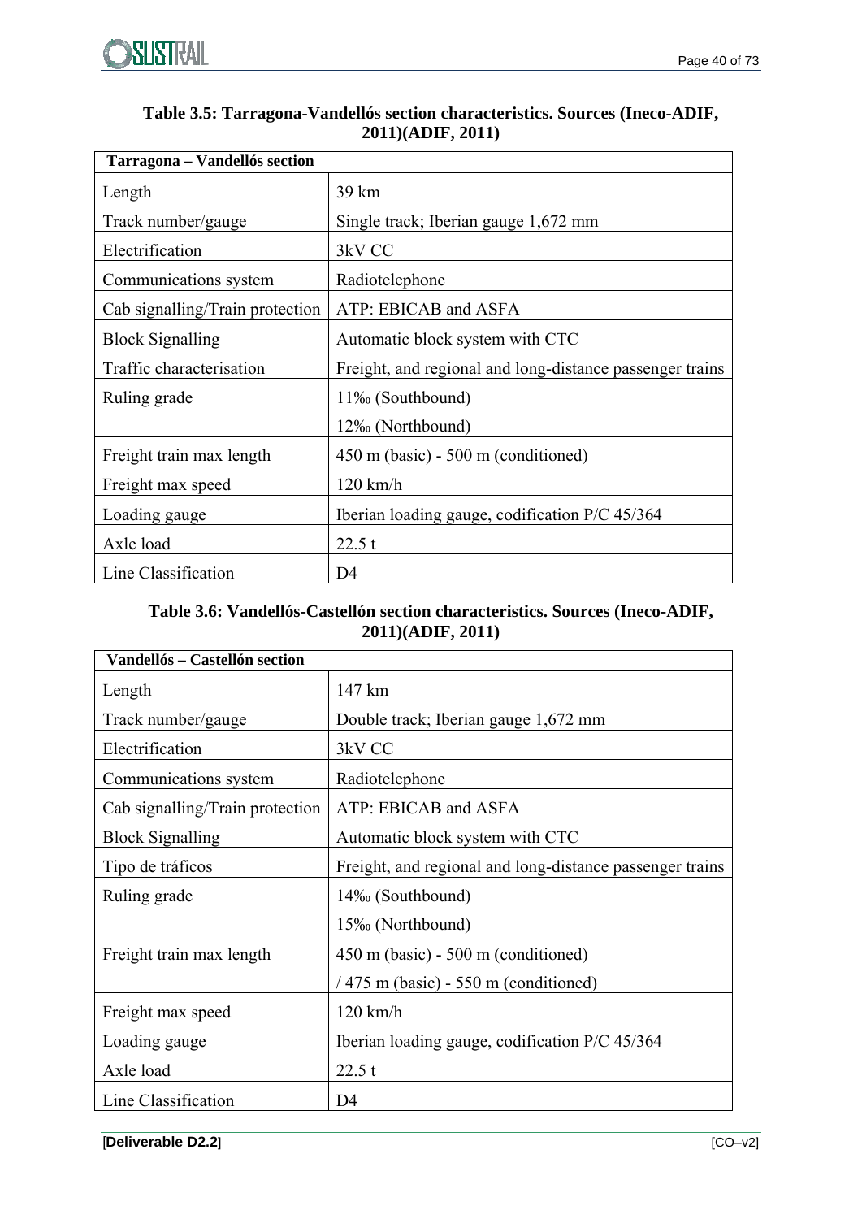**Table 3.5: Tarragona-Vandellós section characteristics. Sources (Ineco-ADIF, 2011)(ADIF, 2011)**

| Tarragona – Vandellós section | |
|---|---|
| Length | 39 km |
| Track number/gauge | Single track; Iberian gauge 1,672 mm |
| Electrification | 3kV CC |
| Communications system | Radiotelephone |
| Cab signalling/Train protection | ATP: EBICAB and ASFA |
| Block Signalling | Automatic block system with CTC |
| Traffic characterisation | Freight, and regional and long-distance passenger trains |
| Ruling grade | 11‰ (Southbound)<br>12‰ (Northbound) |
| Freight train max length | 450 m (basic) - 500 m (conditioned) |
| Freight max speed | 120 km/h |
| Loading gauge | Iberian loading gauge, codification P/C 45/364 |
| Axle load | 22.5 t |
| Line Classification | D4 |

**Table 3.6: Vandellós-Castellón section characteristics. Sources (Ineco-ADIF, 2011)(ADIF, 2011)**

| Vandellós – Castellón section | |
|---|---|
| Length | 147 km |
| Track number/gauge | Double track; Iberian gauge 1,672 mm |
| Electrification | 3kV CC |
| Communications system | Radiotelephone |
| Cab signalling/Train protection | ATP: EBICAB and ASFA |
| Block Signalling | Automatic block system with CTC |
| Tipo de tráficos | Freight, and regional and long-distance passenger trains |
| Ruling grade | 14‰ (Southbound)<br>15‰ (Northbound) |
| Freight train max length | 450 m (basic) - 500 m (conditioned)<br>/ 475 m (basic) - 550 m (conditioned) |
| Freight max speed | 120 km/h |
| Loading gauge | Iberian loading gauge, codification P/C 45/364 |
| Axle load | 22.5 t |
| Line Classification | D4 |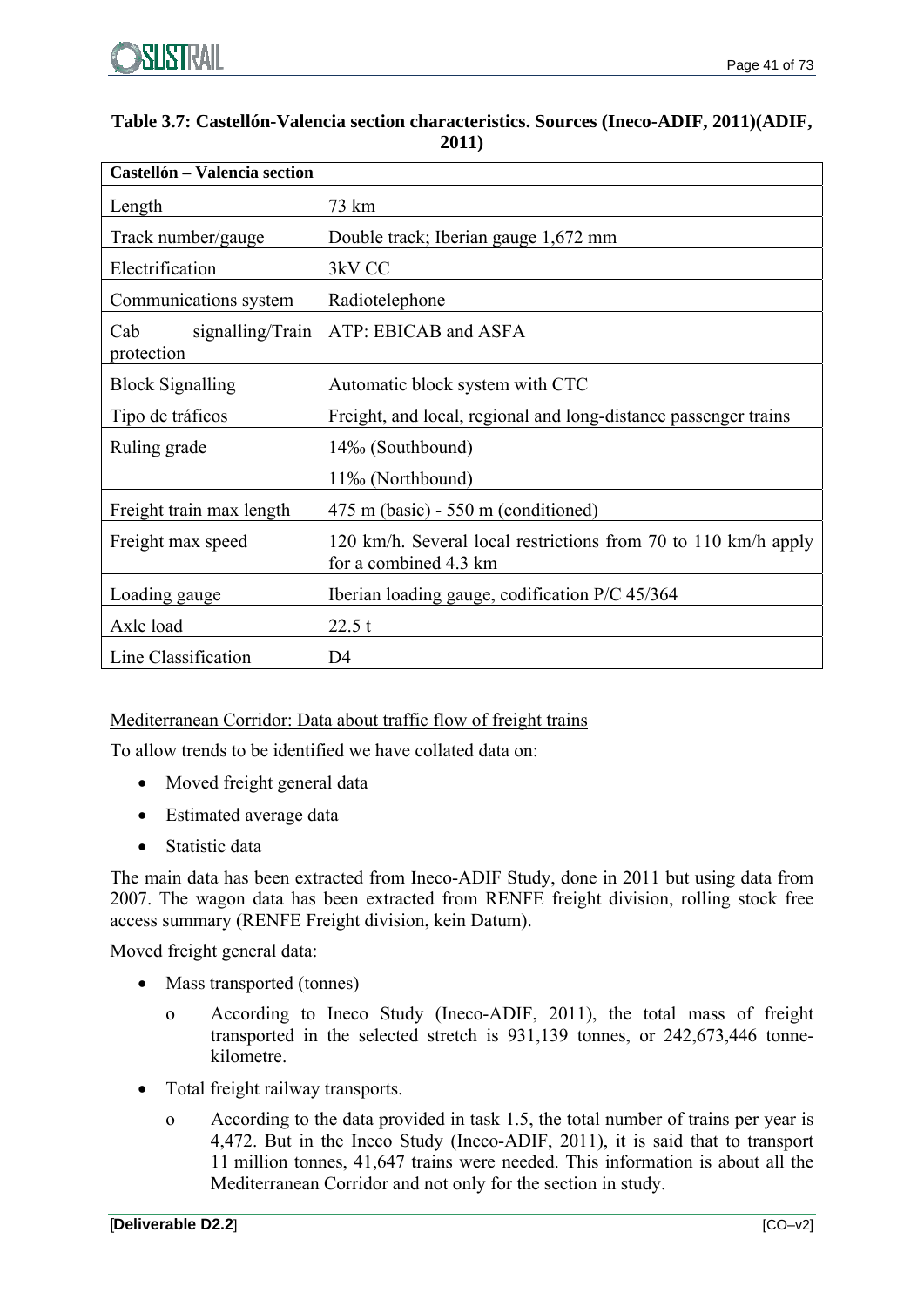**Table 3.7: Castellón-Valencia section characteristics. Sources (Ineco-ADIF, 2011)(ADIF, 2011)**

| Castellón – Valencia section | |
|---|---|
| Length | 73 km |
| Track number/gauge | Double track; Iberian gauge 1,672 mm |
| Electrification | 3kV CC |
| Communications system | Radiotelephone |
| Cab signalling/Train protection | ATP: EBICAB and ASFA |
| Block Signalling | Automatic block system with CTC |
| Tipo de tráficos | Freight, and local, regional and long-distance passenger trains |
| Ruling grade | 14‰ (Southbound)<br>11‰ (Northbound) |
| Freight train max length | 475 m (basic) - 550 m (conditioned) |
| Freight max speed | 120 km/h. Several local restrictions from 70 to 110 km/h apply for a combined 4.3 km |
| Loading gauge | Iberian loading gauge, codification P/C 45/364 |
| Axle load | 22.5 t |
| Line Classification | D4 |

<u>Mediterranean Corridor: Data about traffic flow of freight trains</u>

To allow trends to be identified we have collated data on:

- Moved freight general data
- Estimated average data
- Statistic data

The main data has been extracted from Ineco-ADIF Study, done in 2011 but using data from 2007. The wagon data has been extracted from RENFE freight division, rolling stock free access summary (RENFE Freight division, kein Datum).

Moved freight general data:

- Mass transported (tonnes)
  - According to Ineco Study (Ineco-ADIF, 2011), the total mass of freight transported in the selected stretch is 931,139 tonnes, or 242,673,446 tonne-kilometre.
- Total freight railway transports.
  - According to the data provided in task 1.5, the total number of trains per year is 4,472. But in the Ineco Study (Ineco-ADIF, 2011), it is said that to transport 11 million tonnes, 41,647 trains were needed. This information is about all the Mediterranean Corridor and not only for the section in study.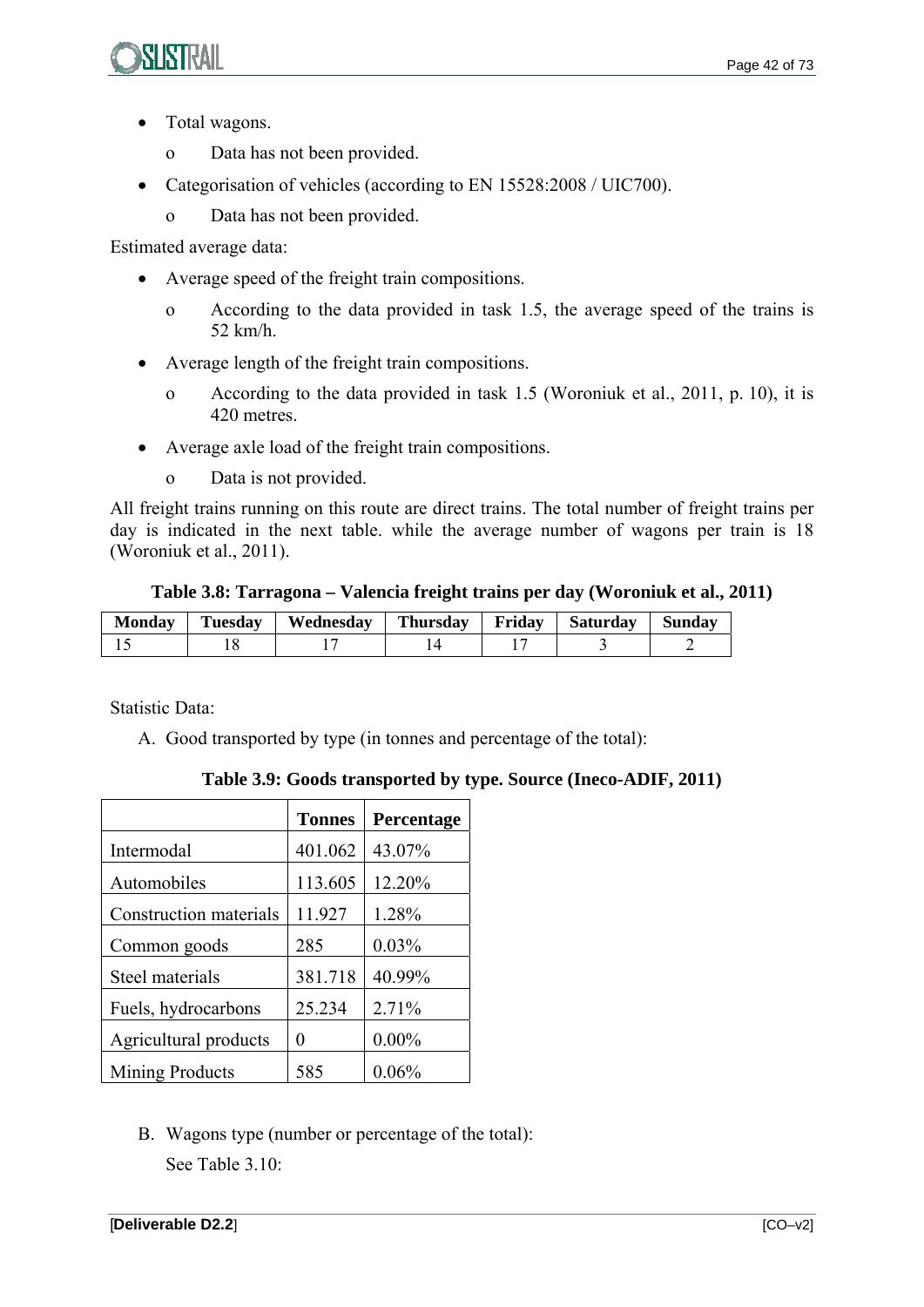- Total wagons.
    - o Data has not been provided.
- Categorisation of vehicles (according to EN 15528:2008 / UIC700).
    - o Data has not been provided.

Estimated average data:

- Average speed of the freight train compositions.
    - o According to the data provided in task 1.5, the average speed of the trains is 52 km/h.
- Average length of the freight train compositions.
    - o According to the data provided in task 1.5 (Woroniuk et al., 2011, p. 10), it is 420 metres.
- Average axle load of the freight train compositions.
    - o Data is not provided.

All freight trains running on this route are direct trains. The total number of freight trains per day is indicated in the next table. while the average number of wagons per train is 18 (Woroniuk et al., 2011).

**Table 3.8: Tarragona – Valencia freight trains per day (Woroniuk et al., 2011)**

| Monday | Tuesday | Wednesday | Thursday | Friday | Saturday | Sunday |
|---|---|---|---|---|---|---|
| 15 | 18 | 17 | 14 | 17 | 3 | 2 |

Statistic Data:

A. Good transported by type (in tonnes and percentage of the total):

**Table 3.9: Goods transported by type. Source (Ineco-ADIF, 2011)**

| | Tonnes | Percentage |
|---|---|---|
| Intermodal | 401.062 | 43.07% |
| Automobiles | 113.605 | 12.20% |
| Construction materials | 11.927 | 1.28% |
| Common goods | 285 | 0.03% |
| Steel materials | 381.718 | 40.99% |
| Fuels, hydrocarbons | 25.234 | 2.71% |
| Agricultural products | 0 | 0.00% |
| Mining Products | 585 | 0.06% |

B. Wagons type (number or percentage of the total):

See Table 3.10: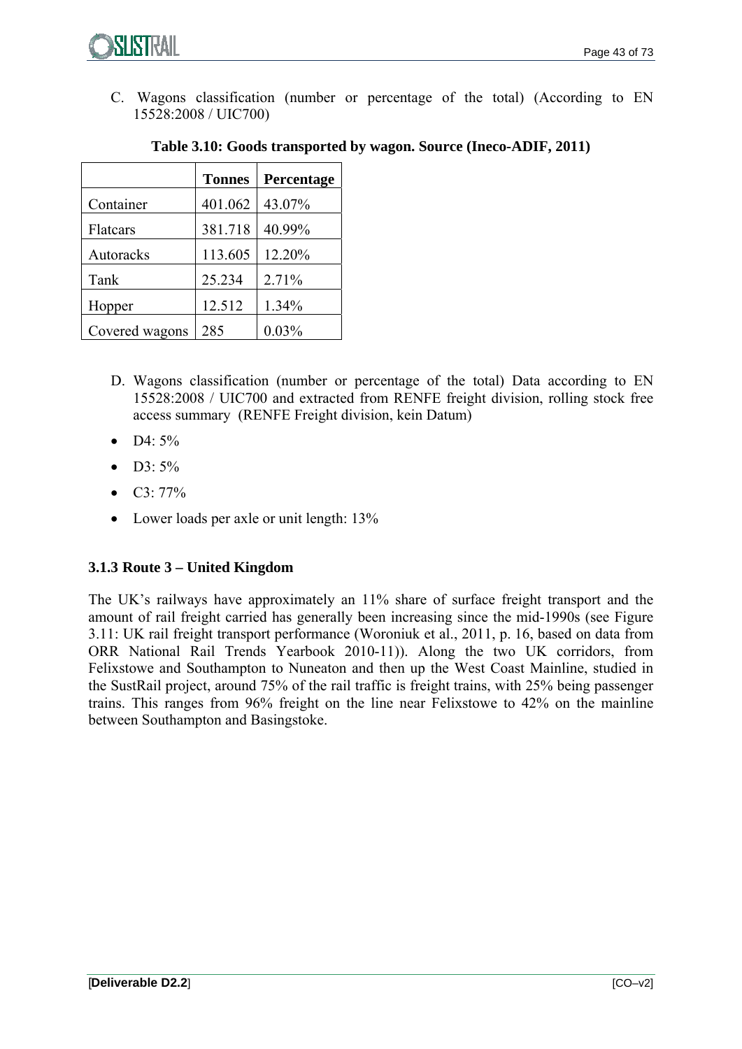C. Wagons classification (number or percentage of the total) (According to EN 15528:2008 / UIC700)

**Table 3.10: Goods transported by wagon. Source (Ineco-ADIF, 2011)**

| | Tonnes | Percentage |
|---|---|---|
| Container | 401.062 | 43.07% |
| Flatcars | 381.718 | 40.99% |
| Autoracks | 113.605 | 12.20% |
| Tank | 25.234 | 2.71% |
| Hopper | 12.512 | 1.34% |
| Covered wagons | 285 | 0.03% |

D. Wagons classification (number or percentage of the total) Data according to EN 15528:2008 / UIC700 and extracted from RENFE freight division, rolling stock free access summary (RENFE Freight division, kein Datum)

- D4: 5%
- D3: 5%
- C3: 77%
- Lower loads per axle or unit length: 13%

### 3.1.3 Route 3 – United Kingdom

The UK's railways have approximately an 11% share of surface freight transport and the amount of rail freight carried has generally been increasing since the mid-1990s (see Figure 3.11: UK rail freight transport performance (Woroniuk et al., 2011, p. 16, based on data from ORR National Rail Trends Yearbook 2010-11)). Along the two UK corridors, from Felixstowe and Southampton to Nuneaton and then up the West Coast Mainline, studied in the SustRail project, around 75% of the rail traffic is freight trains, with 25% being passenger trains. This ranges from 96% freight on the line near Felixstowe to 42% on the mainline between Southampton and Basingstoke.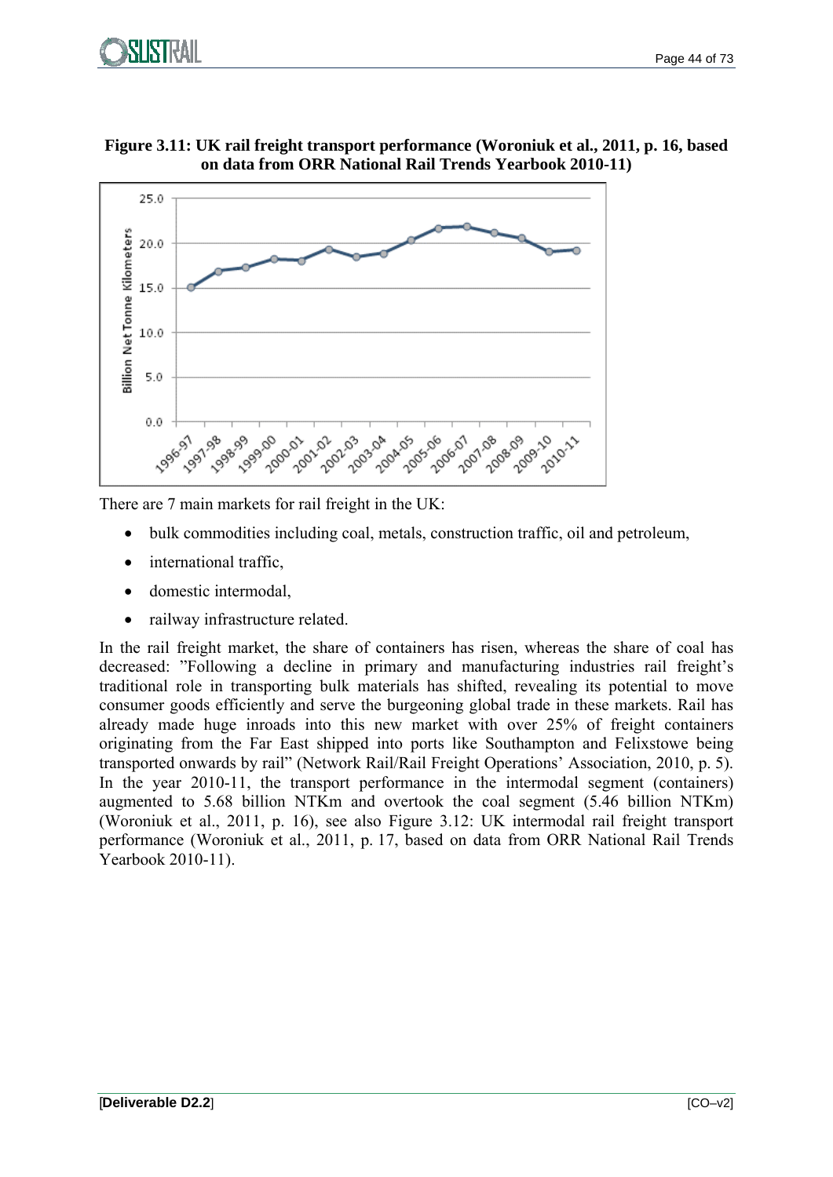**Figure 3.11: UK rail freight transport performance (Woroniuk et al., 2011, p. 16, based on data from ORR National Rail Trends Yearbook 2010-11)**

There are 7 main markets for rail freight in the UK:

- bulk commodities including coal, metals, construction traffic, oil and petroleum,
- international traffic,
- domestic intermodal,
- railway infrastructure related.

In the rail freight market, the share of containers has risen, whereas the share of coal has decreased: "Following a decline in primary and manufacturing industries rail freight's traditional role in transporting bulk materials has shifted, revealing its potential to move consumer goods efficiently and serve the burgeoning global trade in these markets. Rail has already made huge inroads into this new market with over 25% of freight containers originating from the Far East shipped into ports like Southampton and Felixstowe being transported onwards by rail" (Network Rail/Rail Freight Operations' Association, 2010, p. 5). In the year 2010-11, the transport performance in the intermodal segment (containers) augmented to 5.68 billion NTKm and overtook the coal segment (5.46 billion NTKm) (Woroniuk et al., 2011, p. 16), see also Figure 3.12: UK intermodal rail freight transport performance (Woroniuk et al., 2011, p. 17, based on data from ORR National Rail Trends Yearbook 2010-11).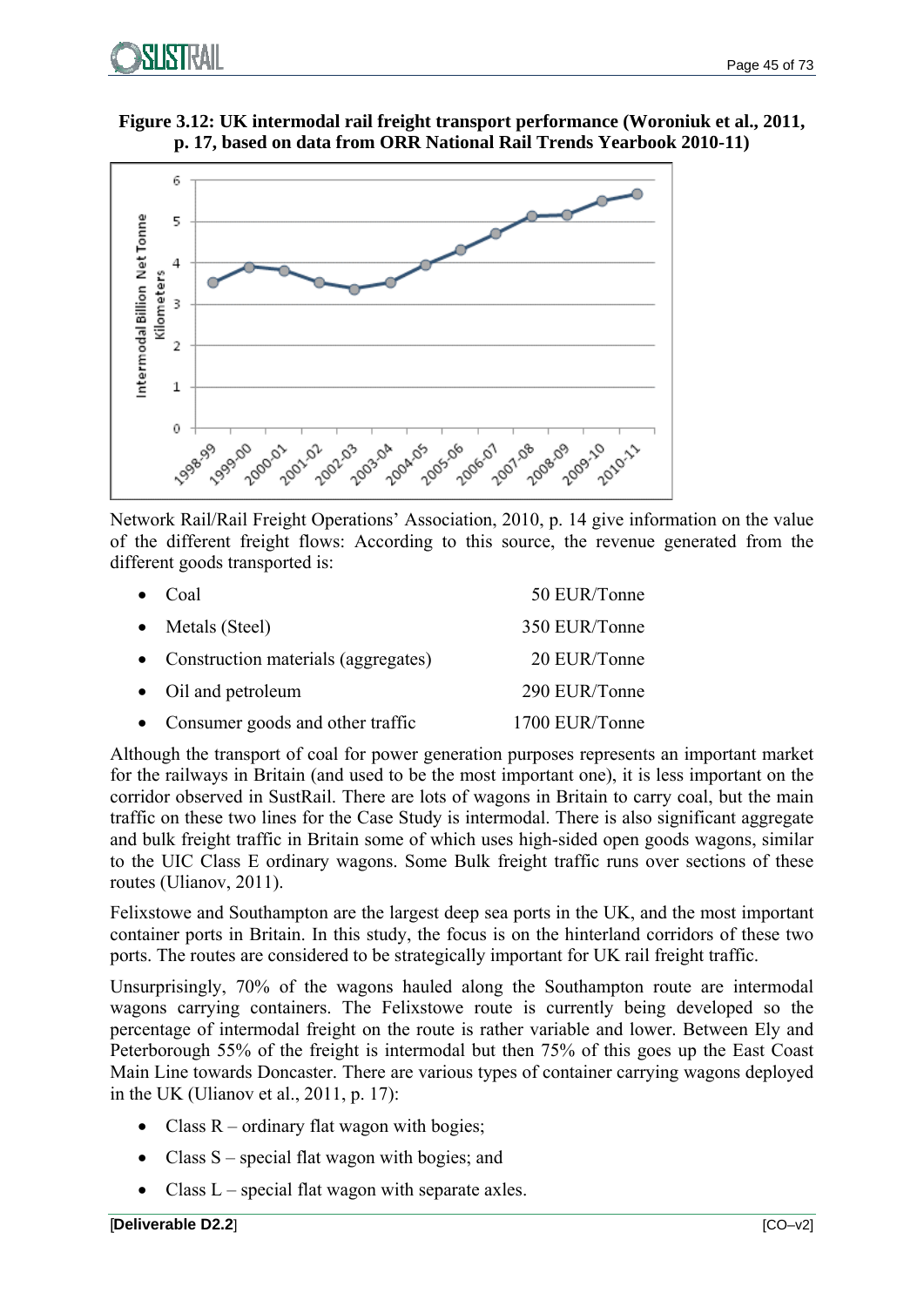**Figure 3.12: UK intermodal rail freight transport performance (Woroniuk et al., 2011, p. 17, based on data from ORR National Rail Trends Yearbook 2010-11)**

Network Rail/Rail Freight Operations' Association, 2010, p. 14 give information on the value of the different freight flows: According to this source, the revenue generated from the different goods transported is:

- Coal 50 EUR/Tonne
- Metals (Steel) 350 EUR/Tonne
- Construction materials (aggregates) 20 EUR/Tonne
- Oil and petroleum 290 EUR/Tonne
- Consumer goods and other traffic 1700 EUR/Tonne

Although the transport of coal for power generation purposes represents an important market for the railways in Britain (and used to be the most important one), it is less important on the corridor observed in SustRail. There are lots of wagons in Britain to carry coal, but the main traffic on these two lines for the Case Study is intermodal. There is also significant aggregate and bulk freight traffic in Britain some of which uses high-sided open goods wagons, similar to the UIC Class E ordinary wagons. Some Bulk freight traffic runs over sections of these routes (Ulianov, 2011).

Felixstowe and Southampton are the largest deep sea ports in the UK, and the most important container ports in Britain. In this study, the focus is on the hinterland corridors of these two ports. The routes are considered to be strategically important for UK rail freight traffic.

Unsurprisingly, 70% of the wagons hauled along the Southampton route are intermodal wagons carrying containers. The Felixstowe route is currently being developed so the percentage of intermodal freight on the route is rather variable and lower. Between Ely and Peterborough 55% of the freight is intermodal but then 75% of this goes up the East Coast Main Line towards Doncaster. There are various types of container carrying wagons deployed in the UK (Ulianov et al., 2011, p. 17):

- Class R – ordinary flat wagon with bogies;
- Class S – special flat wagon with bogies; and
- Class L – special flat wagon with separate axles.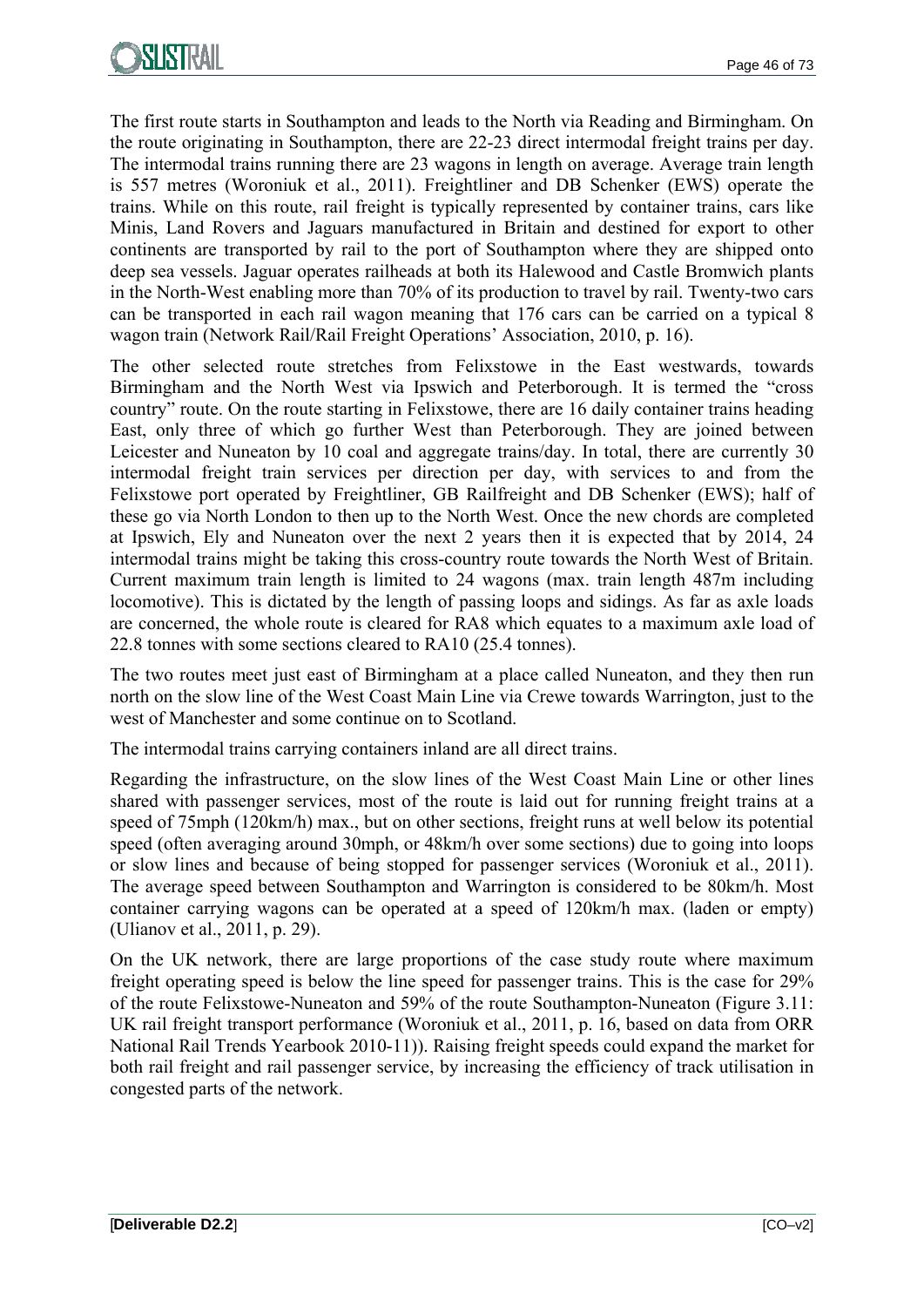The first route starts in Southampton and leads to the North via Reading and Birmingham. On the route originating in Southampton, there are 22-23 direct intermodal freight trains per day. The intermodal trains running there are 23 wagons in length on average. Average train length is 557 metres (Woroniuk et al., 2011). Freightliner and DB Schenker (EWS) operate the trains. While on this route, rail freight is typically represented by container trains, cars like Minis, Land Rovers and Jaguars manufactured in Britain and destined for export to other continents are transported by rail to the port of Southampton where they are shipped onto deep sea vessels. Jaguar operates railheads at both its Halewood and Castle Bromwich plants in the North-West enabling more than 70% of its production to travel by rail. Twenty-two cars can be transported in each rail wagon meaning that 176 cars can be carried on a typical 8 wagon train (Network Rail/Rail Freight Operations' Association, 2010, p. 16).

The other selected route stretches from Felixstowe in the East westwards, towards Birmingham and the North West via Ipswich and Peterborough. It is termed the "cross country" route. On the route starting in Felixstowe, there are 16 daily container trains heading East, only three of which go further West than Peterborough. They are joined between Leicester and Nuneaton by 10 coal and aggregate trains/day. In total, there are currently 30 intermodal freight train services per direction per day, with services to and from the Felixstowe port operated by Freightliner, GB Railfreight and DB Schenker (EWS); half of these go via North London to then up to the North West. Once the new chords are completed at Ipswich, Ely and Nuneaton over the next 2 years then it is expected that by 2014, 24 intermodal trains might be taking this cross-country route towards the North West of Britain. Current maximum train length is limited to 24 wagons (max. train length 487m including locomotive). This is dictated by the length of passing loops and sidings. As far as axle loads are concerned, the whole route is cleared for RA8 which equates to a maximum axle load of 22.8 tonnes with some sections cleared to RA10 (25.4 tonnes).

The two routes meet just east of Birmingham at a place called Nuneaton, and they then run north on the slow line of the West Coast Main Line via Crewe towards Warrington, just to the west of Manchester and some continue on to Scotland.

The intermodal trains carrying containers inland are all direct trains.

Regarding the infrastructure, on the slow lines of the West Coast Main Line or other lines shared with passenger services, most of the route is laid out for running freight trains at a speed of 75mph (120km/h) max., but on other sections, freight runs at well below its potential speed (often averaging around 30mph, or 48km/h over some sections) due to going into loops or slow lines and because of being stopped for passenger services (Woroniuk et al., 2011). The average speed between Southampton and Warrington is considered to be 80km/h. Most container carrying wagons can be operated at a speed of 120km/h max. (laden or empty) (Ulianov et al., 2011, p. 29).

On the UK network, there are large proportions of the case study route where maximum freight operating speed is below the line speed for passenger trains. This is the case for 29% of the route Felixstowe-Nuneaton and 59% of the route Southampton-Nuneaton (Figure 3.11: UK rail freight transport performance (Woroniuk et al., 2011, p. 16, based on data from ORR National Rail Trends Yearbook 2010-11)). Raising freight speeds could expand the market for both rail freight and rail passenger service, by increasing the efficiency of track utilisation in congested parts of the network.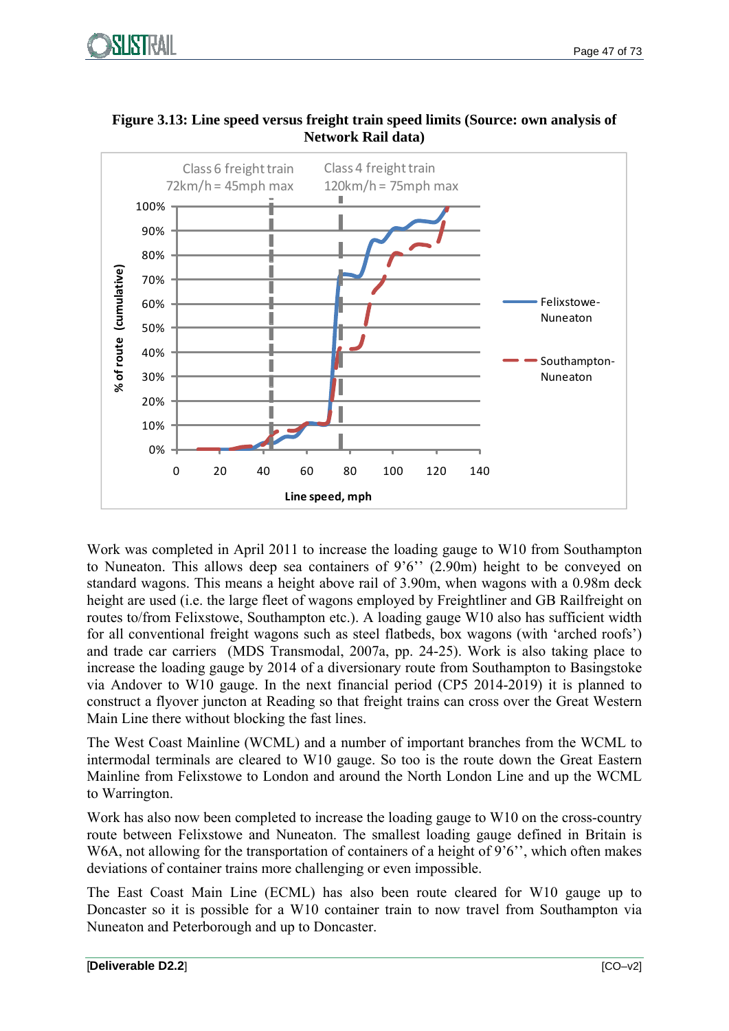**Figure 3.13: Line speed versus freight train speed limits (Source: own analysis of Network Rail data)**

Work was completed in April 2011 to increase the loading gauge to W10 from Southampton to Nuneaton. This allows deep sea containers of 9'6'' (2.90m) height to be conveyed on standard wagons. This means a height above rail of 3.90m, when wagons with a 0.98m deck height are used (i.e. the large fleet of wagons employed by Freightliner and GB Railfreight on routes to/from Felixstowe, Southampton etc.). A loading gauge W10 also has sufficient width for all conventional freight wagons such as steel flatbeds, box wagons (with 'arched roofs') and trade car carriers (MDS Transmodal, 2007a, pp. 24-25). Work is also taking place to increase the loading gauge by 2014 of a diversionary route from Southampton to Basingstoke via Andover to W10 gauge. In the next financial period (CP5 2014-2019) it is planned to construct a flyover juncton at Reading so that freight trains can cross over the Great Western Main Line there without blocking the fast lines.

The West Coast Mainline (WCML) and a number of important branches from the WCML to intermodal terminals are cleared to W10 gauge. So too is the route down the Great Eastern Mainline from Felixstowe to London and around the North London Line and up the WCML to Warrington.

Work has also now been completed to increase the loading gauge to W10 on the cross-country route between Felixstowe and Nuneaton. The smallest loading gauge defined in Britain is W6A, not allowing for the transportation of containers of a height of 9'6'', which often makes deviations of container trains more challenging or even impossible.

The East Coast Main Line (ECML) has also been route cleared for W10 gauge up to Doncaster so it is possible for a W10 container train to now travel from Southampton via Nuneaton and Peterborough and up to Doncaster.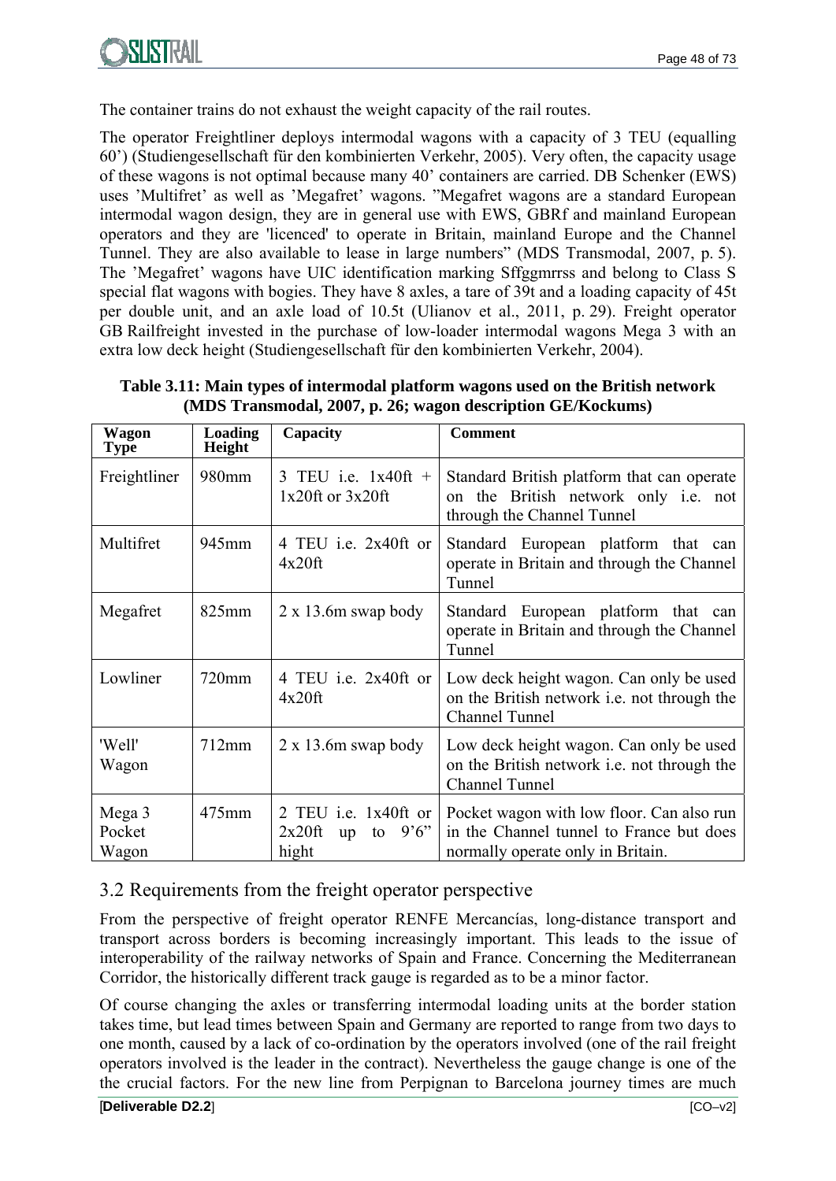The container trains do not exhaust the weight capacity of the rail routes.

The operator Freightliner deploys intermodal wagons with a capacity of 3 TEU (equalling 60') (Studiengesellschaft für den kombinierten Verkehr, 2005). Very often, the capacity usage of these wagons is not optimal because many 40' containers are carried. DB Schenker (EWS) uses 'Multifret' as well as 'Megafret' wagons. "Megafret wagons are a standard European intermodal wagon design, they are in general use with EWS, GBRf and mainland European operators and they are 'licenced' to operate in Britain, mainland Europe and the Channel Tunnel. They are also available to lease in large numbers" (MDS Transmodal, 2007, p. 5). The 'Megafret' wagons have UIC identification marking Sffggmrrss and belong to Class S special flat wagons with bogies. They have 8 axles, a tare of 39t and a loading capacity of 45t per double unit, and an axle load of 10.5t (Ulianov et al., 2011, p. 29). Freight operator GB Railfreight invested in the purchase of low-loader intermodal wagons Mega 3 with an extra low deck height (Studiengesellschaft für den kombinierten Verkehr, 2004).

**Table 3.11: Main types of intermodal platform wagons used on the British network (MDS Transmodal, 2007, p. 26; wagon description GE/Kockums)**

| Wagon Type | Loading Height | Capacity | Comment |
|---|---|---|---|
| Freightliner | 980mm | 3 TEU i.e. 1x40ft + 1x20ft or 3x20ft | Standard British platform that can operate on the British network only i.e. not through the Channel Tunnel |
| Multifret | 945mm | 4 TEU i.e. 2x40ft or 4x20ft | Standard European platform that can operate in Britain and through the Channel Tunnel |
| Megafret | 825mm | 2 x 13.6m swap body | Standard European platform that can operate in Britain and through the Channel Tunnel |
| Lowliner | 720mm | 4 TEU i.e. 2x40ft or 4x20ft | Low deck height wagon. Can only be used on the British network i.e. not through the Channel Tunnel |
| 'Well' Wagon | 712mm | 2 x 13.6m swap body | Low deck height wagon. Can only be used on the British network i.e. not through the Channel Tunnel |
| Mega 3 Pocket Wagon | 475mm | 2 TEU i.e. 1x40ft or 2x20ft up to 9'6" hight | Pocket wagon with low floor. Can also run in the Channel tunnel to France but does normally operate only in Britain. |

## 3.2 Requirements from the freight operator perspective

From the perspective of freight operator RENFE Mercancías, long-distance transport and transport across borders is becoming increasingly important. This leads to the issue of interoperability of the railway networks of Spain and France. Concerning the Mediterranean Corridor, the historically different track gauge is regarded as to be a minor factor.

Of course changing the axles or transferring intermodal loading units at the border station takes time, but lead times between Spain and Germany are reported to range from two days to one month, caused by a lack of co-ordination by the operators involved (one of the rail freight operators involved is the leader in the contract). Nevertheless the gauge change is one of the the crucial factors. For the new line from Perpignan to Barcelona journey times are much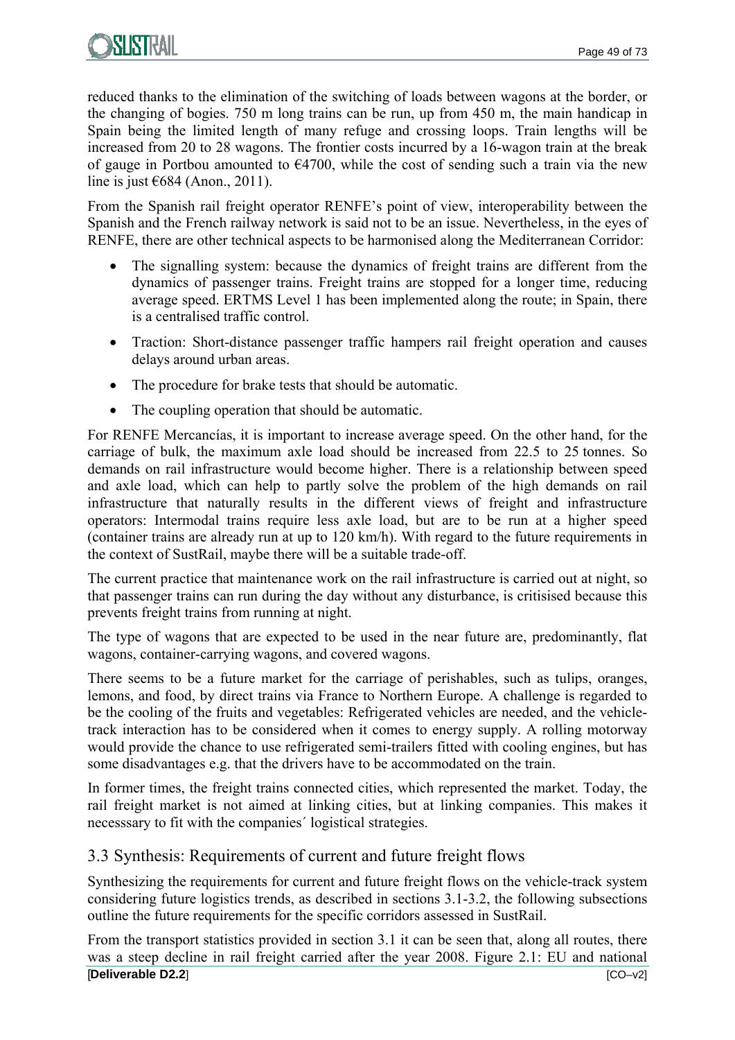reduced thanks to the elimination of the switching of loads between wagons at the border, or the changing of bogies. 750 m long trains can be run, up from 450 m, the main handicap in Spain being the limited length of many refuge and crossing loops. Train lengths will be increased from 20 to 28 wagons. The frontier costs incurred by a 16-wagon train at the break of gauge in Portbou amounted to €4700, while the cost of sending such a train via the new line is just €684 (Anon., 2011).

From the Spanish rail freight operator RENFE's point of view, interoperability between the Spanish and the French railway network is said not to be an issue. Nevertheless, in the eyes of RENFE, there are other technical aspects to be harmonised along the Mediterranean Corridor:

- The signalling system: because the dynamics of freight trains are different from the dynamics of passenger trains. Freight trains are stopped for a longer time, reducing average speed. ERTMS Level 1 has been implemented along the route; in Spain, there is a centralised traffic control.
- Traction: Short-distance passenger traffic hampers rail freight operation and causes delays around urban areas.
- The procedure for brake tests that should be automatic.
- The coupling operation that should be automatic.

For RENFE Mercancías, it is important to increase average speed. On the other hand, for the carriage of bulk, the maximum axle load should be increased from 22.5 to 25 tonnes. So demands on rail infrastructure would become higher. There is a relationship between speed and axle load, which can help to partly solve the problem of the high demands on rail infrastructure that naturally results in the different views of freight and infrastructure operators: Intermodal trains require less axle load, but are to be run at a higher speed (container trains are already run at up to 120 km/h). With regard to the future requirements in the context of SustRail, maybe there will be a suitable trade-off.

The current practice that maintenance work on the rail infrastructure is carried out at night, so that passenger trains can run during the day without any disturbance, is critisised because this prevents freight trains from running at night.

The type of wagons that are expected to be used in the near future are, predominantly, flat wagons, container-carrying wagons, and covered wagons.

There seems to be a future market for the carriage of perishables, such as tulips, oranges, lemons, and food, by direct trains via France to Northern Europe. A challenge is regarded to be the cooling of the fruits and vegetables: Refrigerated vehicles are needed, and the vehicle-track interaction has to be considered when it comes to energy supply. A rolling motorway would provide the chance to use refrigerated semi-trailers fitted with cooling engines, but has some disadvantages e.g. that the drivers have to be accommodated on the train.

In former times, the freight trains connected cities, which represented the market. Today, the rail freight market is not aimed at linking cities, but at linking companies. This makes it necesssary to fit with the companies´ logistical strategies.

## 3.3 Synthesis: Requirements of current and future freight flows

Synthesizing the requirements for current and future freight flows on the vehicle-track system considering future logistics trends, as described in sections 3.1-3.2, the following subsections outline the future requirements for the specific corridors assessed in SustRail.

From the transport statistics provided in section 3.1 it can be seen that, along all routes, there was a steep decline in rail freight carried after the year 2008. Figure 2.1: EU and national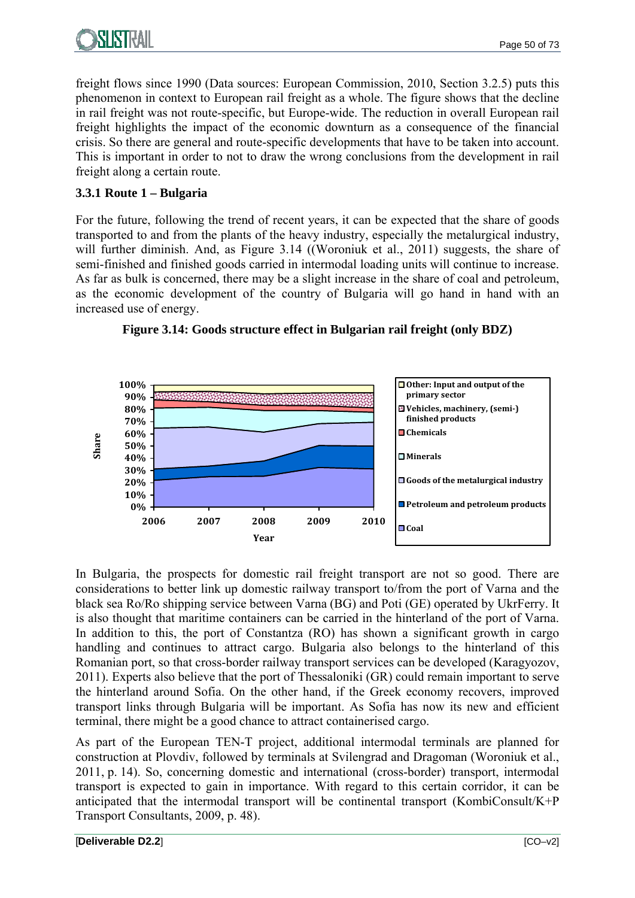freight flows since 1990 (Data sources: European Commission, 2010, Section 3.2.5) puts this phenomenon in context to European rail freight as a whole. The figure shows that the decline in rail freight was not route-specific, but Europe-wide. The reduction in overall European rail freight highlights the impact of the economic downturn as a consequence of the financial crisis. So there are general and route-specific developments that have to be taken into account. This is important in order to not to draw the wrong conclusions from the development in rail freight along a certain route.

### 3.3.1 Route 1 – Bulgaria

For the future, following the trend of recent years, it can be expected that the share of goods transported to and from the plants of the heavy industry, especially the metalurgical industry, will further diminish. And, as Figure 3.14 ((Woroniuk et al., 2011) suggests, the share of semi-finished and finished goods carried in intermodal loading units will continue to increase. As far as bulk is concerned, there may be a slight increase in the share of coal and petroleum, as the economic development of the country of Bulgaria will go hand in hand with an increased use of energy.

**Figure 3.14: Goods structure effect in Bulgarian rail freight (only BDZ)**

In Bulgaria, the prospects for domestic rail freight transport are not so good. There are considerations to better link up domestic railway transport to/from the port of Varna and the black sea Ro/Ro shipping service between Varna (BG) and Poti (GE) operated by UkrFerry. It is also thought that maritime containers can be carried in the hinterland of the port of Varna. In addition to this, the port of Constantza (RO) has shown a significant growth in cargo handling and continues to attract cargo. Bulgaria also belongs to the hinterland of this Romanian port, so that cross-border railway transport services can be developed (Karagyozov, 2011). Experts also believe that the port of Thessaloniki (GR) could remain important to serve the hinterland around Sofia. On the other hand, if the Greek economy recovers, improved transport links through Bulgaria will be important. As Sofia has now its new and efficient terminal, there might be a good chance to attract containerised cargo.

As part of the European TEN-T project, additional intermodal terminals are planned for construction at Plovdiv, followed by terminals at Svilengrad and Dragoman (Woroniuk et al., 2011, p. 14). So, concerning domestic and international (cross-border) transport, intermodal transport is expected to gain in importance. With regard to this certain corridor, it can be anticipated that the intermodal transport will be continental transport (KombiConsult/K+P Transport Consultants, 2009, p. 48).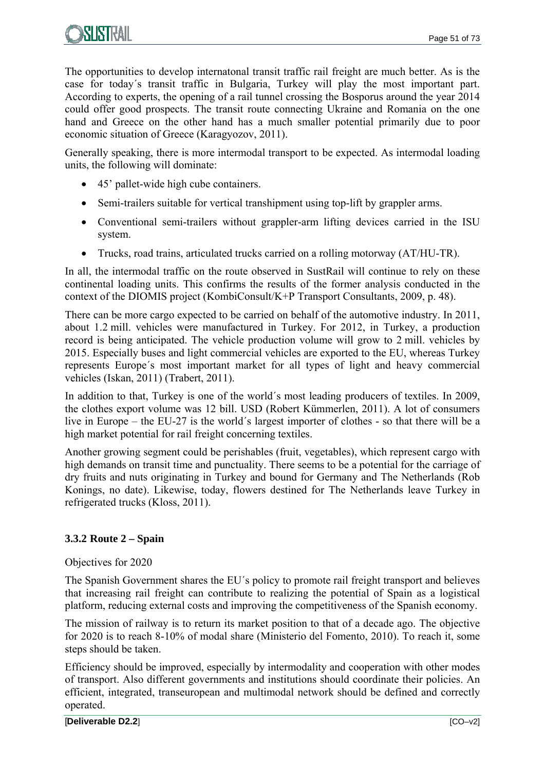The opportunities to develop internatonal transit traffic rail freight are much better. As is the case for today´s transit traffic in Bulgaria, Turkey will play the most important part. According to experts, the opening of a rail tunnel crossing the Bosporus around the year 2014 could offer good prospects. The transit route connecting Ukraine and Romania on the one hand and Greece on the other hand has a much smaller potential primarily due to poor economic situation of Greece (Karagyozov, 2011).

Generally speaking, there is more intermodal transport to be expected. As intermodal loading units, the following will dominate:

- 45' pallet-wide high cube containers.
- Semi-trailers suitable for vertical transhipment using top-lift by grappler arms.
- Conventional semi-trailers without grappler-arm lifting devices carried in the ISU system.
- Trucks, road trains, articulated trucks carried on a rolling motorway (AT/HU-TR).

In all, the intermodal traffic on the route observed in SustRail will continue to rely on these continental loading units. This confirms the results of the former analysis conducted in the context of the DIOMIS project (KombiConsult/K+P Transport Consultants, 2009, p. 48).

There can be more cargo expected to be carried on behalf of the automotive industry. In 2011, about 1.2 mill. vehicles were manufactured in Turkey. For 2012, in Turkey, a production record is being anticipated. The vehicle production volume will grow to 2 mill. vehicles by 2015. Especially buses and light commercial vehicles are exported to the EU, whereas Turkey represents Europe´s most important market for all types of light and heavy commercial vehicles (Iskan, 2011) (Trabert, 2011).

In addition to that, Turkey is one of the world´s most leading producers of textiles. In 2009, the clothes export volume was 12 bill. USD (Robert Kümmerlen, 2011). A lot of consumers live in Europe – the EU-27 is the world´s largest importer of clothes - so that there will be a high market potential for rail freight concerning textiles.

Another growing segment could be perishables (fruit, vegetables), which represent cargo with high demands on transit time and punctuality. There seems to be a potential for the carriage of dry fruits and nuts originating in Turkey and bound for Germany and The Netherlands (Rob Konings, no date). Likewise, today, flowers destined for The Netherlands leave Turkey in refrigerated trucks (Kloss, 2011).

### 3.3.2 Route 2 – Spain

Objectives for 2020

The Spanish Government shares the EU´s policy to promote rail freight transport and believes that increasing rail freight can contribute to realizing the potential of Spain as a logistical platform, reducing external costs and improving the competitiveness of the Spanish economy.

The mission of railway is to return its market position to that of a decade ago. The objective for 2020 is to reach 8-10% of modal share (Ministerio del Fomento, 2010). To reach it, some steps should be taken.

Efficiency should be improved, especially by intermodality and cooperation with other modes of transport. Also different governments and institutions should coordinate their policies. An efficient, integrated, transeuropean and multimodal network should be defined and correctly operated.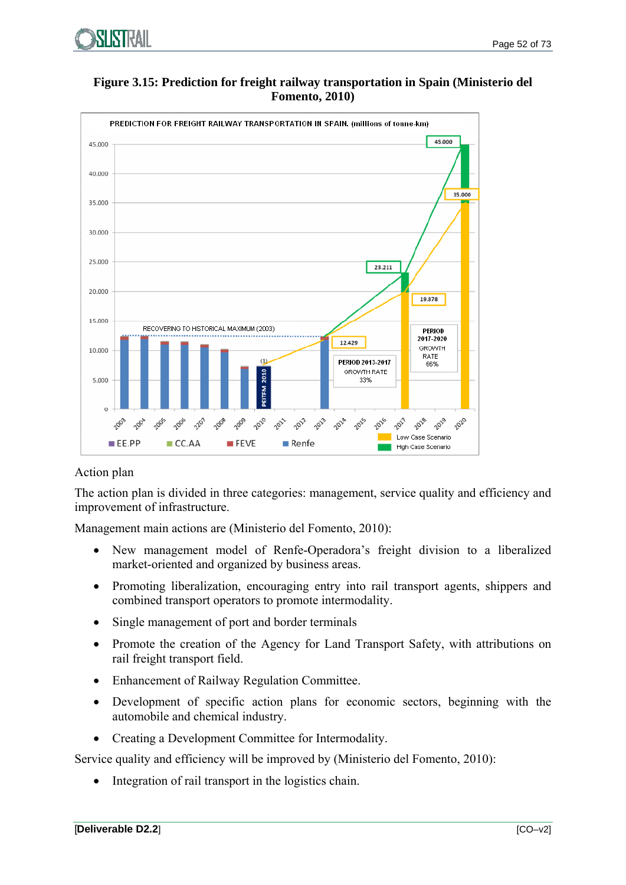**Figure 3.15: Prediction for freight railway transportation in Spain (Ministerio del Fomento, 2010)**

Action plan

The action plan is divided in three categories: management, service quality and efficiency and improvement of infrastructure.

Management main actions are (Ministerio del Fomento, 2010):

- New management model of Renfe-Operadora's freight division to a liberalized market-oriented and organized by business areas.
- Promoting liberalization, encouraging entry into rail transport agents, shippers and combined transport operators to promote intermodality.
- Single management of port and border terminals
- Promote the creation of the Agency for Land Transport Safety, with attributions on rail freight transport field.
- Enhancement of Railway Regulation Committee.
- Development of specific action plans for economic sectors, beginning with the automobile and chemical industry.
- Creating a Development Committee for Intermodality.

Service quality and efficiency will be improved by (Ministerio del Fomento, 2010):

- Integration of rail transport in the logistics chain.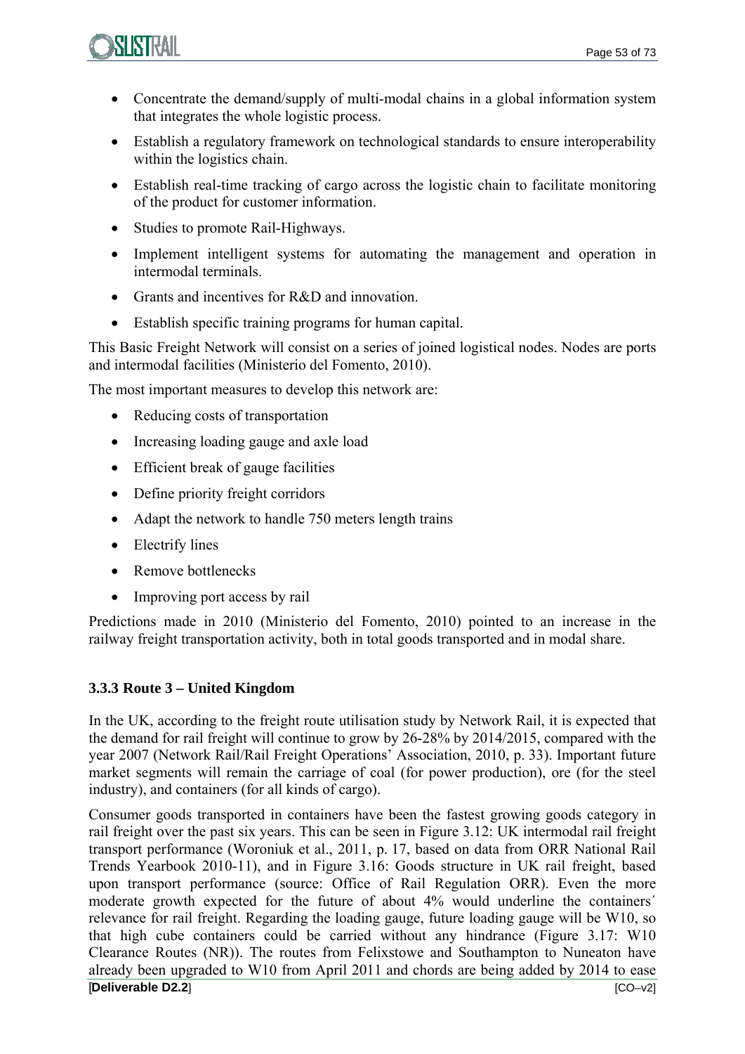- Concentrate the demand/supply of multi-modal chains in a global information system that integrates the whole logistic process.
- Establish a regulatory framework on technological standards to ensure interoperability within the logistics chain.
- Establish real-time tracking of cargo across the logistic chain to facilitate monitoring of the product for customer information.
- Studies to promote Rail-Highways.
- Implement intelligent systems for automating the management and operation in intermodal terminals.
- Grants and incentives for R&D and innovation.
- Establish specific training programs for human capital.

This Basic Freight Network will consist on a series of joined logistical nodes. Nodes are ports and intermodal facilities (Ministerio del Fomento, 2010).

The most important measures to develop this network are:

- Reducing costs of transportation
- Increasing loading gauge and axle load
- Efficient break of gauge facilities
- Define priority freight corridors
- Adapt the network to handle 750 meters length trains
- Electrify lines
- Remove bottlenecks
- Improving port access by rail

Predictions made in 2010 (Ministerio del Fomento, 2010) pointed to an increase in the railway freight transportation activity, both in total goods transported and in modal share.

### 3.3.3 Route 3 – United Kingdom

In the UK, according to the freight route utilisation study by Network Rail, it is expected that the demand for rail freight will continue to grow by 26-28% by 2014/2015, compared with the year 2007 (Network Rail/Rail Freight Operations' Association, 2010, p. 33). Important future market segments will remain the carriage of coal (for power production), ore (for the steel industry), and containers (for all kinds of cargo).

Consumer goods transported in containers have been the fastest growing goods category in rail freight over the past six years. This can be seen in Figure 3.12: UK intermodal rail freight transport performance (Woroniuk et al., 2011, p. 17, based on data from ORR National Rail Trends Yearbook 2010-11), and in Figure 3.16: Goods structure in UK rail freight, based upon transport performance (source: Office of Rail Regulation ORR). Even the more moderate growth expected for the future of about 4% would underline the containers´ relevance for rail freight. Regarding the loading gauge, future loading gauge will be W10, so that high cube containers could be carried without any hindrance (Figure 3.17: W10 Clearance Routes (NR)). The routes from Felixstowe and Southampton to Nuneaton have already been upgraded to W10 from April 2011 and chords are being added by 2014 to ease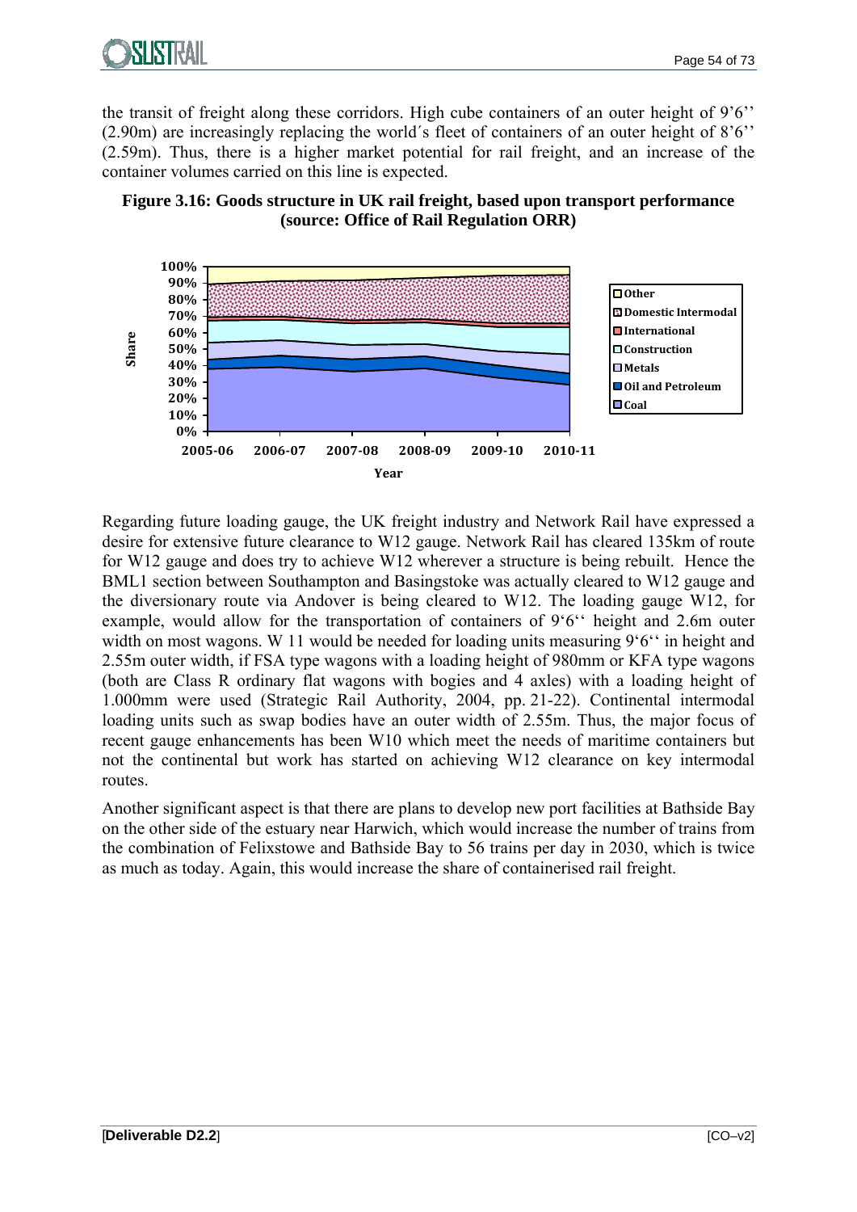the transit of freight along these corridors. High cube containers of an outer height of 9’6’’ (2.90m) are increasingly replacing the world´s fleet of containers of an outer height of 8’6’’ (2.59m). Thus, there is a higher market potential for rail freight, and an increase of the container volumes carried on this line is expected.

**Figure 3.16: Goods structure in UK rail freight, based upon transport performance (source: Office of Rail Regulation ORR)**

Regarding future loading gauge, the UK freight industry and Network Rail have expressed a desire for extensive future clearance to W12 gauge. Network Rail has cleared 135km of route for W12 gauge and does try to achieve W12 wherever a structure is being rebuilt. Hence the BML1 section between Southampton and Basingstoke was actually cleared to W12 gauge and the diversionary route via Andover is being cleared to W12. The loading gauge W12, for example, would allow for the transportation of containers of 9‘6‘‘ height and 2.6m outer width on most wagons. W 11 would be needed for loading units measuring 9‘6‘‘ in height and 2.55m outer width, if FSA type wagons with a loading height of 980mm or KFA type wagons (both are Class R ordinary flat wagons with bogies and 4 axles) with a loading height of 1.000mm were used (Strategic Rail Authority, 2004, pp. 21-22). Continental intermodal loading units such as swap bodies have an outer width of 2.55m. Thus, the major focus of recent gauge enhancements has been W10 which meet the needs of maritime containers but not the continental but work has started on achieving W12 clearance on key intermodal routes.

Another significant aspect is that there are plans to develop new port facilities at Bathside Bay on the other side of the estuary near Harwich, which would increase the number of trains from the combination of Felixstowe and Bathside Bay to 56 trains per day in 2030, which is twice as much as today. Again, this would increase the share of containerised rail freight.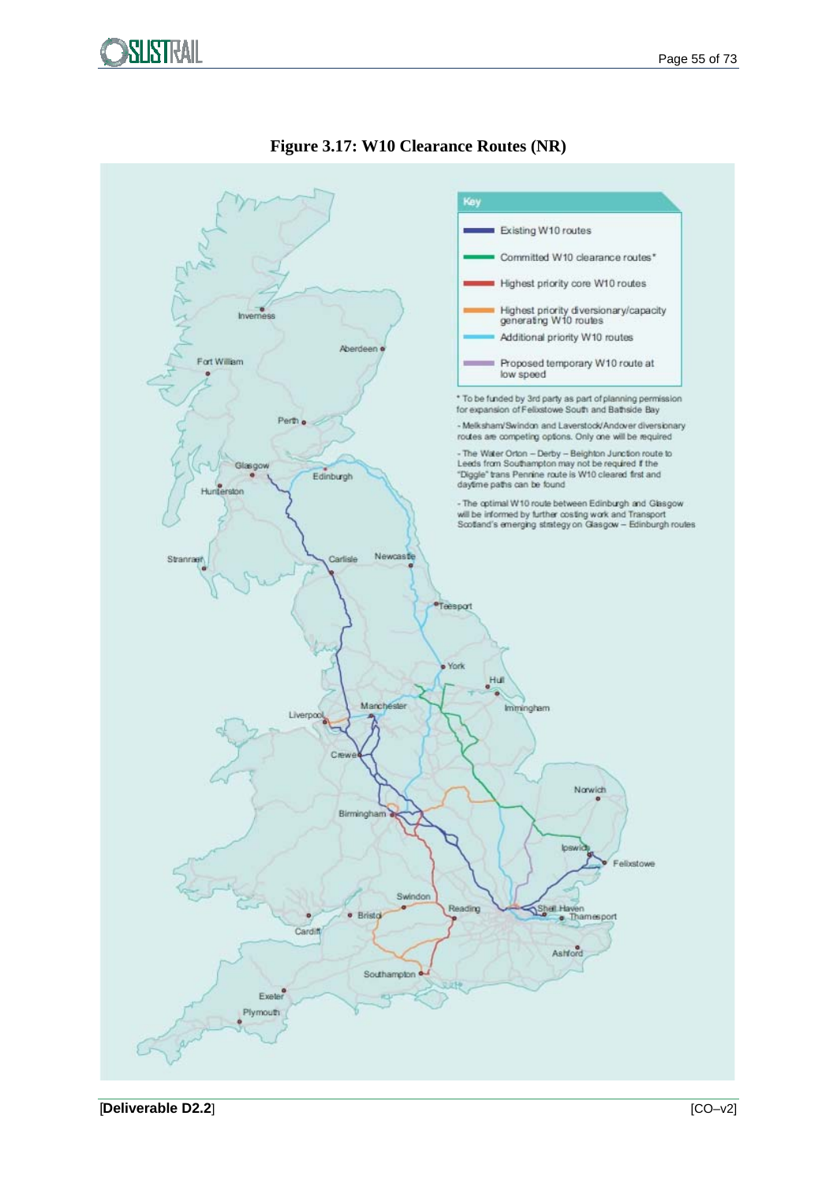**Figure 3.17: W10 Clearance Routes (NR)**

Key

- Existing W10 routes
- Committed W10 clearance routes*
- Highest priority core W10 routes
- Highest priority diversionary/capacity generating W10 routes
- Additional priority W10 routes
- Proposed temporary W10 route at low speed

* To be funded by 3rd party as part of planning permission for expansion of Felixstowe South and Bathside Bay

- Melksham/Swindon and Laverstock/Andover diversionary routes are competing options. Only one will be required

- The Water Orton – Derby – Beighton Junction route to Leeds from Southampton may not be required if the "Diggle" trans Pennine route is W10 cleared first and daytime paths can be found

- The optimal W10 route between Edinburgh and Glasgow will be informed by further costing work and Transport Scotland's emerging strategy on Glasgow – Edinburgh routes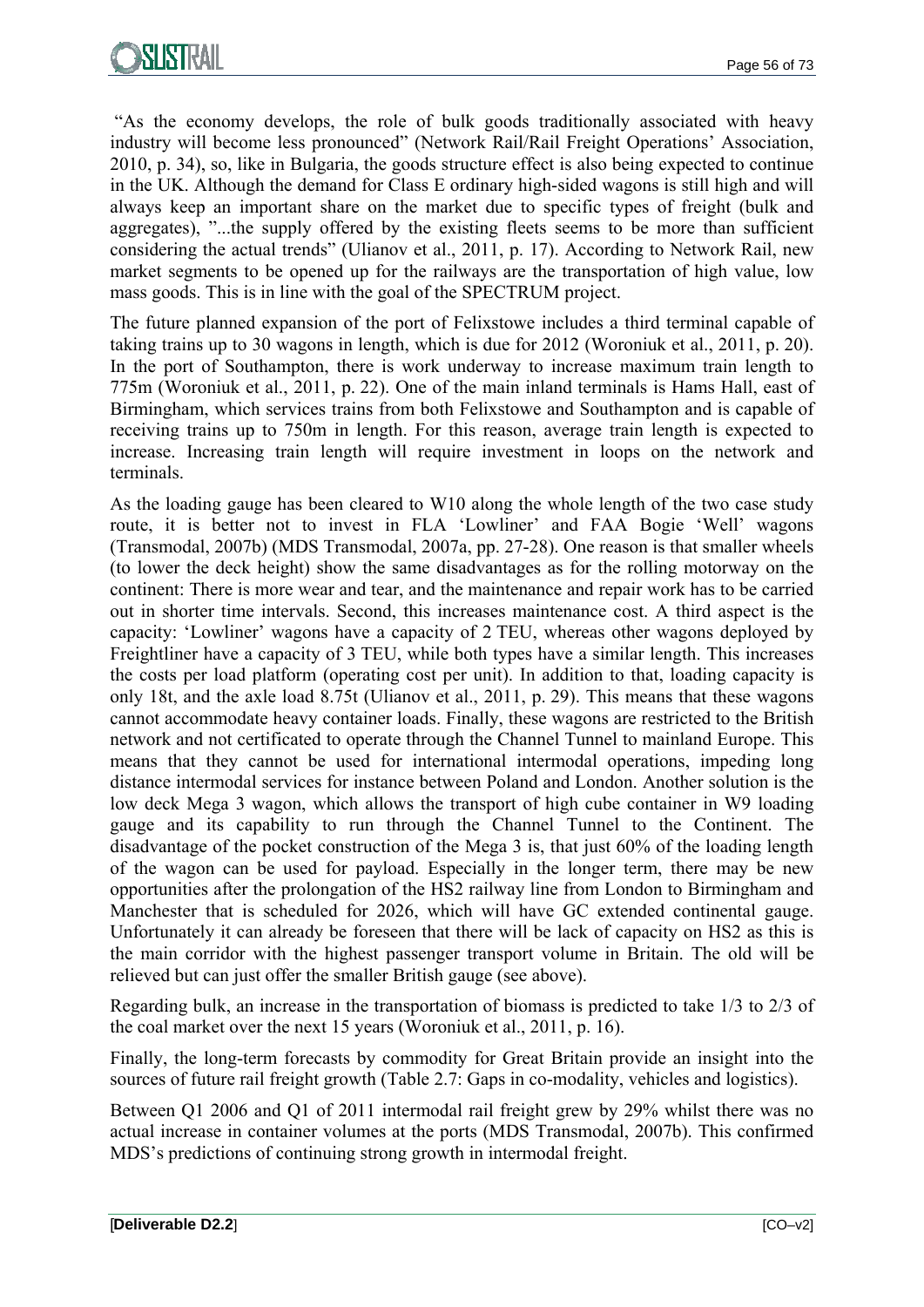"As the economy develops, the role of bulk goods traditionally associated with heavy industry will become less pronounced" (Network Rail/Rail Freight Operations' Association, 2010, p. 34), so, like in Bulgaria, the goods structure effect is also being expected to continue in the UK. Although the demand for Class E ordinary high-sided wagons is still high and will always keep an important share on the market due to specific types of freight (bulk and aggregates), "...the supply offered by the existing fleets seems to be more than sufficient considering the actual trends" (Ulianov et al., 2011, p. 17). According to Network Rail, new market segments to be opened up for the railways are the transportation of high value, low mass goods. This is in line with the goal of the SPECTRUM project.

The future planned expansion of the port of Felixstowe includes a third terminal capable of taking trains up to 30 wagons in length, which is due for 2012 (Woroniuk et al., 2011, p. 20). In the port of Southampton, there is work underway to increase maximum train length to 775m (Woroniuk et al., 2011, p. 22). One of the main inland terminals is Hams Hall, east of Birmingham, which services trains from both Felixstowe and Southampton and is capable of receiving trains up to 750m in length. For this reason, average train length is expected to increase. Increasing train length will require investment in loops on the network and terminals.

As the loading gauge has been cleared to W10 along the whole length of the two case study route, it is better not to invest in FLA 'Lowliner' and FAA Bogie 'Well' wagons (Transmodal, 2007b) (MDS Transmodal, 2007a, pp. 27-28). One reason is that smaller wheels (to lower the deck height) show the same disadvantages as for the rolling motorway on the continent: There is more wear and tear, and the maintenance and repair work has to be carried out in shorter time intervals. Second, this increases maintenance cost. A third aspect is the capacity: 'Lowliner' wagons have a capacity of 2 TEU, whereas other wagons deployed by Freightliner have a capacity of 3 TEU, while both types have a similar length. This increases the costs per load platform (operating cost per unit). In addition to that, loading capacity is only 18t, and the axle load 8.75t (Ulianov et al., 2011, p. 29). This means that these wagons cannot accommodate heavy container loads. Finally, these wagons are restricted to the British network and not certificated to operate through the Channel Tunnel to mainland Europe. This means that they cannot be used for international intermodal operations, impeding long distance intermodal services for instance between Poland and London. Another solution is the low deck Mega 3 wagon, which allows the transport of high cube container in W9 loading gauge and its capability to run through the Channel Tunnel to the Continent. The disadvantage of the pocket construction of the Mega 3 is, that just 60% of the loading length of the wagon can be used for payload. Especially in the longer term, there may be new opportunities after the prolongation of the HS2 railway line from London to Birmingham and Manchester that is scheduled for 2026, which will have GC extended continental gauge. Unfortunately it can already be foreseen that there will be lack of capacity on HS2 as this is the main corridor with the highest passenger transport volume in Britain. The old will be relieved but can just offer the smaller British gauge (see above).

Regarding bulk, an increase in the transportation of biomass is predicted to take 1/3 to 2/3 of the coal market over the next 15 years (Woroniuk et al., 2011, p. 16).

Finally, the long-term forecasts by commodity for Great Britain provide an insight into the sources of future rail freight growth (Table 2.7: Gaps in co-modality, vehicles and logistics).

Between Q1 2006 and Q1 of 2011 intermodal rail freight grew by 29% whilst there was no actual increase in container volumes at the ports (MDS Transmodal, 2007b). This confirmed MDS's predictions of continuing strong growth in intermodal freight.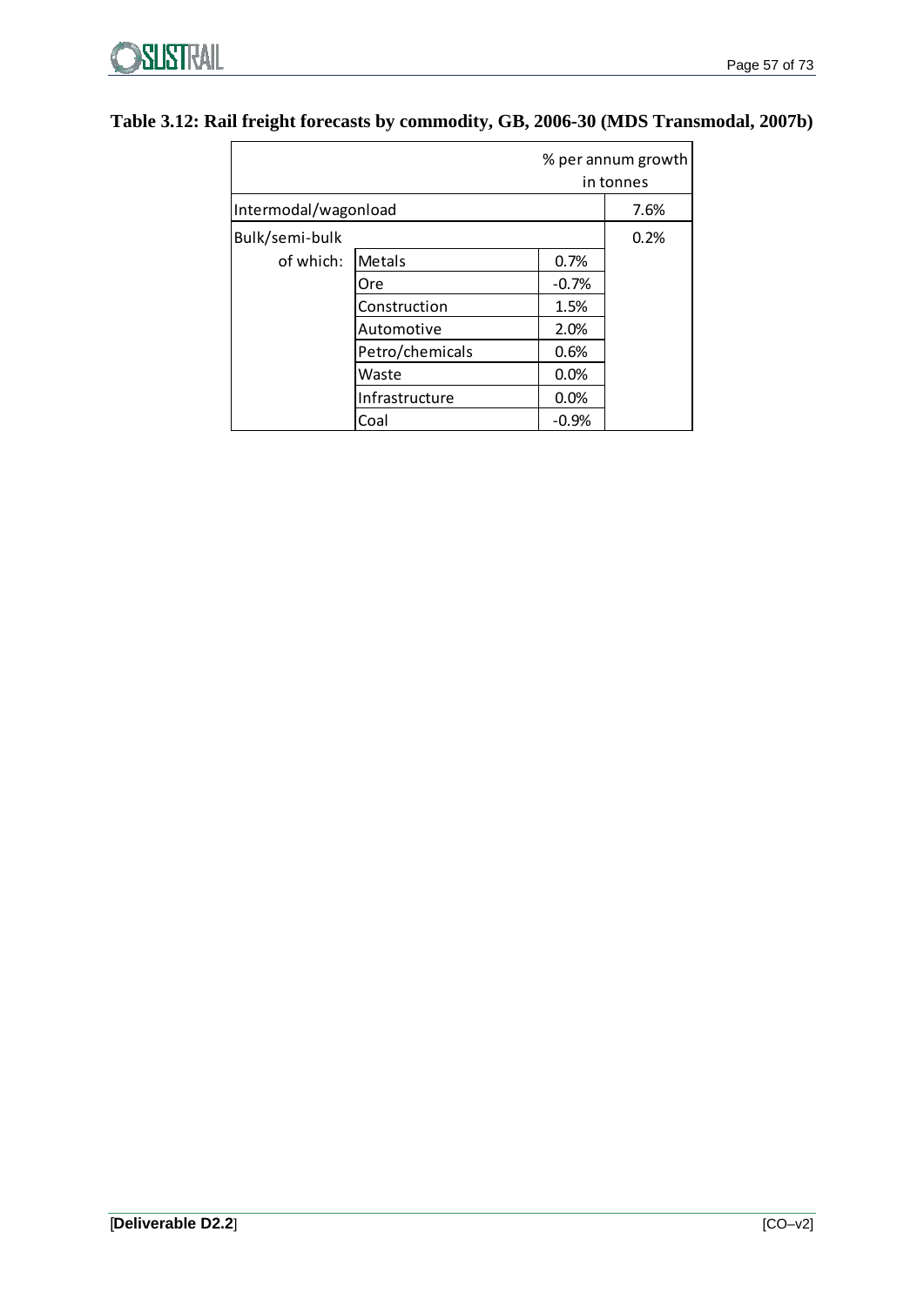**Table 3.12: Rail freight forecasts by commodity, GB, 2006-30 (MDS Transmodal, 2007b)**

| | | | % per annum growth in tonnes |
|---|---|---|---|
| Intermodal/wagonload | | | 7.6% |
| Bulk/semi-bulk | | | 0.2% |
| of which: | Metals | 0.7% | |
| | Ore | -0.7% | |
| | Construction | 1.5% | |
| | Automotive | 2.0% | |
| | Petro/chemicals | 0.6% | |
| | Waste | 0.0% | |
| | Infrastructure | 0.0% | |
| | Coal | -0.9% | |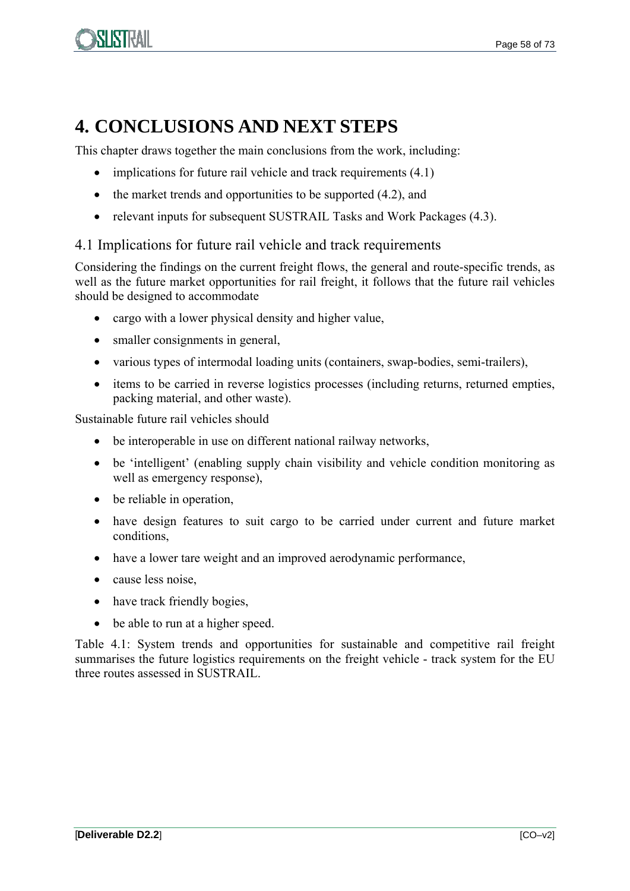# 4. CONCLUSIONS AND NEXT STEPS

This chapter draws together the main conclusions from the work, including:

- implications for future rail vehicle and track requirements (4.1)
- the market trends and opportunities to be supported (4.2), and
- relevant inputs for subsequent SUSTRAIL Tasks and Work Packages (4.3).

## 4.1 Implications for future rail vehicle and track requirements

Considering the findings on the current freight flows, the general and route-specific trends, as well as the future market opportunities for rail freight, it follows that the future rail vehicles should be designed to accommodate

- cargo with a lower physical density and higher value,
- smaller consignments in general,
- various types of intermodal loading units (containers, swap-bodies, semi-trailers),
- items to be carried in reverse logistics processes (including returns, returned empties, packing material, and other waste).

Sustainable future rail vehicles should

- be interoperable in use on different national railway networks,
- be 'intelligent' (enabling supply chain visibility and vehicle condition monitoring as well as emergency response),
- be reliable in operation,
- have design features to suit cargo to be carried under current and future market conditions,
- have a lower tare weight and an improved aerodynamic performance,
- cause less noise,
- have track friendly bogies,
- be able to run at a higher speed.

Table 4.1: System trends and opportunities for sustainable and competitive rail freight summarises the future logistics requirements on the freight vehicle - track system for the EU three routes assessed in SUSTRAIL.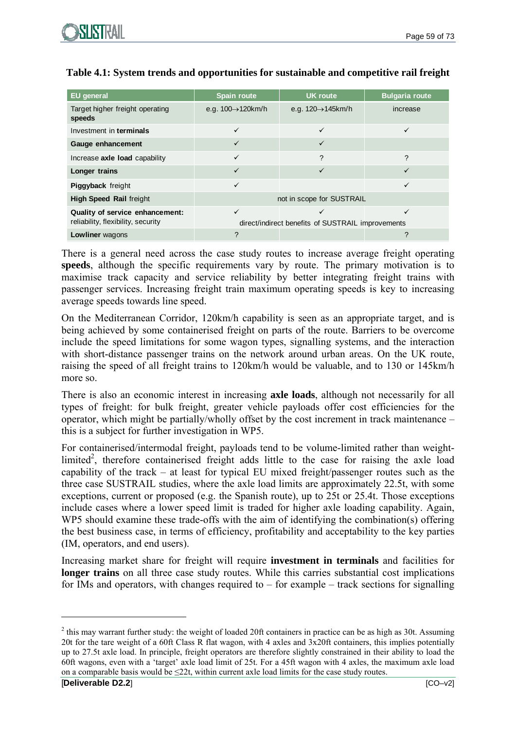**Table 4.1: System trends and opportunities for sustainable and competitive rail freight**

| EU general | Spain route | UK route | Bulgaria route |
|---|---|---|---|
| Target higher freight operating **speeds** | e.g. 100→120km/h | e.g. 120→145km/h | increase |
| Investment in **terminals** | ✓ | ✓ | ✓ |
| **Gauge enhancement** | ✓ | ✓ | |
| Increase **axle load** capability | ✓ | ? | ? |
| **Longer trains** | ✓ | ✓ | ✓ |
| **Piggyback** freight | ✓ | | ✓ |
| **High Speed Rail** freight | not in scope for SUSTRAIL | | |
| **Quality of service enhancement:** reliability, flexibility, security | ✓ direct/indirect benefits of SUSTRAIL improvements | ✓ | ✓ |
| **Lowliner** wagons | ? | | ? |

There is a general need across the case study routes to increase average freight operating **speeds**, although the specific requirements vary by route. The primary motivation is to maximise track capacity and service reliability by better integrating freight trains with passenger services. Increasing freight train maximum operating speeds is key to increasing average speeds towards line speed.

On the Mediterranean Corridor, 120km/h capability is seen as an appropriate target, and is being achieved by some containerised freight on parts of the route. Barriers to be overcome include the speed limitations for some wagon types, signalling systems, and the interaction with short-distance passenger trains on the network around urban areas. On the UK route, raising the speed of all freight trains to 120km/h would be valuable, and to 130 or 145km/h more so.

There is also an economic interest in increasing **axle loads**, although not necessarily for all types of freight: for bulk freight, greater vehicle payloads offer cost efficiencies for the operator, which might be partially/wholly offset by the cost increment in track maintenance – this is a subject for further investigation in WP5.

For containerised/intermodal freight, payloads tend to be volume-limited rather than weight-limited[2], therefore containerised freight adds little to the case for raising the axle load capability of the track – at least for typical EU mixed freight/passenger routes such as the three case SUSTRAIL studies, where the axle load limits are approximately 22.5t, with some exceptions, current or proposed (e.g. the Spanish route), up to 25t or 25.4t. Those exceptions include cases where a lower speed limit is traded for higher axle loading capability. Again, WP5 should examine these trade-offs with the aim of identifying the combination(s) offering the best business case, in terms of efficiency, profitability and acceptability to the key parties (IM, operators, and end users).

Increasing market share for freight will require **investment in terminals** and facilities for **longer trains** on all three case study routes. While this carries substantial cost implications for IMs and operators, with changes required to – for example – track sections for signalling

[2] this may warrant further study: the weight of loaded 20ft containers in practice can be as high as 30t. Assuming 20t for the tare weight of a 60ft Class R flat wagon, with 4 axles and 3x20ft containers, this implies potentially up to 27.5t axle load. In principle, freight operators are therefore slightly constrained in their ability to load the 60ft wagons, even with a 'target' axle load limit of 25t. For a 45ft wagon with 4 axles, the maximum axle load on a comparable basis would be ≤22t, within current axle load limits for the case study routes.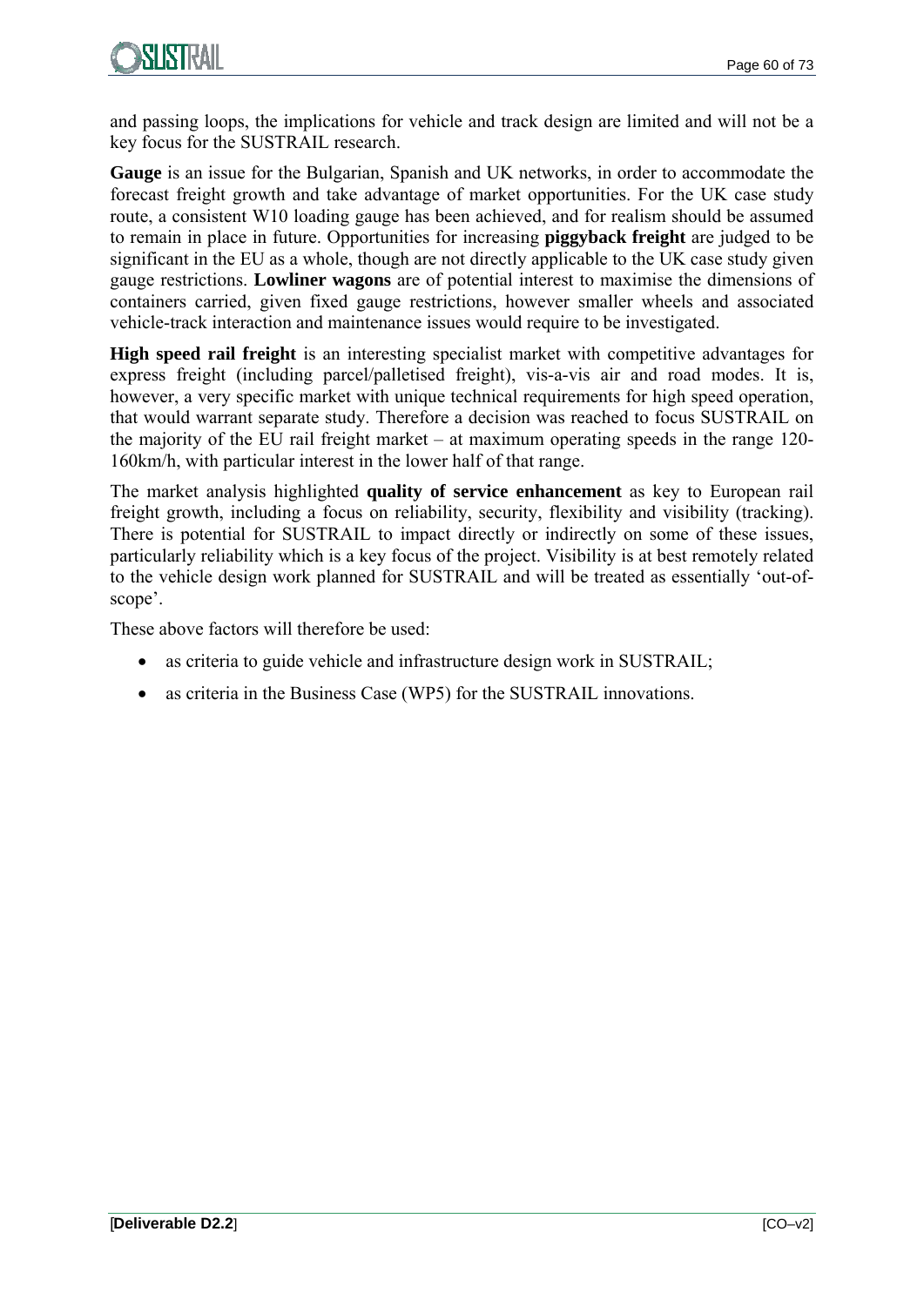and passing loops, the implications for vehicle and track design are limited and will not be a key focus for the SUSTRAIL research.

**Gauge** is an issue for the Bulgarian, Spanish and UK networks, in order to accommodate the forecast freight growth and take advantage of market opportunities. For the UK case study route, a consistent W10 loading gauge has been achieved, and for realism should be assumed to remain in place in future. Opportunities for increasing **piggyback freight** are judged to be significant in the EU as a whole, though are not directly applicable to the UK case study given gauge restrictions. **Lowliner wagons** are of potential interest to maximise the dimensions of containers carried, given fixed gauge restrictions, however smaller wheels and associated vehicle-track interaction and maintenance issues would require to be investigated.

**High speed rail freight** is an interesting specialist market with competitive advantages for express freight (including parcel/palletised freight), vis-a-vis air and road modes. It is, however, a very specific market with unique technical requirements for high speed operation, that would warrant separate study. Therefore a decision was reached to focus SUSTRAIL on the majority of the EU rail freight market – at maximum operating speeds in the range 120-160km/h, with particular interest in the lower half of that range.

The market analysis highlighted **quality of service enhancement** as key to European rail freight growth, including a focus on reliability, security, flexibility and visibility (tracking). There is potential for SUSTRAIL to impact directly or indirectly on some of these issues, particularly reliability which is a key focus of the project. Visibility is at best remotely related to the vehicle design work planned for SUSTRAIL and will be treated as essentially 'out-of-scope'.

These above factors will therefore be used:

- as criteria to guide vehicle and infrastructure design work in SUSTRAIL;
- as criteria in the Business Case (WP5) for the SUSTRAIL innovations.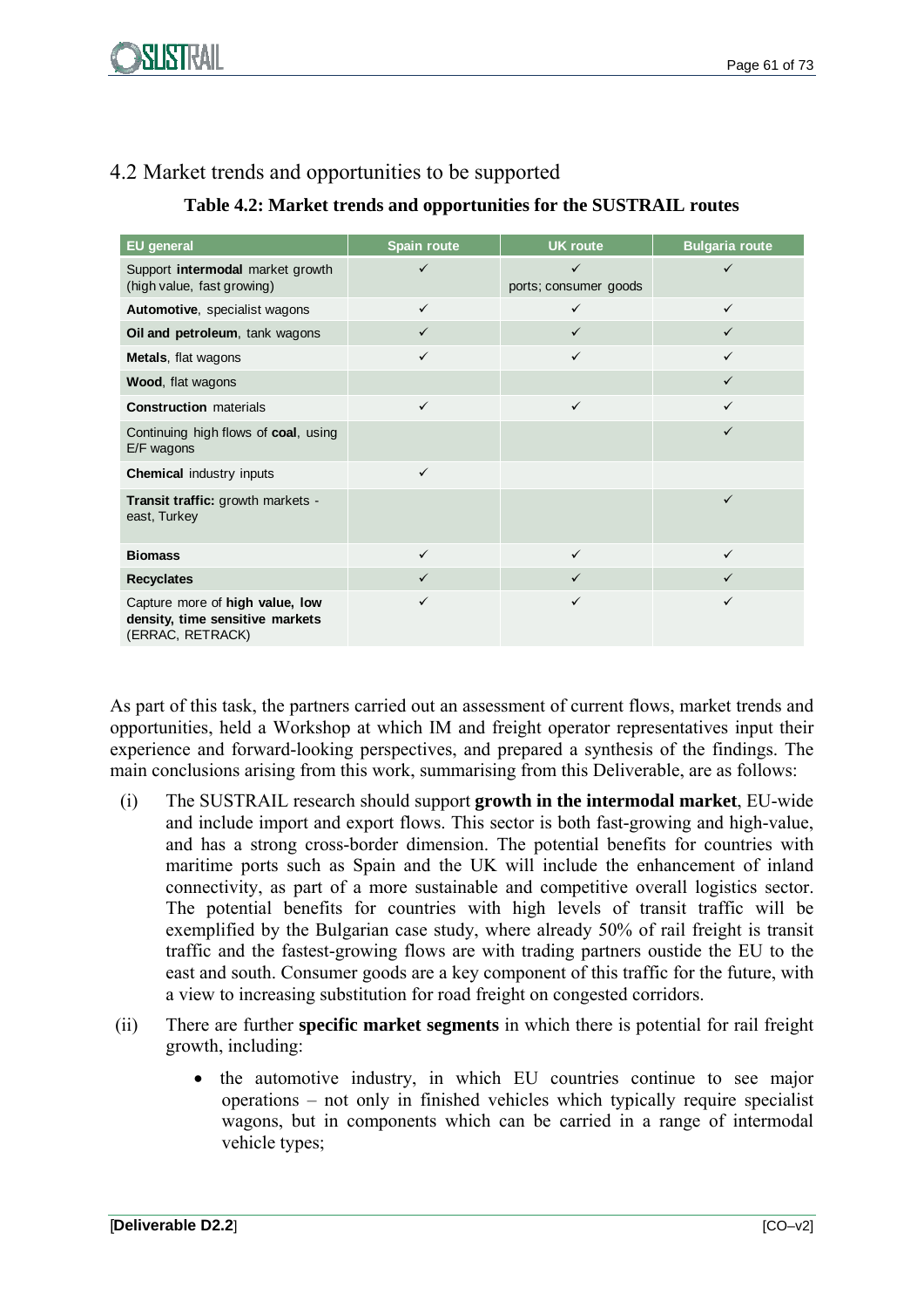## 4.2 Market trends and opportunities to be supported

**Table 4.2: Market trends and opportunities for the SUSTRAIL routes**

| EU general | Spain route | UK route | Bulgaria route |
|---|---|---|---|
| Support **intermodal** market growth (high value, fast growing) | ✓ | ✓ ports; consumer goods | ✓ |
| **Automotive**, specialist wagons | ✓ | ✓ | ✓ |
| **Oil and petroleum**, tank wagons | ✓ | ✓ | ✓ |
| **Metals**, flat wagons | ✓ | ✓ | ✓ |
| **Wood**, flat wagons | | | ✓ |
| **Construction** materials | ✓ | ✓ | ✓ |
| Continuing high flows of **coal**, using E/F wagons | | | ✓ |
| **Chemical** industry inputs | ✓ | | |
| **Transit traffic:** growth markets - east, Turkey | | | ✓ |
| **Biomass** | ✓ | ✓ | ✓ |
| **Recyclates** | ✓ | ✓ | ✓ |
| Capture more of **high value, low density, time sensitive markets** (ERRAC, RETRACK) | ✓ | ✓ | ✓ |

As part of this task, the partners carried out an assessment of current flows, market trends and opportunities, held a Workshop at which IM and freight operator representatives input their experience and forward-looking perspectives, and prepared a synthesis of the findings. The main conclusions arising from this work, summarising from this Deliverable, are as follows:

(i) The SUSTRAIL research should support **growth in the intermodal market**, EU-wide and include import and export flows. This sector is both fast-growing and high-value, and has a strong cross-border dimension. The potential benefits for countries with maritime ports such as Spain and the UK will include the enhancement of inland connectivity, as part of a more sustainable and competitive overall logistics sector. The potential benefits for countries with high levels of transit traffic will be exemplified by the Bulgarian case study, where already 50% of rail freight is transit traffic and the fastest-growing flows are with trading partners oustide the EU to the east and south. Consumer goods are a key component of this traffic for the future, with a view to increasing substitution for road freight on congested corridors.

(ii) There are further **specific market segments** in which there is potential for rail freight growth, including:

- the automotive industry, in which EU countries continue to see major operations – not only in finished vehicles which typically require specialist wagons, but in components which can be carried in a range of intermodal vehicle types;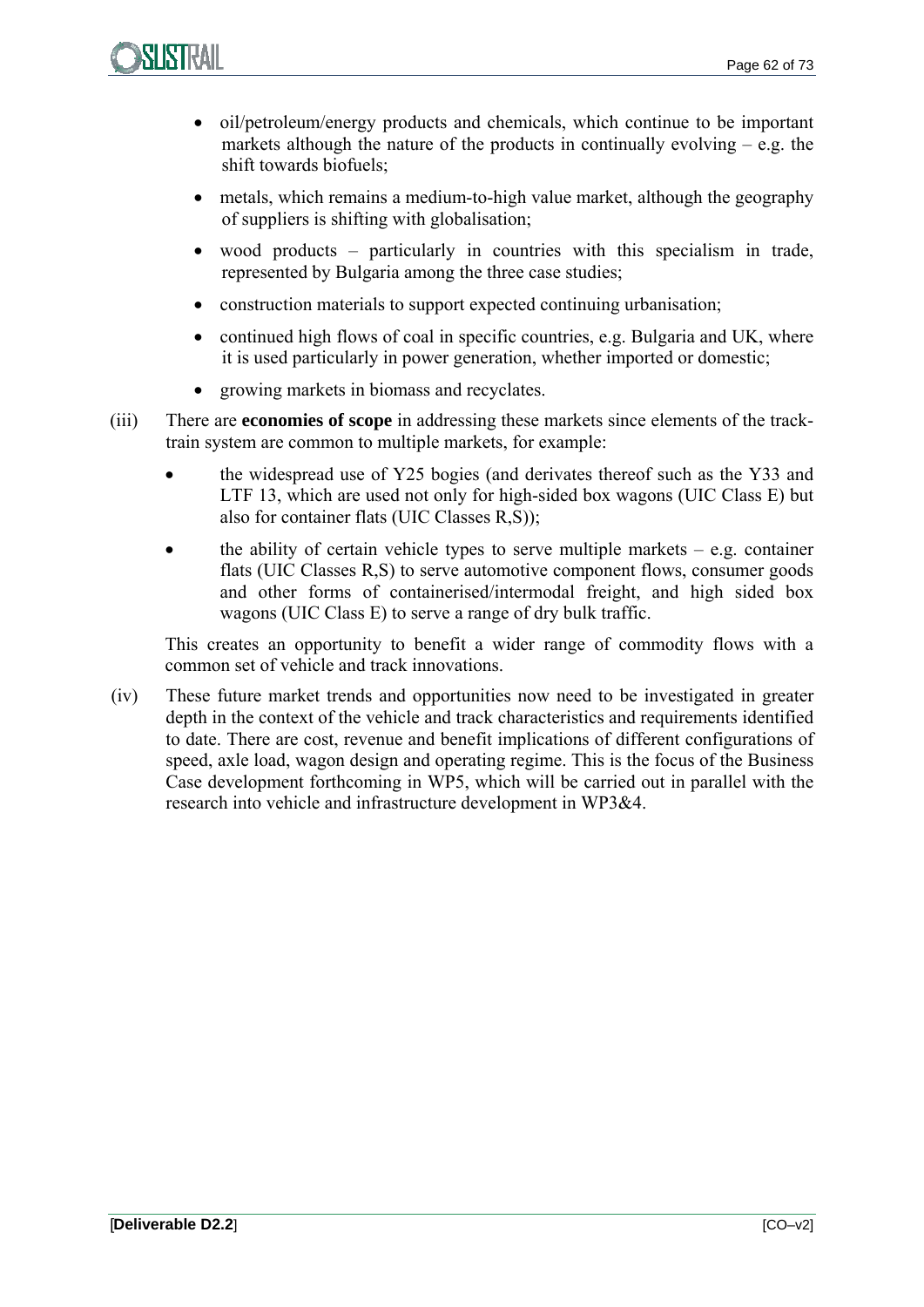- oil/petroleum/energy products and chemicals, which continue to be important markets although the nature of the products in continually evolving – e.g. the shift towards biofuels;
- metals, which remains a medium-to-high value market, although the geography of suppliers is shifting with globalisation;
- wood products – particularly in countries with this specialism in trade, represented by Bulgaria among the three case studies;
- construction materials to support expected continuing urbanisation;
- continued high flows of coal in specific countries, e.g. Bulgaria and UK, where it is used particularly in power generation, whether imported or domestic;
- growing markets in biomass and recyclates.

(iii) There are **economies of scope** in addressing these markets since elements of the track-train system are common to multiple markets, for example:

- the widespread use of Y25 bogies (and derivates thereof such as the Y33 and LTF 13, which are used not only for high-sided box wagons (UIC Class E) but also for container flats (UIC Classes R,S));
- the ability of certain vehicle types to serve multiple markets – e.g. container flats (UIC Classes R,S) to serve automotive component flows, consumer goods and other forms of containerised/intermodal freight, and high sided box wagons (UIC Class E) to serve a range of dry bulk traffic.

This creates an opportunity to benefit a wider range of commodity flows with a common set of vehicle and track innovations.

(iv) These future market trends and opportunities now need to be investigated in greater depth in the context of the vehicle and track characteristics and requirements identified to date. There are cost, revenue and benefit implications of different configurations of speed, axle load, wagon design and operating regime. This is the focus of the Business Case development forthcoming in WP5, which will be carried out in parallel with the research into vehicle and infrastructure development in WP3&4.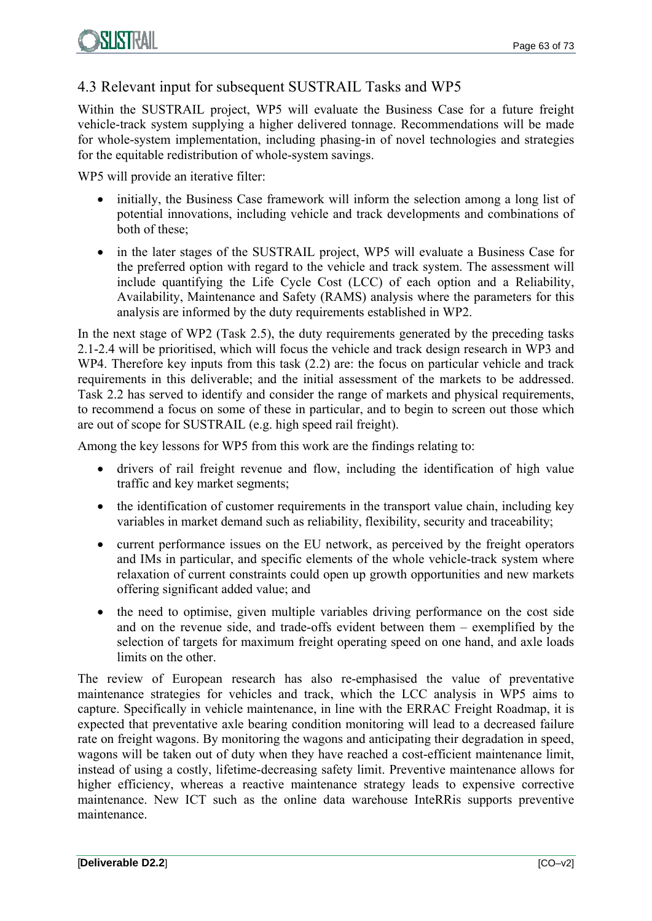## 4.3 Relevant input for subsequent SUSTRAIL Tasks and WP5

Within the SUSTRAIL project, WP5 will evaluate the Business Case for a future freight vehicle-track system supplying a higher delivered tonnage. Recommendations will be made for whole-system implementation, including phasing-in of novel technologies and strategies for the equitable redistribution of whole-system savings.

WP5 will provide an iterative filter:

- initially, the Business Case framework will inform the selection among a long list of potential innovations, including vehicle and track developments and combinations of both of these;
- in the later stages of the SUSTRAIL project, WP5 will evaluate a Business Case for the preferred option with regard to the vehicle and track system. The assessment will include quantifying the Life Cycle Cost (LCC) of each option and a Reliability, Availability, Maintenance and Safety (RAMS) analysis where the parameters for this analysis are informed by the duty requirements established in WP2.

In the next stage of WP2 (Task 2.5), the duty requirements generated by the preceding tasks 2.1-2.4 will be prioritised, which will focus the vehicle and track design research in WP3 and WP4. Therefore key inputs from this task (2.2) are: the focus on particular vehicle and track requirements in this deliverable; and the initial assessment of the markets to be addressed. Task 2.2 has served to identify and consider the range of markets and physical requirements, to recommend a focus on some of these in particular, and to begin to screen out those which are out of scope for SUSTRAIL (e.g. high speed rail freight).

Among the key lessons for WP5 from this work are the findings relating to:

- drivers of rail freight revenue and flow, including the identification of high value traffic and key market segments;
- the identification of customer requirements in the transport value chain, including key variables in market demand such as reliability, flexibility, security and traceability;
- current performance issues on the EU network, as perceived by the freight operators and IMs in particular, and specific elements of the whole vehicle-track system where relaxation of current constraints could open up growth opportunities and new markets offering significant added value; and
- the need to optimise, given multiple variables driving performance on the cost side and on the revenue side, and trade-offs evident between them – exemplified by the selection of targets for maximum freight operating speed on one hand, and axle loads limits on the other.

The review of European research has also re-emphasised the value of preventative maintenance strategies for vehicles and track, which the LCC analysis in WP5 aims to capture. Specifically in vehicle maintenance, in line with the ERRAC Freight Roadmap, it is expected that preventative axle bearing condition monitoring will lead to a decreased failure rate on freight wagons. By monitoring the wagons and anticipating their degradation in speed, wagons will be taken out of duty when they have reached a cost-efficient maintenance limit, instead of using a costly, lifetime-decreasing safety limit. Preventive maintenance allows for higher efficiency, whereas a reactive maintenance strategy leads to expensive corrective maintenance. New ICT such as the online data warehouse InteRRis supports preventive maintenance.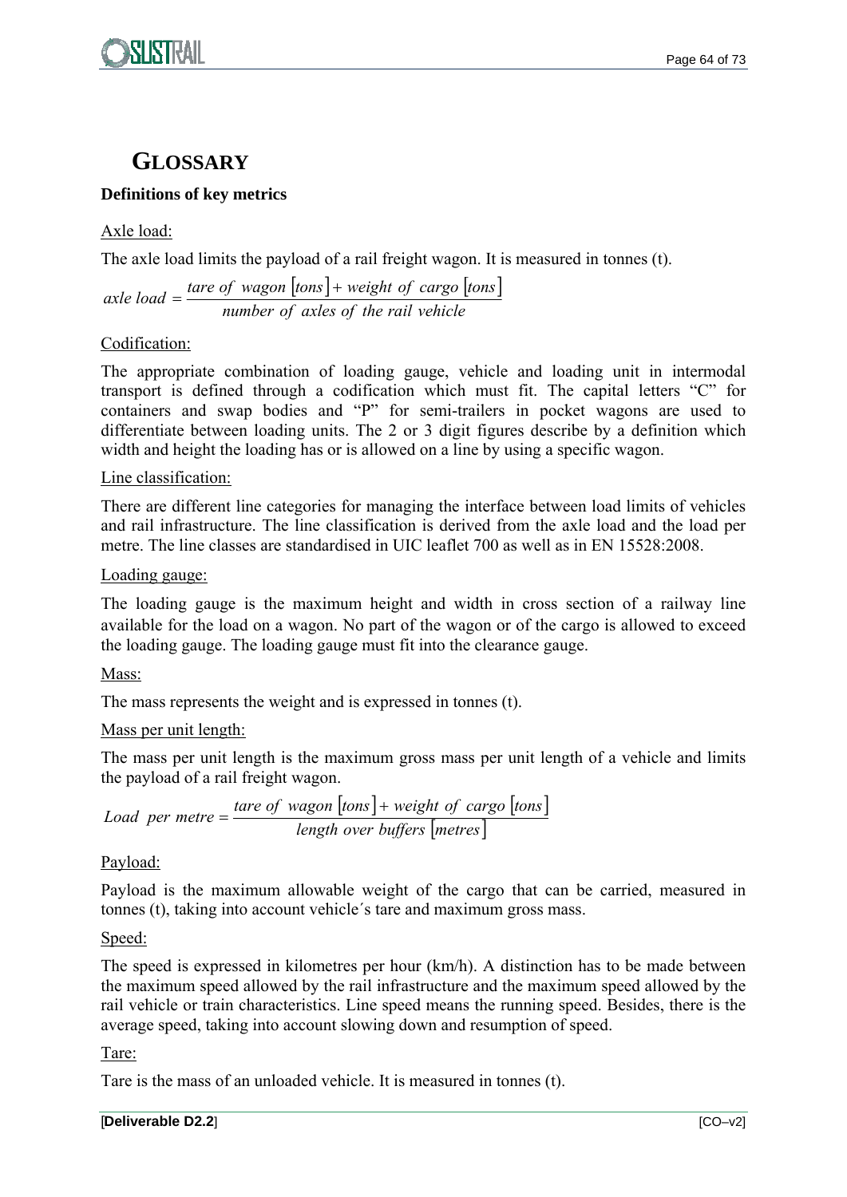# GLOSSARY

**Definitions of key metrics**

Axle load:

The axle load limits the payload of a rail freight wagon. It is measured in tonnes (t).

$$axle\ load = \frac{tare\ of\ wagon\ [tons] + weight\ of\ cargo\ [tons]}{number\ of\ axles\ of\ the\ rail\ vehicle}$$

Codification:

The appropriate combination of loading gauge, vehicle and loading unit in intermodal transport is defined through a codification which must fit. The capital letters "C" for containers and swap bodies and "P" for semi-trailers in pocket wagons are used to differentiate between loading units. The 2 or 3 digit figures describe by a definition which width and height the loading has or is allowed on a line by using a specific wagon.

Line classification:

There are different line categories for managing the interface between load limits of vehicles and rail infrastructure. The line classification is derived from the axle load and the load per metre. The line classes are standardised in UIC leaflet 700 as well as in EN 15528:2008.

Loading gauge:

The loading gauge is the maximum height and width in cross section of a railway line available for the load on a wagon. No part of the wagon or of the cargo is allowed to exceed the loading gauge. The loading gauge must fit into the clearance gauge.

Mass:

The mass represents the weight and is expressed in tonnes (t).

Mass per unit length:

The mass per unit length is the maximum gross mass per unit length of a vehicle and limits the payload of a rail freight wagon.

$$Load\ per\ metre = \frac{tare\ of\ wagon\ [tons] + weight\ of\ cargo\ [tons]}{length\ over\ buffers\ [metres]}$$

Payload:

Payload is the maximum allowable weight of the cargo that can be carried, measured in tonnes (t), taking into account vehicle´s tare and maximum gross mass.

Speed:

The speed is expressed in kilometres per hour (km/h). A distinction has to be made between the maximum speed allowed by the rail infrastructure and the maximum speed allowed by the rail vehicle or train characteristics. Line speed means the running speed. Besides, there is the average speed, taking into account slowing down and resumption of speed.

Tare:

Tare is the mass of an unloaded vehicle. It is measured in tonnes (t).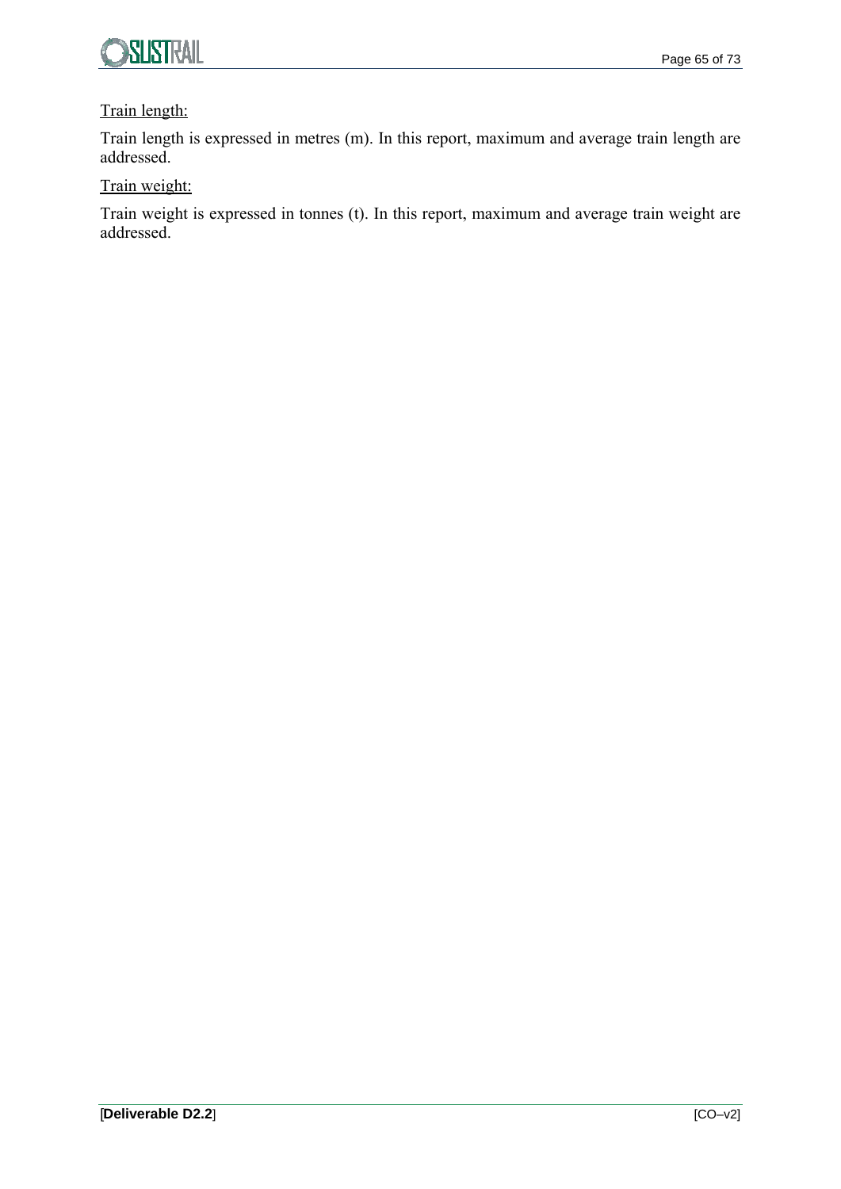<u>Train length:</u>

Train length is expressed in metres (m). In this report, maximum and average train length are addressed.

<u>Train weight:</u>

Train weight is expressed in tonnes (t). In this report, maximum and average train weight are addressed.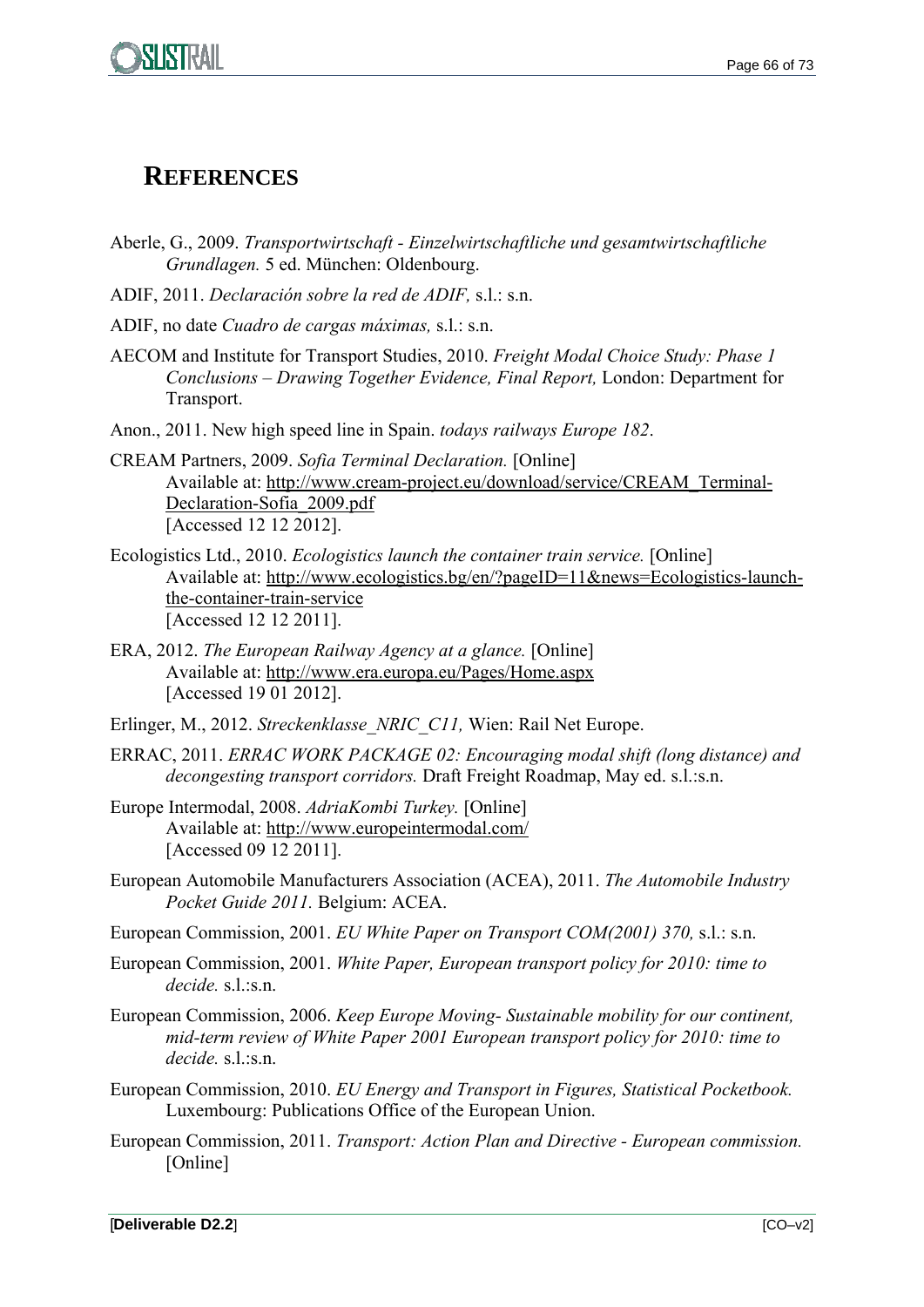# REFERENCES

Aberle, G., 2009. *Transportwirtschaft - Einzelwirtschaftliche und gesamtwirtschaftliche Grundlagen.* 5 ed. München: Oldenbourg.

ADIF, 2011. *Declaración sobre la red de ADIF,* s.l.: s.n.

ADIF, no date *Cuadro de cargas máximas,* s.l.: s.n.

AECOM and Institute for Transport Studies, 2010. *Freight Modal Choice Study: Phase 1 Conclusions – Drawing Together Evidence, Final Report,* London: Department for Transport.

Anon., 2011. New high speed line in Spain. *todays railways Europe 182*.

CREAM Partners, 2009. *Sofia Terminal Declaration.* [Online]
Available at: http://www.cream-project.eu/download/service/CREAM_Terminal-Declaration-Sofia_2009.pdf
[Accessed 12 12 2012].

Ecologistics Ltd., 2010. *Ecologistics launch the container train service.* [Online]
Available at: http://www.ecologistics.bg/en/?pageID=11&news=Ecologistics-launch-the-container-train-service
[Accessed 12 12 2011].

ERA, 2012. *The European Railway Agency at a glance.* [Online]
Available at: http://www.era.europa.eu/Pages/Home.aspx
[Accessed 19 01 2012].

Erlinger, M., 2012. *Streckenklasse_NRIC_C11,* Wien: Rail Net Europe.

ERRAC, 2011. *ERRAC WORK PACKAGE 02: Encouraging modal shift (long distance) and decongesting transport corridors.* Draft Freight Roadmap, May ed. s.l.:s.n.

Europe Intermodal, 2008. *AdriaKombi Turkey.* [Online]
Available at: http://www.europeintermodal.com/
[Accessed 09 12 2011].

European Automobile Manufacturers Association (ACEA), 2011. *The Automobile Industry Pocket Guide 2011.* Belgium: ACEA.

European Commission, 2001. *EU White Paper on Transport COM(2001) 370,* s.l.: s.n.

European Commission, 2001. *White Paper, European transport policy for 2010: time to decide.* s.l.:s.n.

European Commission, 2006. *Keep Europe Moving- Sustainable mobility for our continent, mid-term review of White Paper 2001 European transport policy for 2010: time to decide.* s.l.:s.n.

European Commission, 2010. *EU Energy and Transport in Figures, Statistical Pocketbook.* Luxembourg: Publications Office of the European Union.

European Commission, 2011. *Transport: Action Plan and Directive - European commission.* [Online]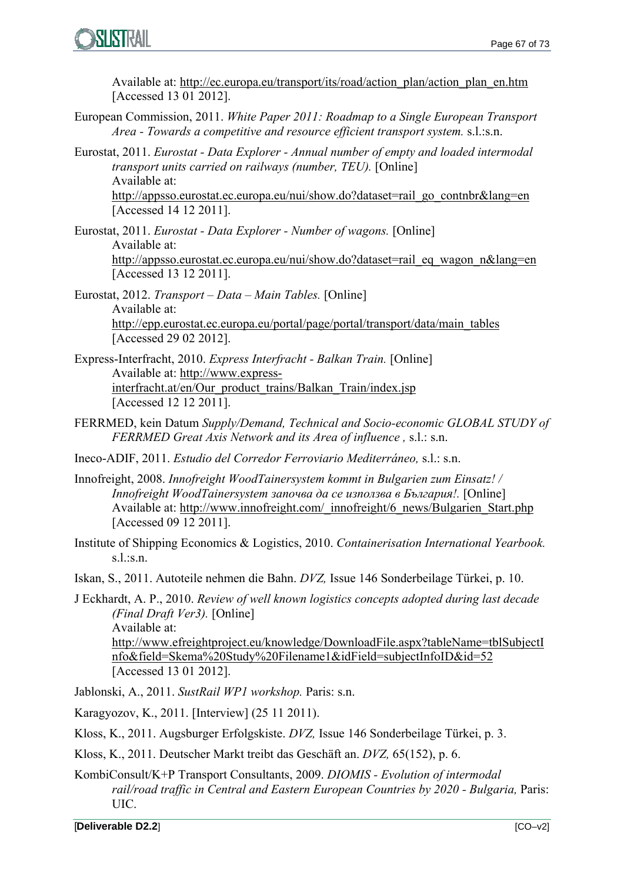Available at: http://ec.europa.eu/transport/its/road/action_plan/action_plan_en.htm [Accessed 13 01 2012].

European Commission, 2011. *White Paper 2011: Roadmap to a Single European Transport Area - Towards a competitive and resource efficient transport system.* s.l.:s.n.

Eurostat, 2011. *Eurostat - Data Explorer - Annual number of empty and loaded intermodal transport units carried on railways (number, TEU).* [Online] Available at: http://appsso.eurostat.ec.europa.eu/nui/show.do?dataset=rail_go_contnbr&lang=en [Accessed 14 12 2011].

Eurostat, 2011. *Eurostat - Data Explorer - Number of wagons.* [Online] Available at: http://appsso.eurostat.ec.europa.eu/nui/show.do?dataset=rail_eq_wagon_n&lang=en [Accessed 13 12 2011].

Eurostat, 2012. *Transport – Data – Main Tables.* [Online] Available at: http://epp.eurostat.ec.europa.eu/portal/page/portal/transport/data/main_tables [Accessed 29 02 2012].

Express-Interfracht, 2010. *Express Interfracht - Balkan Train.* [Online] Available at: http://www.express-interfracht.at/en/Our_product_trains/Balkan_Train/index.jsp [Accessed 12 12 2011].

FERRMED, kein Datum *Supply/Demand, Technical and Socio-economic GLOBAL STUDY of FERRMED Great Axis Network and its Area of influence ,* s.l.: s.n.

Ineco-ADIF, 2011. *Estudio del Corredor Ferroviario Mediterráneo,* s.l.: s.n.

Innofreight, 2008. *Innofreight WoodTainersystem kommt in Bulgarien zum Einsatz! / Innofreight WoodTainersystem започва да се използва в България!.* [Online] Available at: http://www.innofreight.com/_innofreight/6_news/Bulgarien_Start.php [Accessed 09 12 2011].

Institute of Shipping Economics & Logistics, 2010. *Containerisation International Yearbook.* s.l.:s.n.

Iskan, S., 2011. Autoteile nehmen die Bahn. *DVZ,* Issue 146 Sonderbeilage Türkei, p. 10.

J Eckhardt, A. P., 2010. *Review of well known logistics concepts adopted during last decade (Final Draft Ver3).* [Online] Available at: http://www.efreightproject.eu/knowledge/DownloadFile.aspx?tableName=tblSubjectInfo&field=Skema%20Study%20Filename1&idField=subjectInfoID&id=52 [Accessed 13 01 2012].

Jablonski, A., 2011. *SustRail WP1 workshop.* Paris: s.n.

Karagyozov, K., 2011. [Interview] (25 11 2011).

Kloss, K., 2011. Augsburger Erfolgskiste. *DVZ,* Issue 146 Sonderbeilage Türkei, p. 3.

Kloss, K., 2011. Deutscher Markt treibt das Geschäft an. *DVZ,* 65(152), p. 6.

KombiConsult/K+P Transport Consultants, 2009. *DIOMIS - Evolution of intermodal rail/road traffic in Central and Eastern European Countries by 2020 - Bulgaria,* Paris: UIC.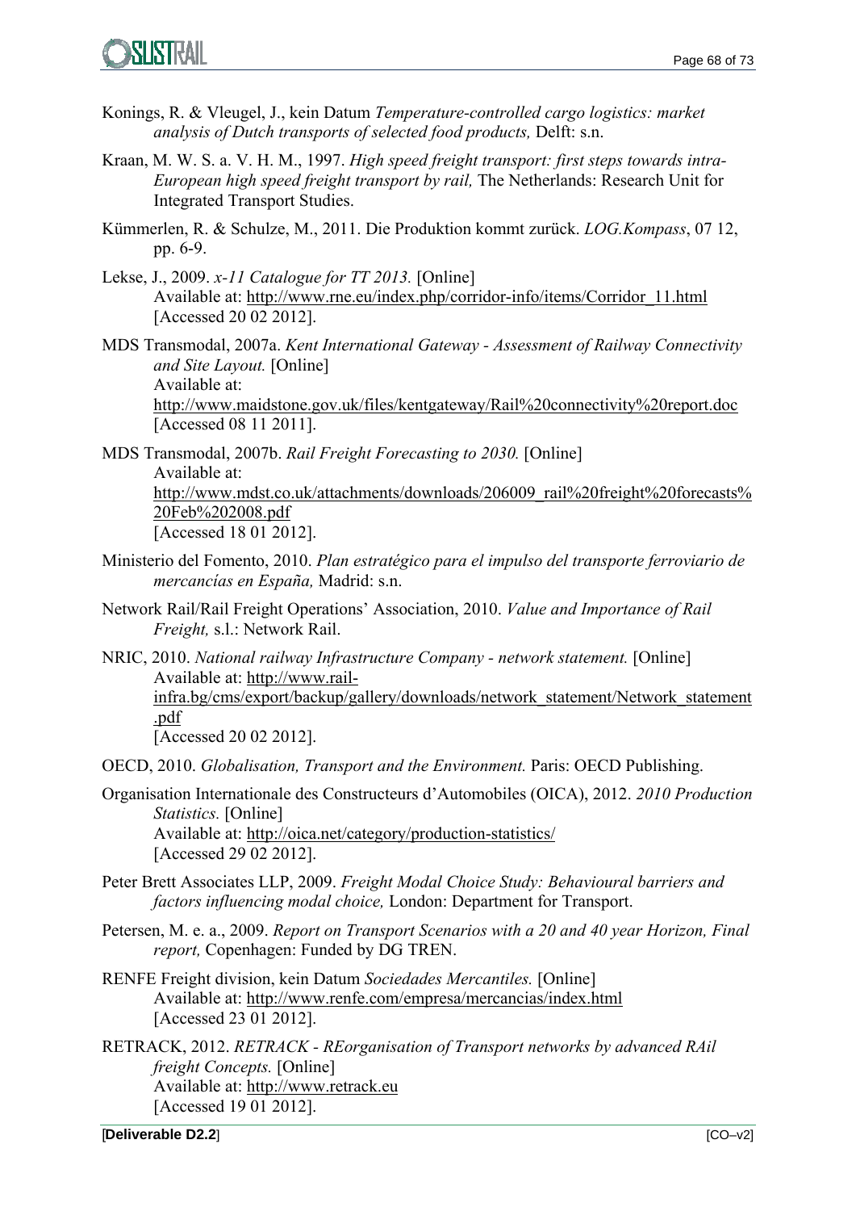Konings, R. & Vleugel, J., kein Datum *Temperature-controlled cargo logistics: market analysis of Dutch transports of selected food products,* Delft: s.n.

Kraan, M. W. S. a. V. H. M., 1997. *High speed freight transport: first steps towards intra-European high speed freight transport by rail,* The Netherlands: Research Unit for Integrated Transport Studies.

Kümmerlen, R. & Schulze, M., 2011. Die Produktion kommt zurück. *LOG.Kompass*, 07 12, pp. 6-9.

Lekse, J., 2009. *x-11 Catalogue for TT 2013.* [Online]
Available at: http://www.rne.eu/index.php/corridor-info/items/Corridor_11.html
[Accessed 20 02 2012].

MDS Transmodal, 2007a. *Kent International Gateway - Assessment of Railway Connectivity and Site Layout.* [Online]
Available at:
http://www.maidstone.gov.uk/files/kentgateway/Rail%20connectivity%20report.doc
[Accessed 08 11 2011].

MDS Transmodal, 2007b. *Rail Freight Forecasting to 2030.* [Online]
Available at:
http://www.mdst.co.uk/attachments/downloads/206009_rail%20freight%20forecasts%20Feb%202008.pdf
[Accessed 18 01 2012].

Ministerio del Fomento, 2010. *Plan estratégico para el impulso del transporte ferroviario de mercancías en España,* Madrid: s.n.

Network Rail/Rail Freight Operations' Association, 2010. *Value and Importance of Rail Freight,* s.l.: Network Rail.

NRIC, 2010. *National railway Infrastructure Company - network statement.* [Online]
Available at: http://www.rail-infra.bg/cms/export/backup/gallery/downloads/network_statement/Network_statement.pdf
[Accessed 20 02 2012].

OECD, 2010. *Globalisation, Transport and the Environment.* Paris: OECD Publishing.

Organisation Internationale des Constructeurs d'Automobiles (OICA), 2012. *2010 Production Statistics.* [Online]
Available at: http://oica.net/category/production-statistics/
[Accessed 29 02 2012].

Peter Brett Associates LLP, 2009. *Freight Modal Choice Study: Behavioural barriers and factors influencing modal choice,* London: Department for Transport.

Petersen, M. e. a., 2009. *Report on Transport Scenarios with a 20 and 40 year Horizon, Final report,* Copenhagen: Funded by DG TREN.

RENFE Freight division, kein Datum *Sociedades Mercantiles.* [Online]
Available at: http://www.renfe.com/empresa/mercancias/index.html
[Accessed 23 01 2012].

RETRACK, 2012. *RETRACK - REorganisation of Transport networks by advanced RAil freight Concepts.* [Online]
Available at: http://www.retrack.eu
[Accessed 19 01 2012].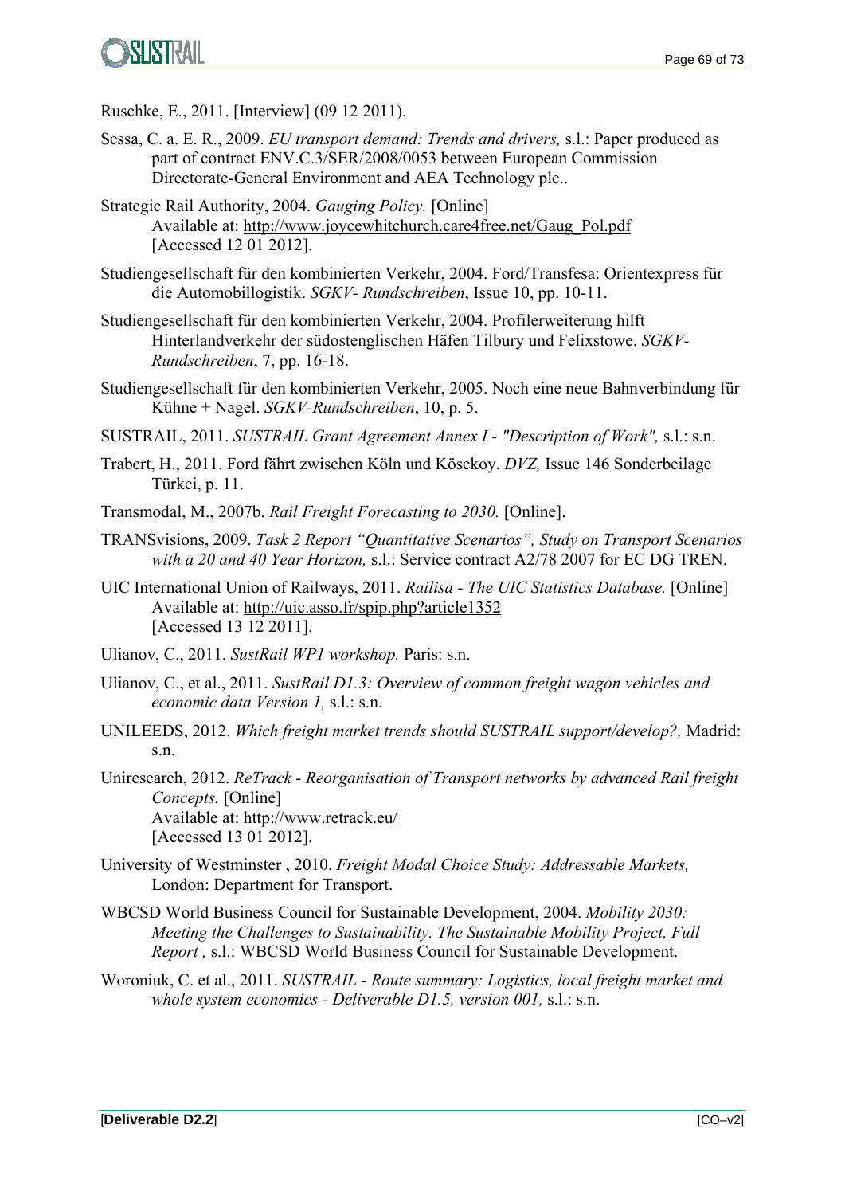Ruschke, E., 2011. [Interview] (09 12 2011).

Sessa, C. a. E. R., 2009. *EU transport demand: Trends and drivers,* s.l.: Paper produced as part of contract ENV.C.3/SER/2008/0053 between European Commission Directorate-General Environment and AEA Technology plc..

Strategic Rail Authority, 2004. *Gauging Policy.* [Online] Available at: http://www.joycewhitchurch.care4free.net/Gaug_Pol.pdf [Accessed 12 01 2012].

Studiengesellschaft für den kombinierten Verkehr, 2004. Ford/Transfesa: Orientexpress für die Automobillogistik. *SGKV- Rundschreiben*, Issue 10, pp. 10-11.

Studiengesellschaft für den kombinierten Verkehr, 2004. Profilerweiterung hilft Hinterlandverkehr der südostenglischen Häfen Tilbury und Felixstowe. *SGKV-Rundschreiben*, 7, pp. 16-18.

Studiengesellschaft für den kombinierten Verkehr, 2005. Noch eine neue Bahnverbindung für Kühne + Nagel. *SGKV-Rundschreiben*, 10, p. 5.

SUSTRAIL, 2011. *SUSTRAIL Grant Agreement Annex I - "Description of Work",* s.l.: s.n.

Trabert, H., 2011. Ford fährt zwischen Köln und Kösekoy. *DVZ,* Issue 146 Sonderbeilage Türkei, p. 11.

Transmodal, M., 2007b. *Rail Freight Forecasting to 2030.* [Online].

TRANSvisions, 2009. *Task 2 Report "Quantitative Scenarios", Study on Transport Scenarios with a 20 and 40 Year Horizon,* s.l.: Service contract A2/78 2007 for EC DG TREN.

UIC International Union of Railways, 2011. *Railisa - The UIC Statistics Database.* [Online] Available at: http://uic.asso.fr/spip.php?article1352 [Accessed 13 12 2011].

Ulianov, C., 2011. *SustRail WP1 workshop.* Paris: s.n.

Ulianov, C., et al., 2011. *SustRail D1.3: Overview of common freight wagon vehicles and economic data Version 1,* s.l.: s.n.

UNILEEDS, 2012. *Which freight market trends should SUSTRAIL support/develop?,* Madrid: s.n.

Uniresearch, 2012. *ReTrack - Reorganisation of Transport networks by advanced Rail freight Concepts.* [Online] Available at: http://www.retrack.eu/ [Accessed 13 01 2012].

University of Westminster , 2010. *Freight Modal Choice Study: Addressable Markets,* London: Department for Transport.

WBCSD World Business Council for Sustainable Development, 2004. *Mobility 2030: Meeting the Challenges to Sustainability. The Sustainable Mobility Project, Full Report ,* s.l.: WBCSD World Business Council for Sustainable Development.

Woroniuk, C. et al., 2011. *SUSTRAIL - Route summary: Logistics, local freight market and whole system economics - Deliverable D1.5, version 001,* s.l.: s.n.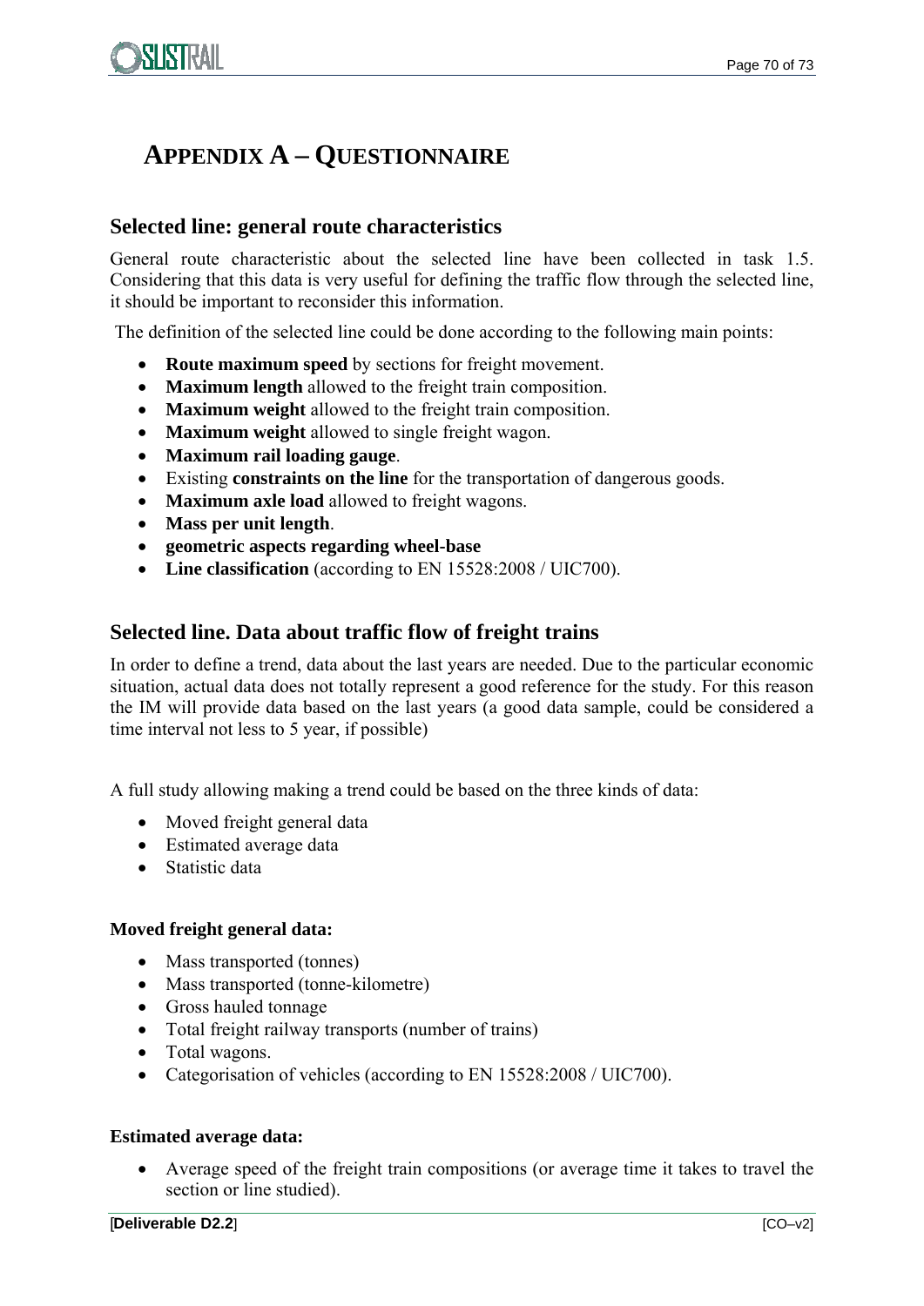# APPENDIX A – QUESTIONNAIRE

## Selected line: general route characteristics

General route characteristic about the selected line have been collected in task 1.5. Considering that this data is very useful for defining the traffic flow through the selected line, it should be important to reconsider this information.

The definition of the selected line could be done according to the following main points:

- **Route maximum speed** by sections for freight movement.
- **Maximum length** allowed to the freight train composition.
- **Maximum weight** allowed to the freight train composition.
- **Maximum weight** allowed to single freight wagon.
- **Maximum rail loading gauge**.
- Existing **constraints on the line** for the transportation of dangerous goods.
- **Maximum axle load** allowed to freight wagons.
- **Mass per unit length**.
- **geometric aspects regarding wheel-base**
- **Line classification** (according to EN 15528:2008 / UIC700).

## Selected line. Data about traffic flow of freight trains

In order to define a trend, data about the last years are needed. Due to the particular economic situation, actual data does not totally represent a good reference for the study. For this reason the IM will provide data based on the last years (a good data sample, could be considered a time interval not less to 5 year, if possible)

A full study allowing making a trend could be based on the three kinds of data:

- Moved freight general data
- Estimated average data
- Statistic data

**Moved freight general data:**

- Mass transported (tonnes)
- Mass transported (tonne-kilometre)
- Gross hauled tonnage
- Total freight railway transports (number of trains)
- Total wagons.
- Categorisation of vehicles (according to EN 15528:2008 / UIC700).

**Estimated average data:**

- Average speed of the freight train compositions (or average time it takes to travel the section or line studied).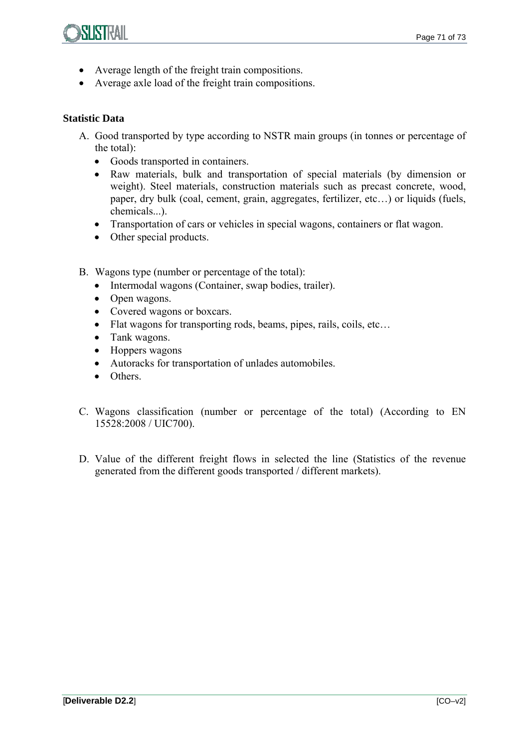- Average length of the freight train compositions.
- Average axle load of the freight train compositions.

**Statistic Data**

A. Good transported by type according to NSTR main groups (in tonnes or percentage of the total):
   - Goods transported in containers.
   - Raw materials, bulk and transportation of special materials (by dimension or weight). Steel materials, construction materials such as precast concrete, wood, paper, dry bulk (coal, cement, grain, aggregates, fertilizer, etc…) or liquids (fuels, chemicals...).
   - Transportation of cars or vehicles in special wagons, containers or flat wagon.
   - Other special products.

B. Wagons type (number or percentage of the total):
   - Intermodal wagons (Container, swap bodies, trailer).
   - Open wagons.
   - Covered wagons or boxcars.
   - Flat wagons for transporting rods, beams, pipes, rails, coils, etc…
   - Tank wagons.
   - Hoppers wagons
   - Autoracks for transportation of unlades automobiles.
   - Others.

C. Wagons classification (number or percentage of the total) (According to EN 15528:2008 / UIC700).

D. Value of the different freight flows in selected the line (Statistics of the revenue generated from the different goods transported / different markets).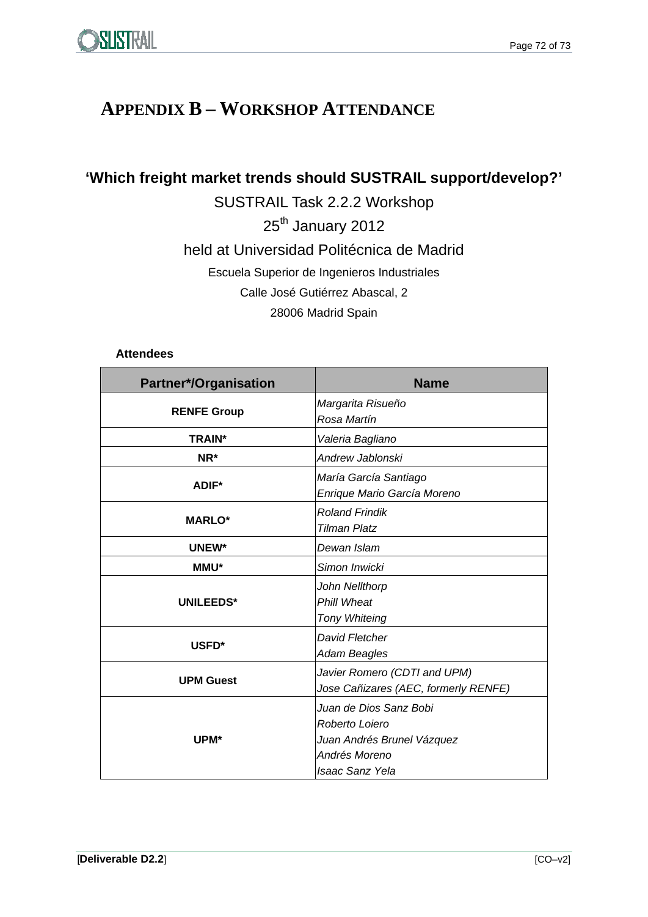# APPENDIX B – WORKSHOP ATTENDANCE

## 'Which freight market trends should SUSTRAIL support/develop?'

SUSTRAIL Task 2.2.2 Workshop

25th January 2012

held at Universidad Politécnica de Madrid

Escuela Superior de Ingenieros Industriales

Calle José Gutiérrez Abascal, 2

28006 Madrid Spain

**Attendees**

| Partner*/Organisation | Name |
|---|---|
| **RENFE Group** | *Margarita Risueño*<br>*Rosa Martín* |
| **TRAIN*** | *Valeria Bagliano* |
| **NR*** | *Andrew Jablonski* |
| **ADIF*** | *María García Santiago*<br>*Enrique Mario García Moreno* |
| **MARLO*** | *Roland Frindik*<br>*Tilman Platz* |
| **UNEW*** | *Dewan Islam* |
| **MMU*** | *Simon Inwicki* |
| **UNILEEDS*** | *John Nellthorp*<br>*Phill Wheat*<br>*Tony Whiteing* |
| **USFD*** | *David Fletcher*<br>*Adam Beagles* |
| **UPM Guest** | *Javier Romero (CDTI and UPM)*<br>*Jose Cañizares (AEC, formerly RENFE)* |
| **UPM*** | *Juan de Dios Sanz Bobi*<br>*Roberto Loiero*<br>*Juan Andrés Brunel Vázquez*<br>*Andrés Moreno*<br>*Isaac Sanz Yela* |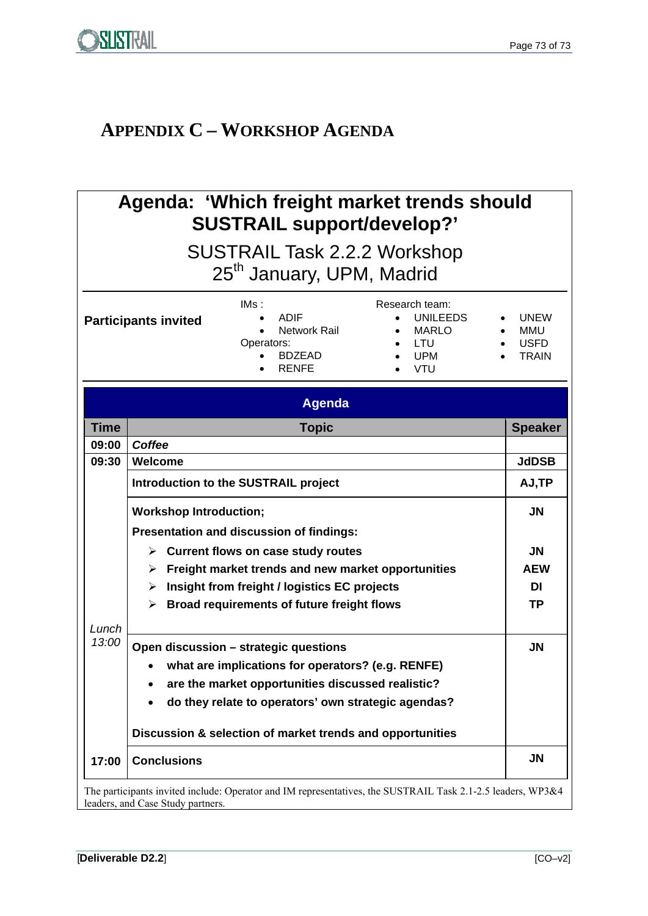# APPENDIX C – WORKSHOP AGENDA

## Agenda: 'Which freight market trends should SUSTRAIL support/develop?'

SUSTRAIL Task 2.2.2 Workshop
25th January, UPM, Madrid

**Participants invited**

IMs :
- ADIF
- Network Rail

Operators:
- BDZEAD
- RENFE

Research team:
- UNILEEDS
- MARLO
- LTU
- UPM
- VTU
- UNEW
- MMU
- USFD
- TRAIN

**Agenda**

| Time | Topic | Speaker |
|---|---|---|
| 09:00 | ***Coffee*** | |
| 09:30 | **Welcome** | **JdDSB** |
| | **Introduction to the SUSTRAIL project** | **AJ,TP** |
| | **Workshop Introduction;** | **JN** |
| | **Presentation and discussion of findings:** | |
| | ➢ **Current flows on case study routes** | **JN** |
| | ➢ **Freight market trends and new market opportunities** | **AEW** |
| | ➢ **Insight from freight / logistics EC projects** | **DI** |
| | ➢ **Broad requirements of future freight flows** | **TP** |
| *Lunch 13:00* | **Open discussion – strategic questions** | **JN** |
| | • **what are implications for operators? (e.g. RENFE)** | |
| | • **are the market opportunities discussed realistic?** | |
| | • **do they relate to operators' own strategic agendas?** | |
| | **Discussion & selection of market trends and opportunities** | |
| 17:00 | **Conclusions** | **JN** |

The participants invited include: Operator and IM representatives, the SUSTRAIL Task 2.1-2.5 leaders, WP3&4 leaders, and Case Study partners.